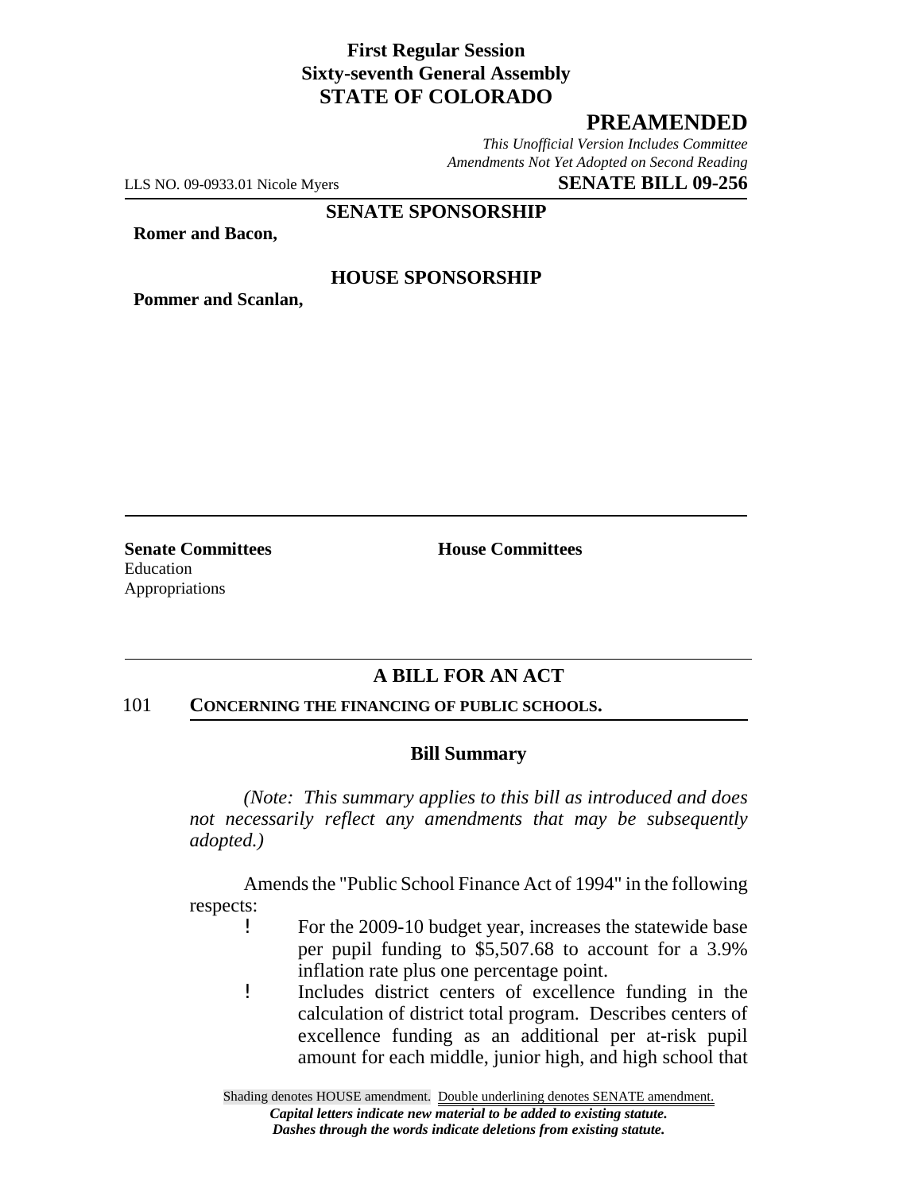**First Regular Session**
**Sixty-seventh General Assembly**
**STATE OF COLORADO**

# PREAMENDED

*This Unofficial Version Includes Committee Amendments Not Yet Adopted on Second Reading*

LLS NO. 09-0933.01 Nicole Myers **SENATE BILL 09-256**

**SENATE SPONSORSHIP**

**Romer and Bacon,**

**HOUSE SPONSORSHIP**

**Pommer and Scanlan,**

**Senate Committees**
Education
Appropriations

**House Committees**

## A BILL FOR AN ACT

101 **CONCERNING THE FINANCING OF PUBLIC SCHOOLS.**

### Bill Summary

*(Note: This summary applies to this bill as introduced and does not necessarily reflect any amendments that may be subsequently adopted.)*

Amends the "Public School Finance Act of 1994" in the following respects:

- For the 2009-10 budget year, increases the statewide base per pupil funding to $5,507.68 to account for a 3.9% inflation rate plus one percentage point.
- Includes district centers of excellence funding in the calculation of district total program. Describes centers of excellence funding as an additional per at-risk pupil amount for each middle, junior high, and high school that

Shading denotes HOUSE amendment. Double underlining denotes SENATE amendment.
***Capital letters indicate new material to be added to existing statute.***
***Dashes through the words indicate deletions from existing statute.***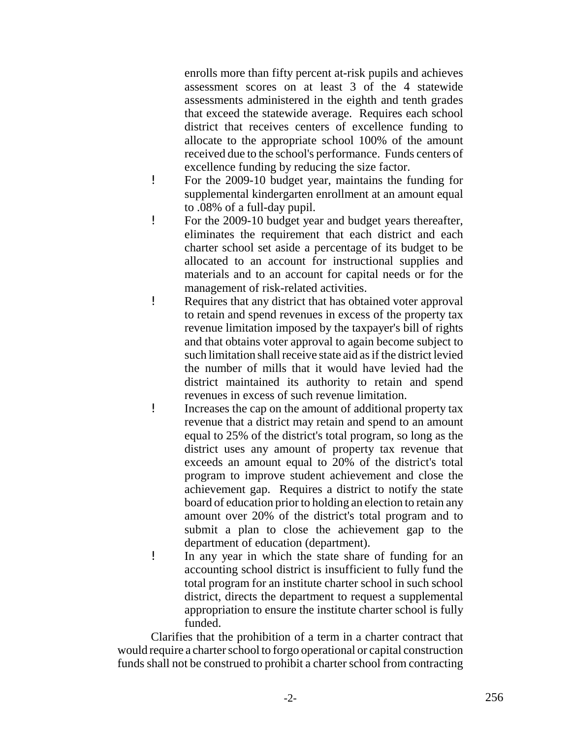enrolls more than fifty percent at-risk pupils and achieves assessment scores on at least 3 of the 4 statewide assessments administered in the eighth and tenth grades that exceed the statewide average. Requires each school district that receives centers of excellence funding to allocate to the appropriate school 100% of the amount received due to the school's performance. Funds centers of excellence funding by reducing the size factor.

- For the 2009-10 budget year, maintains the funding for supplemental kindergarten enrollment at an amount equal to .08% of a full-day pupil.
- For the 2009-10 budget year and budget years thereafter, eliminates the requirement that each district and each charter school set aside a percentage of its budget to be allocated to an account for instructional supplies and materials and to an account for capital needs or for the management of risk-related activities.
- Requires that any district that has obtained voter approval to retain and spend revenues in excess of the property tax revenue limitation imposed by the taxpayer's bill of rights and that obtains voter approval to again become subject to such limitation shall receive state aid as if the district levied the number of mills that it would have levied had the district maintained its authority to retain and spend revenues in excess of such revenue limitation.
- Increases the cap on the amount of additional property tax revenue that a district may retain and spend to an amount equal to 25% of the district's total program, so long as the district uses any amount of property tax revenue that exceeds an amount equal to 20% of the district's total program to improve student achievement and close the achievement gap. Requires a district to notify the state board of education prior to holding an election to retain any amount over 20% of the district's total program and to submit a plan to close the achievement gap to the department of education (department).
- In any year in which the state share of funding for an accounting school district is insufficient to fully fund the total program for an institute charter school in such school district, directs the department to request a supplemental appropriation to ensure the institute charter school is fully funded.

Clarifies that the prohibition of a term in a charter contract that would require a charter school to forgo operational or capital construction funds shall not be construed to prohibit a charter school from contracting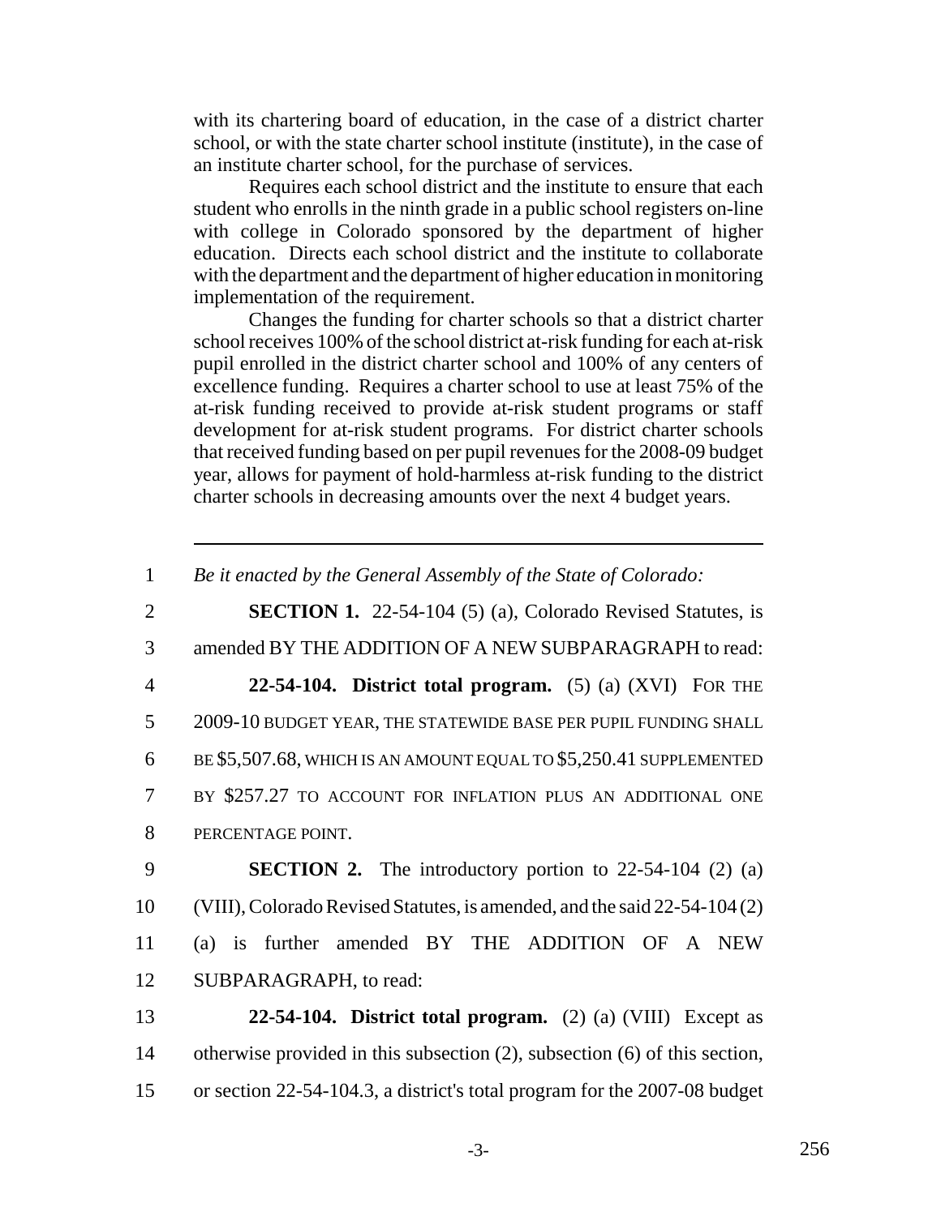with its chartering board of education, in the case of a district charter school, or with the state charter school institute (institute), in the case of an institute charter school, for the purchase of services.

Requires each school district and the institute to ensure that each student who enrolls in the ninth grade in a public school registers on-line with college in Colorado sponsored by the department of higher education. Directs each school district and the institute to collaborate with the department and the department of higher education in monitoring implementation of the requirement.

Changes the funding for charter schools so that a district charter school receives 100% of the school district at-risk funding for each at-risk pupil enrolled in the district charter school and 100% of any centers of excellence funding. Requires a charter school to use at least 75% of the at-risk funding received to provide at-risk student programs or staff development for at-risk student programs. For district charter schools that received funding based on per pupil revenues for the 2008-09 budget year, allows for payment of hold-harmless at-risk funding to the district charter schools in decreasing amounts over the next 4 budget years.

---

1 *Be it enacted by the General Assembly of the State of Colorado:*

2 **SECTION 1.** 22-54-104 (5) (a), Colorado Revised Statutes, is
3 amended BY THE ADDITION OF A NEW SUBPARAGRAPH to read:

4 **22-54-104. District total program.** (5) (a) (XVI) FOR THE
5 2009-10 BUDGET YEAR, THE STATEWIDE BASE PER PUPIL FUNDING SHALL
6 BE $5,507.68, WHICH IS AN AMOUNT EQUAL TO $5,250.41 SUPPLEMENTED
7 BY $257.27 TO ACCOUNT FOR INFLATION PLUS AN ADDITIONAL ONE
8 PERCENTAGE POINT.

9 **SECTION 2.** The introductory portion to 22-54-104 (2) (a)
10 (VIII), Colorado Revised Statutes, is amended, and the said 22-54-104 (2)
11 (a) is further amended BY THE ADDITION OF A NEW
12 SUBPARAGRAPH, to read:

13 **22-54-104. District total program.** (2) (a) (VIII) Except as
14 otherwise provided in this subsection (2), subsection (6) of this section,
15 or section 22-54-104.3, a district's total program for the 2007-08 budget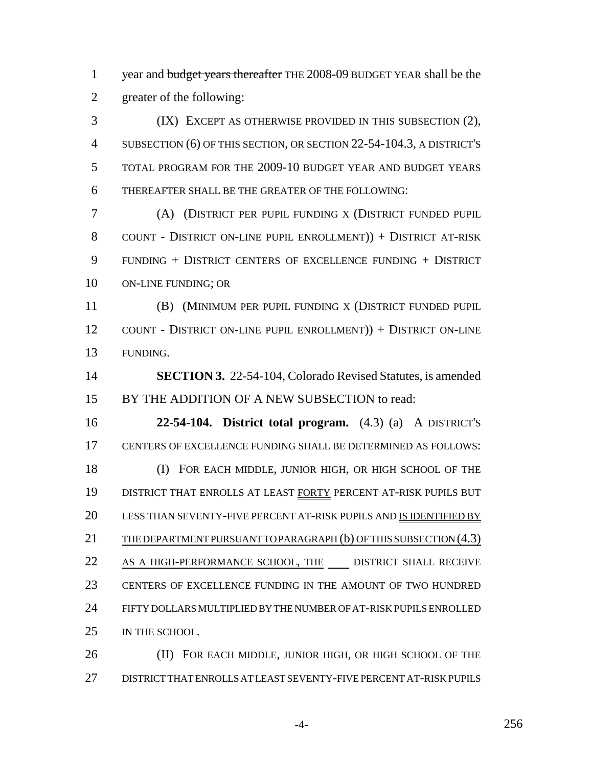year and ~~budget years thereafter~~ THE 2008-09 BUDGET YEAR shall be the greater of the following:

(IX) EXCEPT AS OTHERWISE PROVIDED IN THIS SUBSECTION (2), SUBSECTION (6) OF THIS SECTION, OR SECTION 22-54-104.3, A DISTRICT'S TOTAL PROGRAM FOR THE 2009-10 BUDGET YEAR AND BUDGET YEARS THEREAFTER SHALL BE THE GREATER OF THE FOLLOWING:

(A) (DISTRICT PER PUPIL FUNDING X (DISTRICT FUNDED PUPIL COUNT - DISTRICT ON-LINE PUPIL ENROLLMENT)) + DISTRICT AT-RISK FUNDING + DISTRICT CENTERS OF EXCELLENCE FUNDING + DISTRICT ON-LINE FUNDING; OR

(B) (MINIMUM PER PUPIL FUNDING X (DISTRICT FUNDED PUPIL COUNT - DISTRICT ON-LINE PUPIL ENROLLMENT)) + DISTRICT ON-LINE FUNDING.

**SECTION 3.** 22-54-104, Colorado Revised Statutes, is amended BY THE ADDITION OF A NEW SUBSECTION to read:

**22-54-104. District total program.** (4.3) (a) A DISTRICT'S CENTERS OF EXCELLENCE FUNDING SHALL BE DETERMINED AS FOLLOWS:

(I) FOR EACH MIDDLE, JUNIOR HIGH, OR HIGH SCHOOL OF THE DISTRICT THAT ENROLLS AT LEAST FORTY PERCENT AT-RISK PUPILS BUT LESS THAN SEVENTY-FIVE PERCENT AT-RISK PUPILS AND IS IDENTIFIED BY THE DEPARTMENT PURSUANT TO PARAGRAPH (b) OF THIS SUBSECTION (4.3) AS A HIGH-PERFORMANCE SCHOOL, THE DISTRICT SHALL RECEIVE CENTERS OF EXCELLENCE FUNDING IN THE AMOUNT OF TWO HUNDRED FIFTY DOLLARS MULTIPLIED BY THE NUMBER OF AT-RISK PUPILS ENROLLED IN THE SCHOOL.

(II) FOR EACH MIDDLE, JUNIOR HIGH, OR HIGH SCHOOL OF THE DISTRICT THAT ENROLLS AT LEAST SEVENTY-FIVE PERCENT AT-RISK PUPILS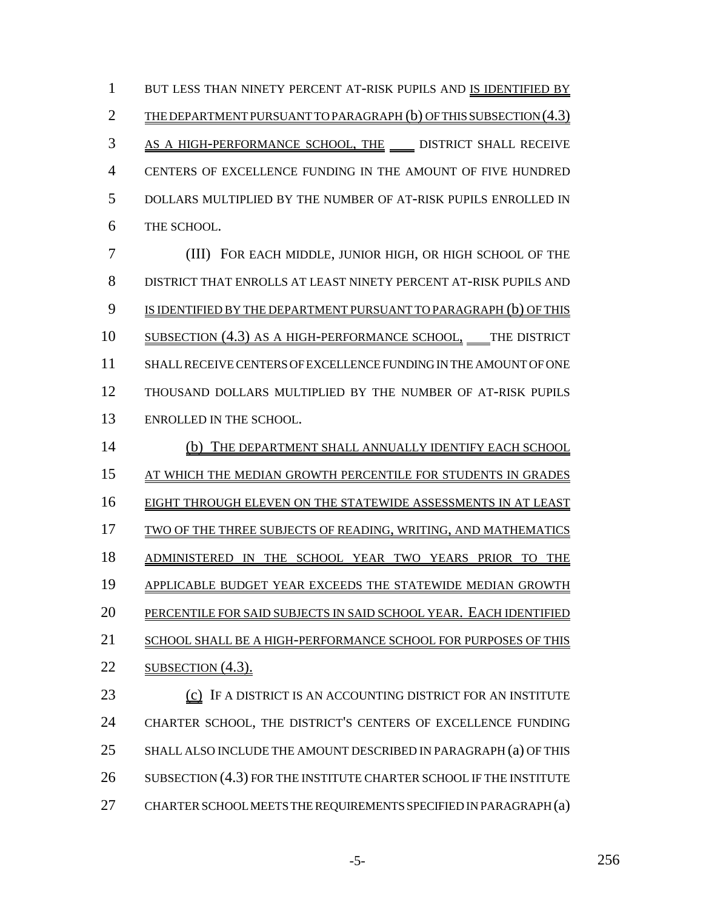BUT LESS THAN NINETY PERCENT AT-RISK PUPILS AND IS IDENTIFIED BY THE DEPARTMENT PURSUANT TO PARAGRAPH (b) OF THIS SUBSECTION (4.3) AS A HIGH-PERFORMANCE SCHOOL, THE DISTRICT SHALL RECEIVE CENTERS OF EXCELLENCE FUNDING IN THE AMOUNT OF FIVE HUNDRED DOLLARS MULTIPLIED BY THE NUMBER OF AT-RISK PUPILS ENROLLED IN THE SCHOOL.

(III) FOR EACH MIDDLE, JUNIOR HIGH, OR HIGH SCHOOL OF THE DISTRICT THAT ENROLLS AT LEAST NINETY PERCENT AT-RISK PUPILS AND IS IDENTIFIED BY THE DEPARTMENT PURSUANT TO PARAGRAPH (b) OF THIS SUBSECTION (4.3) AS A HIGH-PERFORMANCE SCHOOL, THE DISTRICT SHALL RECEIVE CENTERS OF EXCELLENCE FUNDING IN THE AMOUNT OF ONE THOUSAND DOLLARS MULTIPLIED BY THE NUMBER OF AT-RISK PUPILS ENROLLED IN THE SCHOOL.

(b) THE DEPARTMENT SHALL ANNUALLY IDENTIFY EACH SCHOOL AT WHICH THE MEDIAN GROWTH PERCENTILE FOR STUDENTS IN GRADES EIGHT THROUGH ELEVEN ON THE STATEWIDE ASSESSMENTS IN AT LEAST TWO OF THE THREE SUBJECTS OF READING, WRITING, AND MATHEMATICS ADMINISTERED IN THE SCHOOL YEAR TWO YEARS PRIOR TO THE APPLICABLE BUDGET YEAR EXCEEDS THE STATEWIDE MEDIAN GROWTH PERCENTILE FOR SAID SUBJECTS IN SAID SCHOOL YEAR. EACH IDENTIFIED SCHOOL SHALL BE A HIGH-PERFORMANCE SCHOOL FOR PURPOSES OF THIS SUBSECTION (4.3).

(c) IF A DISTRICT IS AN ACCOUNTING DISTRICT FOR AN INSTITUTE CHARTER SCHOOL, THE DISTRICT'S CENTERS OF EXCELLENCE FUNDING SHALL ALSO INCLUDE THE AMOUNT DESCRIBED IN PARAGRAPH (a) OF THIS SUBSECTION (4.3) FOR THE INSTITUTE CHARTER SCHOOL IF THE INSTITUTE CHARTER SCHOOL MEETS THE REQUIREMENTS SPECIFIED IN PARAGRAPH (a)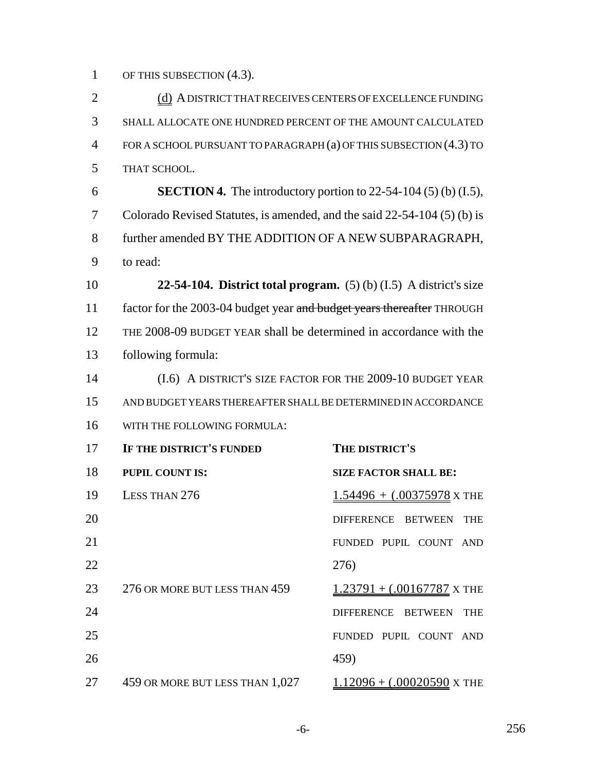OF THIS SUBSECTION (4.3).

(d) A DISTRICT THAT RECEIVES CENTERS OF EXCELLENCE FUNDING SHALL ALLOCATE ONE HUNDRED PERCENT OF THE AMOUNT CALCULATED FOR A SCHOOL PURSUANT TO PARAGRAPH (a) OF THIS SUBSECTION (4.3) TO THAT SCHOOL.

**SECTION 4.** The introductory portion to 22-54-104 (5) (b) (I.5), Colorado Revised Statutes, is amended, and the said 22-54-104 (5) (b) is further amended BY THE ADDITION OF A NEW SUBPARAGRAPH, to read:

**22-54-104. District total program.** (5) (b) (I.5) A district's size factor for the 2003-04 budget year ~~and budget years thereafter~~ THROUGH THE 2008-09 BUDGET YEAR shall be determined in accordance with the following formula:

(I.6) A DISTRICT'S SIZE FACTOR FOR THE 2009-10 BUDGET YEAR AND BUDGET YEARS THEREAFTER SHALL BE DETERMINED IN ACCORDANCE WITH THE FOLLOWING FORMULA:

| IF THE DISTRICT'S FUNDED PUPIL COUNT IS: | THE DISTRICT'S SIZE FACTOR SHALL BE: |
|---|---|
| LESS THAN 276 | 1.54496 + (.00375978 X THE DIFFERENCE BETWEEN THE FUNDED PUPIL COUNT AND 276) |
| 276 OR MORE BUT LESS THAN 459 | 1.23791 + (.00167787 X THE DIFFERENCE BETWEEN THE FUNDED PUPIL COUNT AND 459) |
| 459 OR MORE BUT LESS THAN 1,027 | 1.12096 + (.00020590 X THE |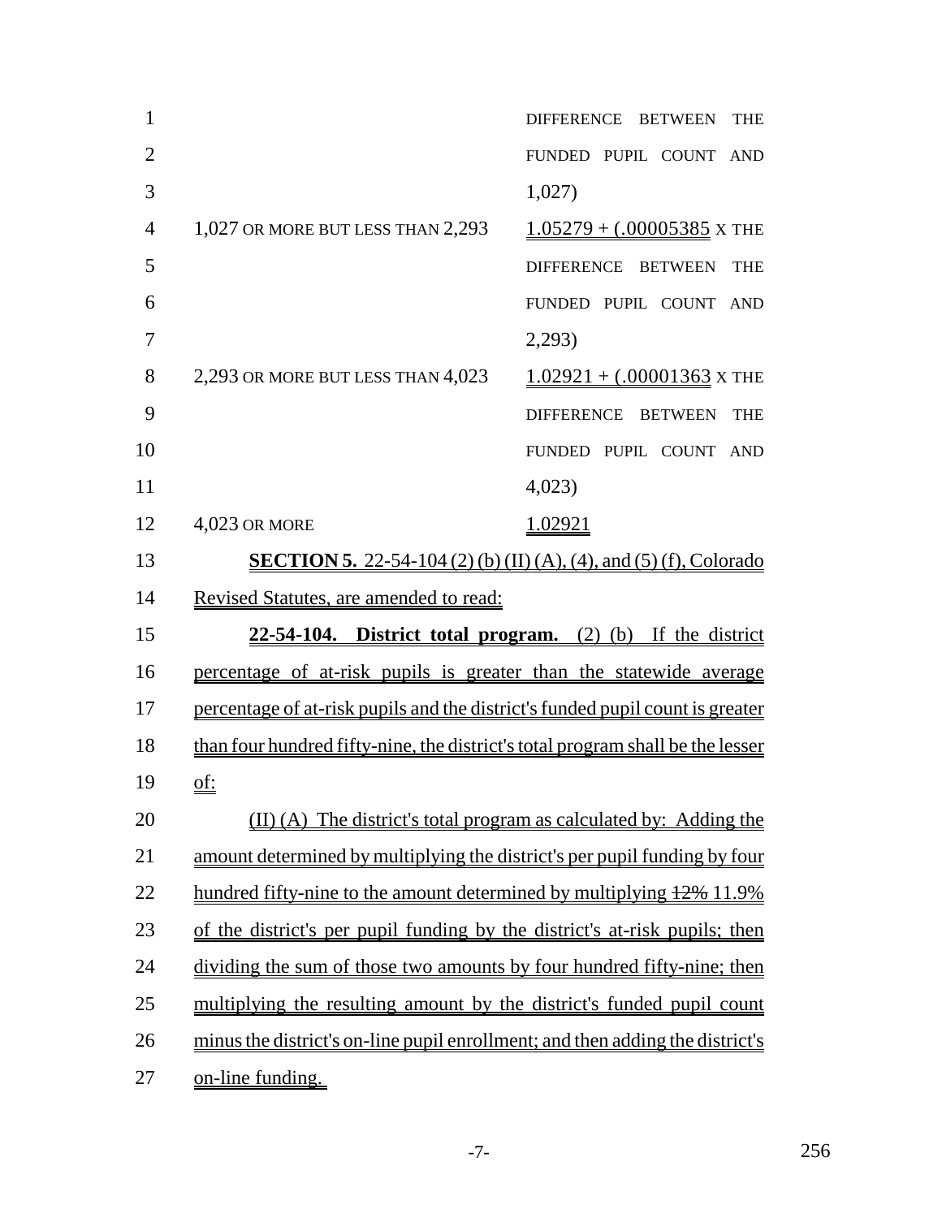| | |
|---|---|
| | DIFFERENCE BETWEEN THE FUNDED PUPIL COUNT AND 1,027) |
| 1,027 OR MORE BUT LESS THAN 2,293 | 1.05279 + (.00005385 X THE DIFFERENCE BETWEEN THE FUNDED PUPIL COUNT AND 2,293) |
| 2,293 OR MORE BUT LESS THAN 4,023 | 1.02921 + (.00001363 X THE DIFFERENCE BETWEEN THE FUNDED PUPIL COUNT AND 4,023) |
| 4,023 OR MORE | 1.02921 |

**SECTION 5.** 22-54-104 (2) (b) (II) (A), (4), and (5) (f), Colorado Revised Statutes, are amended to read:

**22-54-104. District total program.** (2) (b) If the district percentage of at-risk pupils is greater than the statewide average percentage of at-risk pupils and the district's funded pupil count is greater than four hundred fifty-nine, the district's total program shall be the lesser of:

(II) (A) The district's total program as calculated by: Adding the amount determined by multiplying the district's per pupil funding by four hundred fifty-nine to the amount determined by multiplying ~~12%~~ 11.9% of the district's per pupil funding by the district's at-risk pupils; then dividing the sum of those two amounts by four hundred fifty-nine; then multiplying the resulting amount by the district's funded pupil count minus the district's on-line pupil enrollment; and then adding the district's on-line funding.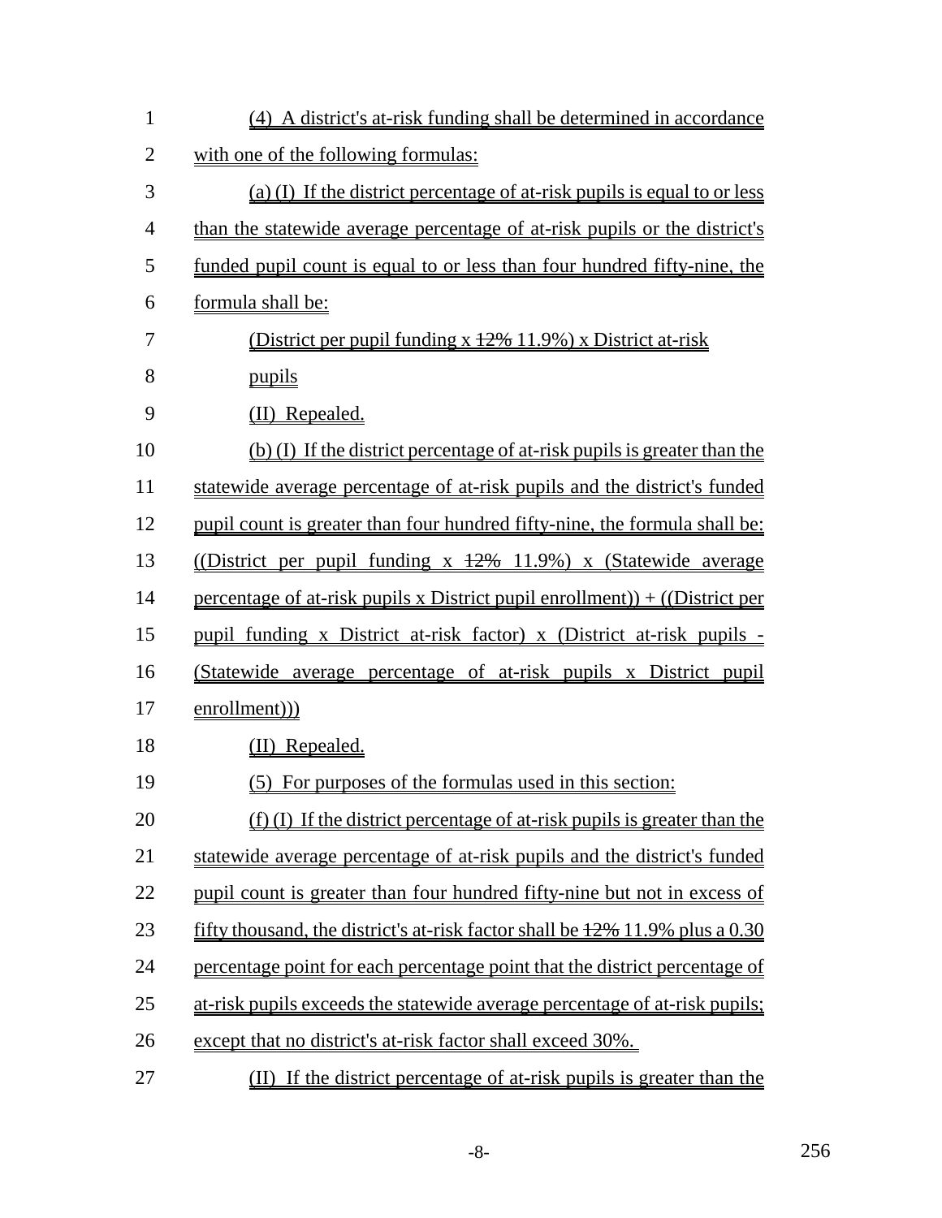(4) A district's at-risk funding shall be determined in accordance with one of the following formulas:

(a) (I) If the district percentage of at-risk pupils is equal to or less than the statewide average percentage of at-risk pupils or the district's funded pupil count is equal to or less than four hundred fifty-nine, the formula shall be:

(District per pupil funding x ~~12%~~ 11.9%) x District at-risk pupils

(II) Repealed.

(b) (I) If the district percentage of at-risk pupils is greater than the statewide average percentage of at-risk pupils and the district's funded pupil count is greater than four hundred fifty-nine, the formula shall be:

((District per pupil funding x ~~12%~~ 11.9%) x (Statewide average percentage of at-risk pupils x District pupil enrollment)) + ((District per pupil funding x District at-risk factor) x (District at-risk pupils - (Statewide average percentage of at-risk pupils x District pupil enrollment)))

(II) Repealed.

(5) For purposes of the formulas used in this section:

(f) (I) If the district percentage of at-risk pupils is greater than the statewide average percentage of at-risk pupils and the district's funded pupil count is greater than four hundred fifty-nine but not in excess of fifty thousand, the district's at-risk factor shall be ~~12%~~ 11.9% plus a 0.30 percentage point for each percentage point that the district percentage of at-risk pupils exceeds the statewide average percentage of at-risk pupils; except that no district's at-risk factor shall exceed 30%.

(II) If the district percentage of at-risk pupils is greater than the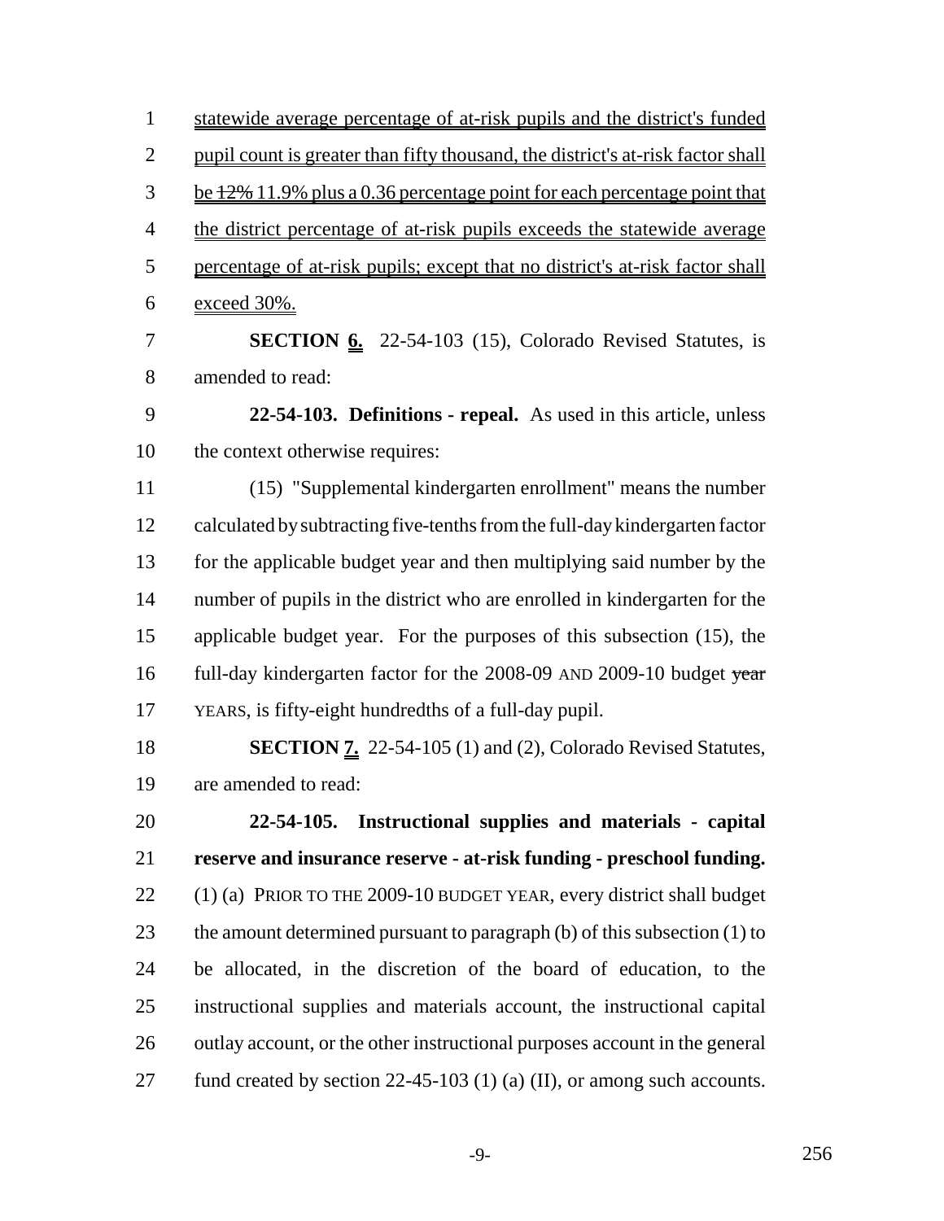statewide average percentage of at-risk pupils and the district's funded pupil count is greater than fifty thousand, the district's at-risk factor shall be ~~12%~~ 11.9% plus a 0.36 percentage point for each percentage point that the district percentage of at-risk pupils exceeds the statewide average percentage of at-risk pupils; except that no district's at-risk factor shall exceed 30%.

**SECTION 6.** 22-54-103 (15), Colorado Revised Statutes, is amended to read:

**22-54-103. Definitions - repeal.** As used in this article, unless the context otherwise requires:

(15) "Supplemental kindergarten enrollment" means the number calculated by subtracting five-tenths from the full-day kindergarten factor for the applicable budget year and then multiplying said number by the number of pupils in the district who are enrolled in kindergarten for the applicable budget year. For the purposes of this subsection (15), the full-day kindergarten factor for the 2008-09 AND 2009-10 budget ~~year~~ YEARS, is fifty-eight hundredths of a full-day pupil.

**SECTION 7.** 22-54-105 (1) and (2), Colorado Revised Statutes, are amended to read:

**22-54-105. Instructional supplies and materials - capital reserve and insurance reserve - at-risk funding - preschool funding.** (1) (a) PRIOR TO THE 2009-10 BUDGET YEAR, every district shall budget the amount determined pursuant to paragraph (b) of this subsection (1) to be allocated, in the discretion of the board of education, to the instructional supplies and materials account, the instructional capital outlay account, or the other instructional purposes account in the general fund created by section 22-45-103 (1) (a) (II), or among such accounts.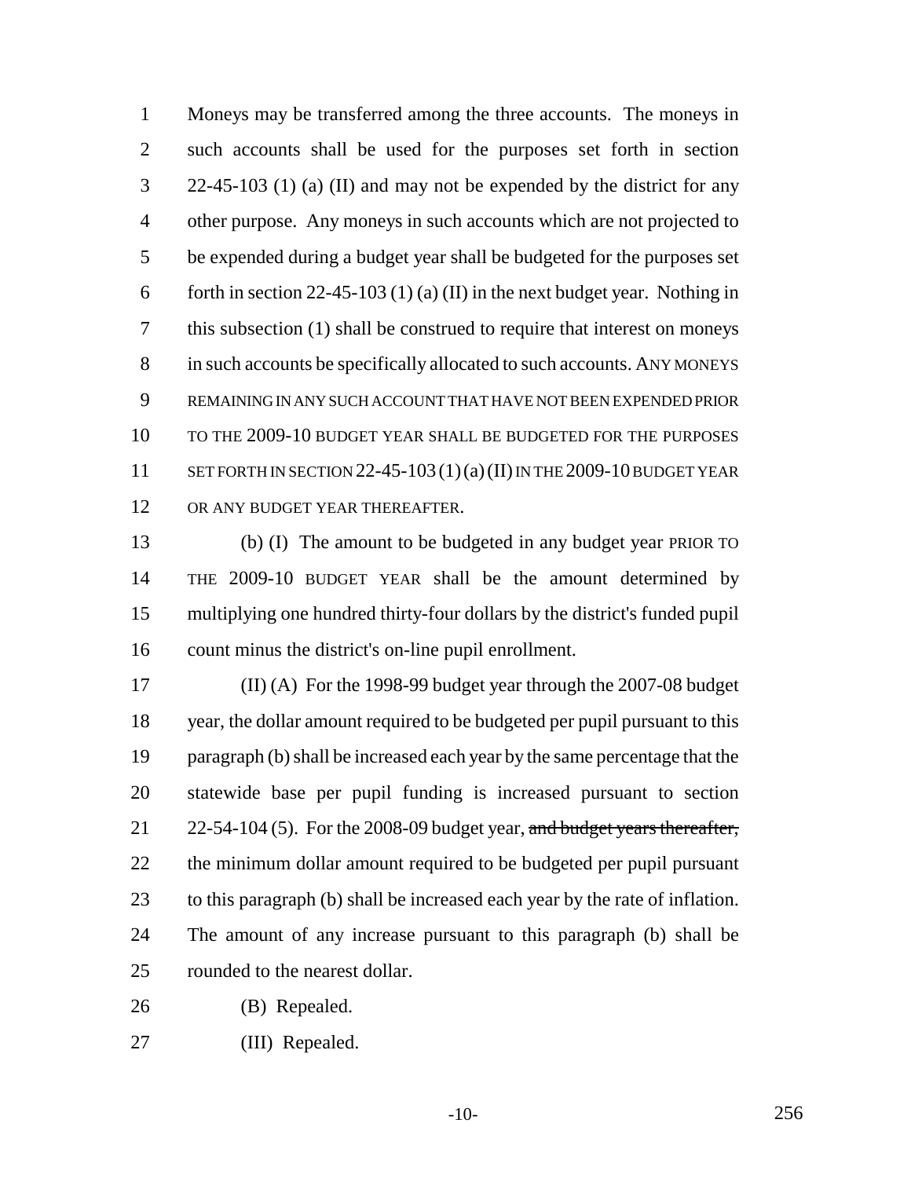Moneys may be transferred among the three accounts. The moneys in such accounts shall be used for the purposes set forth in section 22-45-103 (1) (a) (II) and may not be expended by the district for any other purpose. Any moneys in such accounts which are not projected to be expended during a budget year shall be budgeted for the purposes set forth in section 22-45-103 (1) (a) (II) in the next budget year. Nothing in this subsection (1) shall be construed to require that interest on moneys in such accounts be specifically allocated to such accounts. ANY MONEYS REMAINING IN ANY SUCH ACCOUNT THAT HAVE NOT BEEN EXPENDED PRIOR TO THE 2009-10 BUDGET YEAR SHALL BE BUDGETED FOR THE PURPOSES SET FORTH IN SECTION 22-45-103 (1) (a) (II) IN THE 2009-10 BUDGET YEAR OR ANY BUDGET YEAR THEREAFTER.

(b) (I) The amount to be budgeted in any budget year PRIOR TO THE 2009-10 BUDGET YEAR shall be the amount determined by multiplying one hundred thirty-four dollars by the district's funded pupil count minus the district's on-line pupil enrollment.

(II) (A) For the 1998-99 budget year through the 2007-08 budget year, the dollar amount required to be budgeted per pupil pursuant to this paragraph (b) shall be increased each year by the same percentage that the statewide base per pupil funding is increased pursuant to section 22-54-104 (5). For the 2008-09 budget year, ~~and budget years thereafter,~~ the minimum dollar amount required to be budgeted per pupil pursuant to this paragraph (b) shall be increased each year by the rate of inflation. The amount of any increase pursuant to this paragraph (b) shall be rounded to the nearest dollar.

(B) Repealed.

(III) Repealed.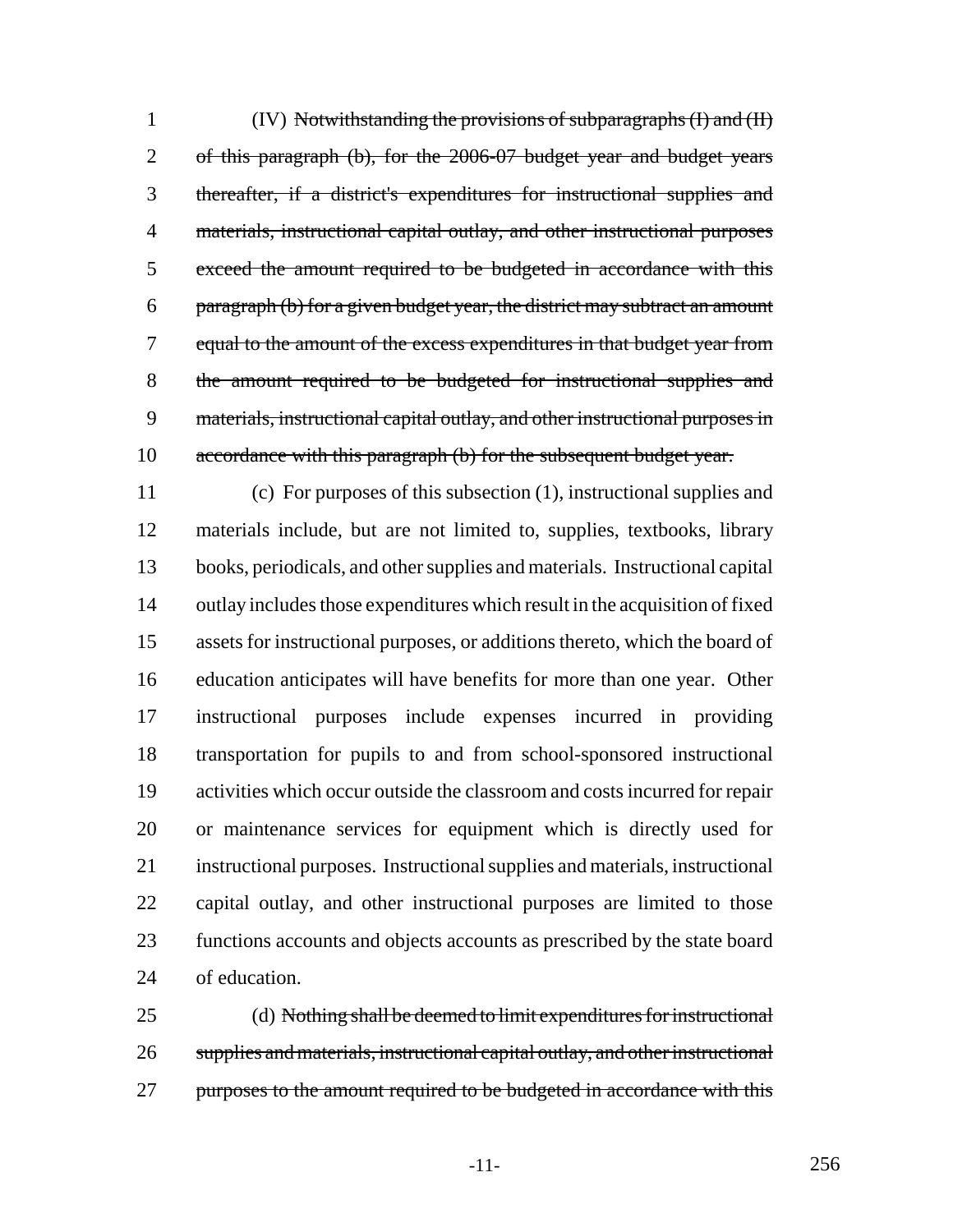(IV) ~~Notwithstanding the provisions of subparagraphs (I) and (II) of this paragraph (b), for the 2006-07 budget year and budget years thereafter, if a district's expenditures for instructional supplies and materials, instructional capital outlay, and other instructional purposes exceed the amount required to be budgeted in accordance with this paragraph (b) for a given budget year, the district may subtract an amount equal to the amount of the excess expenditures in that budget year from the amount required to be budgeted for instructional supplies and materials, instructional capital outlay, and other instructional purposes in accordance with this paragraph (b) for the subsequent budget year.~~

(c) For purposes of this subsection (1), instructional supplies and materials include, but are not limited to, supplies, textbooks, library books, periodicals, and other supplies and materials. Instructional capital outlay includes those expenditures which result in the acquisition of fixed assets for instructional purposes, or additions thereto, which the board of education anticipates will have benefits for more than one year. Other instructional purposes include expenses incurred in providing transportation for pupils to and from school-sponsored instructional activities which occur outside the classroom and costs incurred for repair or maintenance services for equipment which is directly used for instructional purposes. Instructional supplies and materials, instructional capital outlay, and other instructional purposes are limited to those functions accounts and objects accounts as prescribed by the state board of education.

(d) ~~Nothing shall be deemed to limit expenditures for instructional supplies and materials, instructional capital outlay, and other instructional purposes to the amount required to be budgeted in accordance with this~~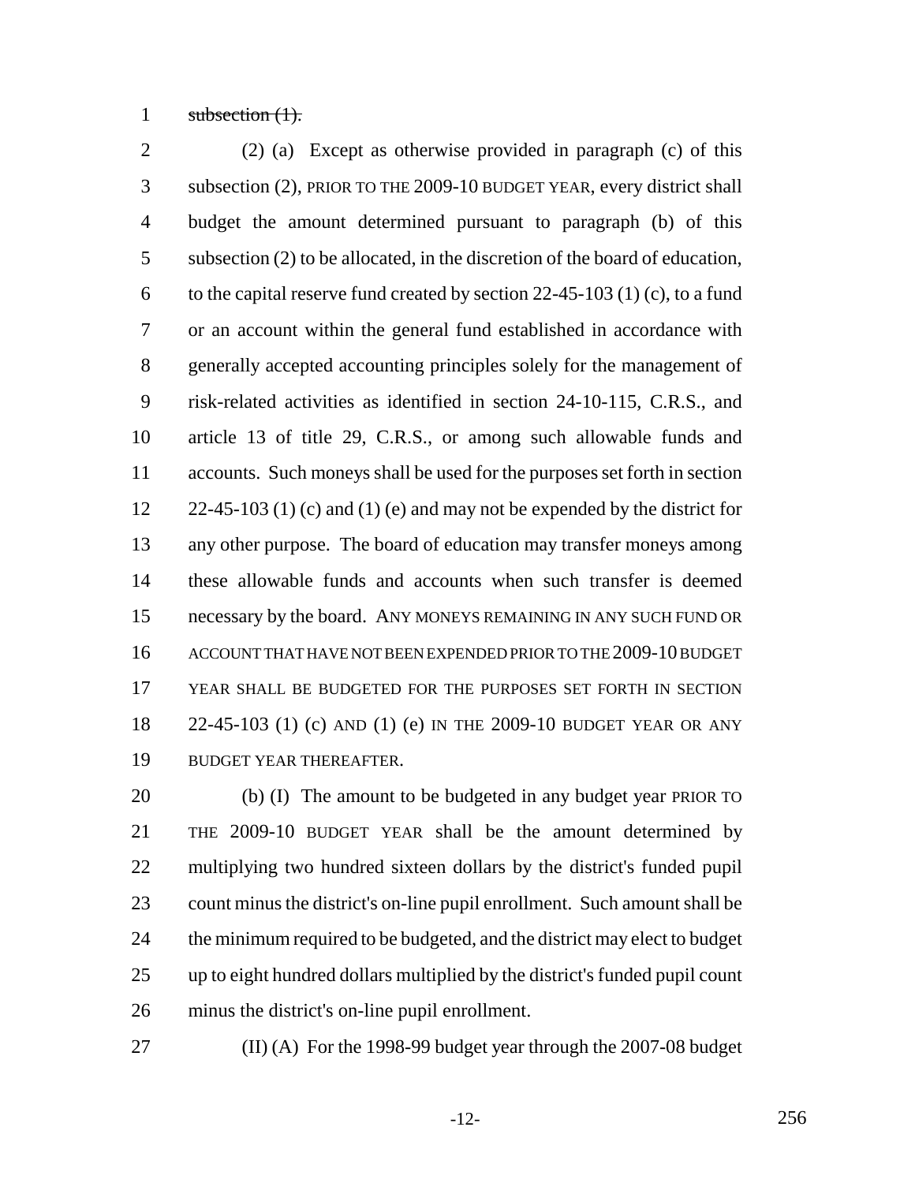~~subsection (1).~~

(2) (a) Except as otherwise provided in paragraph (c) of this subsection (2), PRIOR TO THE 2009-10 BUDGET YEAR, every district shall budget the amount determined pursuant to paragraph (b) of this subsection (2) to be allocated, in the discretion of the board of education, to the capital reserve fund created by section 22-45-103 (1) (c), to a fund or an account within the general fund established in accordance with generally accepted accounting principles solely for the management of risk-related activities as identified in section 24-10-115, C.R.S., and article 13 of title 29, C.R.S., or among such allowable funds and accounts. Such moneys shall be used for the purposes set forth in section 22-45-103 (1) (c) and (1) (e) and may not be expended by the district for any other purpose. The board of education may transfer moneys among these allowable funds and accounts when such transfer is deemed necessary by the board. ANY MONEYS REMAINING IN ANY SUCH FUND OR ACCOUNT THAT HAVE NOT BEEN EXPENDED PRIOR TO THE 2009-10 BUDGET YEAR SHALL BE BUDGETED FOR THE PURPOSES SET FORTH IN SECTION 22-45-103 (1) (c) AND (1) (e) IN THE 2009-10 BUDGET YEAR OR ANY BUDGET YEAR THEREAFTER.

(b) (I) The amount to be budgeted in any budget year PRIOR TO THE 2009-10 BUDGET YEAR shall be the amount determined by multiplying two hundred sixteen dollars by the district's funded pupil count minus the district's on-line pupil enrollment. Such amount shall be the minimum required to be budgeted, and the district may elect to budget up to eight hundred dollars multiplied by the district's funded pupil count minus the district's on-line pupil enrollment.

(II) (A) For the 1998-99 budget year through the 2007-08 budget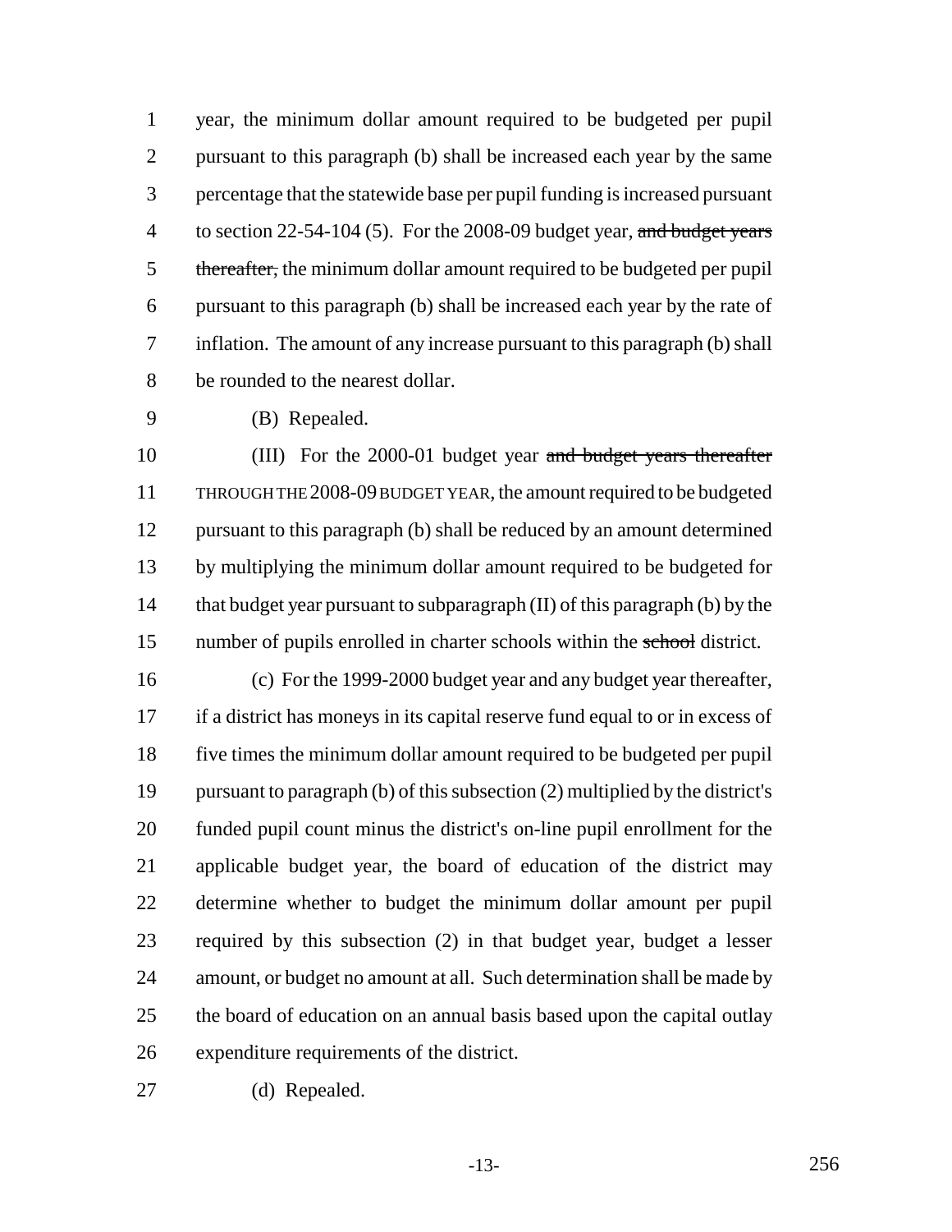year, the minimum dollar amount required to be budgeted per pupil pursuant to this paragraph (b) shall be increased each year by the same percentage that the statewide base per pupil funding is increased pursuant to section 22-54-104 (5). For the 2008-09 budget year, ~~and budget years thereafter,~~ the minimum dollar amount required to be budgeted per pupil pursuant to this paragraph (b) shall be increased each year by the rate of inflation. The amount of any increase pursuant to this paragraph (b) shall be rounded to the nearest dollar.

(B) Repealed.

(III) For the 2000-01 budget year ~~and budget years thereafter~~ THROUGH THE 2008-09 BUDGET YEAR, the amount required to be budgeted pursuant to this paragraph (b) shall be reduced by an amount determined by multiplying the minimum dollar amount required to be budgeted for that budget year pursuant to subparagraph (II) of this paragraph (b) by the number of pupils enrolled in charter schools within the ~~school~~ district.

(c) For the 1999-2000 budget year and any budget year thereafter, if a district has moneys in its capital reserve fund equal to or in excess of five times the minimum dollar amount required to be budgeted per pupil pursuant to paragraph (b) of this subsection (2) multiplied by the district's funded pupil count minus the district's on-line pupil enrollment for the applicable budget year, the board of education of the district may determine whether to budget the minimum dollar amount per pupil required by this subsection (2) in that budget year, budget a lesser amount, or budget no amount at all. Such determination shall be made by the board of education on an annual basis based upon the capital outlay expenditure requirements of the district.

(d) Repealed.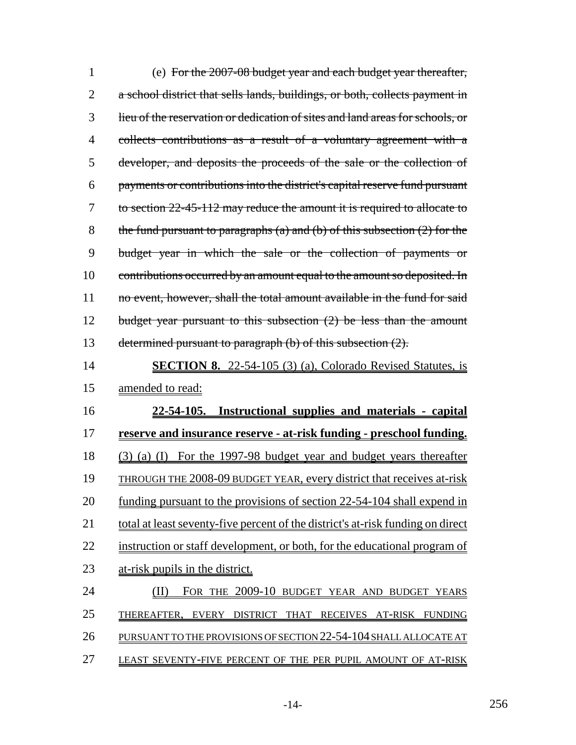(e) ~~For the 2007-08 budget year and each budget year thereafter, a school district that sells lands, buildings, or both, collects payment in lieu of the reservation or dedication of sites and land areas for schools, or collects contributions as a result of a voluntary agreement with a developer, and deposits the proceeds of the sale or the collection of payments or contributions into the district's capital reserve fund pursuant to section 22-45-112 may reduce the amount it is required to allocate to the fund pursuant to paragraphs (a) and (b) of this subsection (2) for the budget year in which the sale or the collection of payments or contributions occurred by an amount equal to the amount so deposited. In no event, however, shall the total amount available in the fund for said budget year pursuant to this subsection (2) be less than the amount determined pursuant to paragraph (b) of this subsection (2).~~

**SECTION 8.** 22-54-105 (3) (a), Colorado Revised Statutes, is amended to read:

**22-54-105. Instructional supplies and materials - capital reserve and insurance reserve - at-risk funding - preschool funding.** (3) (a) (I) For the 1997-98 budget year and budget years thereafter THROUGH THE 2008-09 BUDGET YEAR, every district that receives at-risk funding pursuant to the provisions of section 22-54-104 shall expend in total at least seventy-five percent of the district's at-risk funding on direct instruction or staff development, or both, for the educational program of at-risk pupils in the district.

(II) FOR THE 2009-10 BUDGET YEAR AND BUDGET YEARS THEREAFTER, EVERY DISTRICT THAT RECEIVES AT-RISK FUNDING PURSUANT TO THE PROVISIONS OF SECTION 22-54-104 SHALL ALLOCATE AT LEAST SEVENTY-FIVE PERCENT OF THE PER PUPIL AMOUNT OF AT-RISK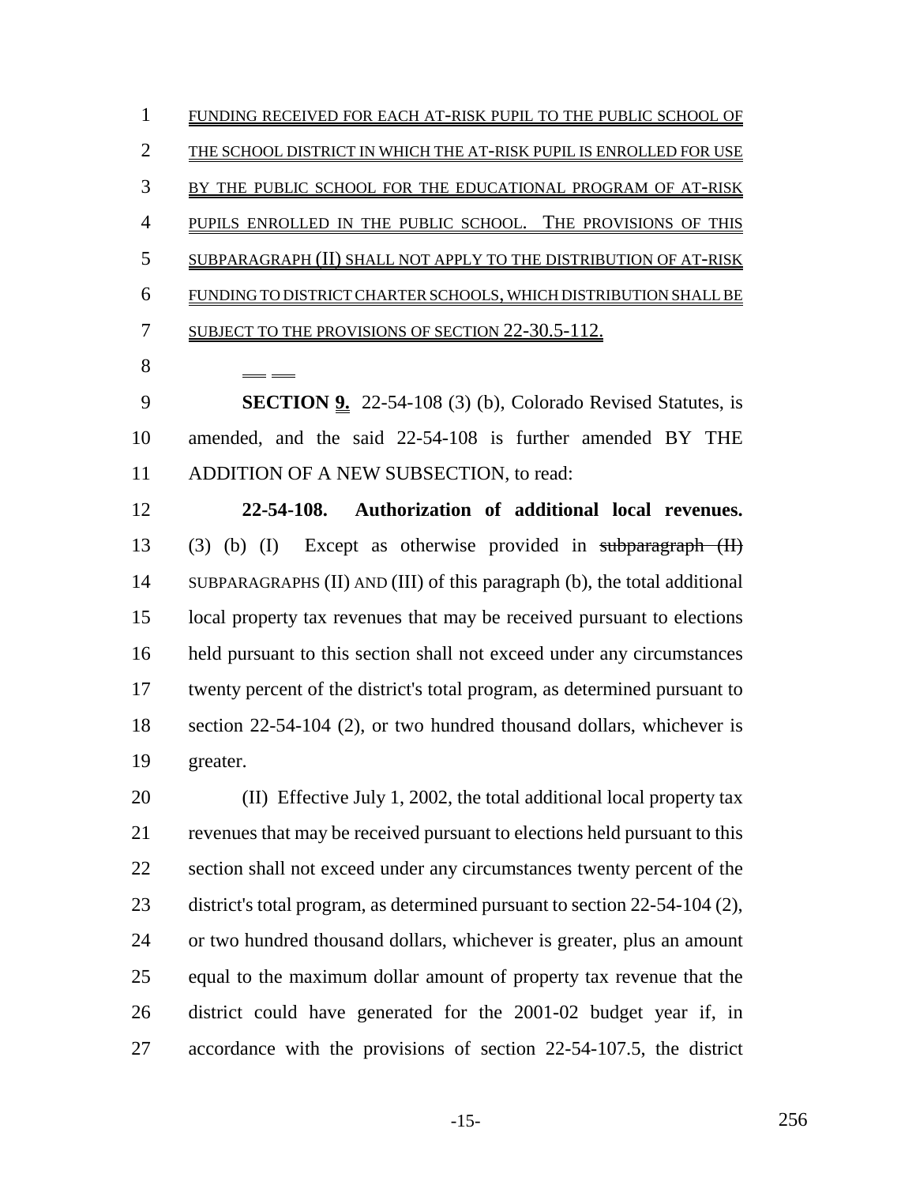FUNDING RECEIVED FOR EACH AT-RISK PUPIL TO THE PUBLIC SCHOOL OF THE SCHOOL DISTRICT IN WHICH THE AT-RISK PUPIL IS ENROLLED FOR USE BY THE PUBLIC SCHOOL FOR THE EDUCATIONAL PROGRAM OF AT-RISK PUPILS ENROLLED IN THE PUBLIC SCHOOL. THE PROVISIONS OF THIS SUBPARAGRAPH (II) SHALL NOT APPLY TO THE DISTRIBUTION OF AT-RISK FUNDING TO DISTRICT CHARTER SCHOOLS, WHICH DISTRIBUTION SHALL BE SUBJECT TO THE PROVISIONS OF SECTION 22-30.5-112.

**SECTION 9.** 22-54-108 (3) (b), Colorado Revised Statutes, is amended, and the said 22-54-108 is further amended BY THE ADDITION OF A NEW SUBSECTION, to read:

**22-54-108. Authorization of additional local revenues.** (3) (b) (I) Except as otherwise provided in ~~subparagraph (II)~~ SUBPARAGRAPHS (II) AND (III) of this paragraph (b), the total additional local property tax revenues that may be received pursuant to elections held pursuant to this section shall not exceed under any circumstances twenty percent of the district's total program, as determined pursuant to section 22-54-104 (2), or two hundred thousand dollars, whichever is greater.

(II) Effective July 1, 2002, the total additional local property tax revenues that may be received pursuant to elections held pursuant to this section shall not exceed under any circumstances twenty percent of the district's total program, as determined pursuant to section 22-54-104 (2), or two hundred thousand dollars, whichever is greater, plus an amount equal to the maximum dollar amount of property tax revenue that the district could have generated for the 2001-02 budget year if, in accordance with the provisions of section 22-54-107.5, the district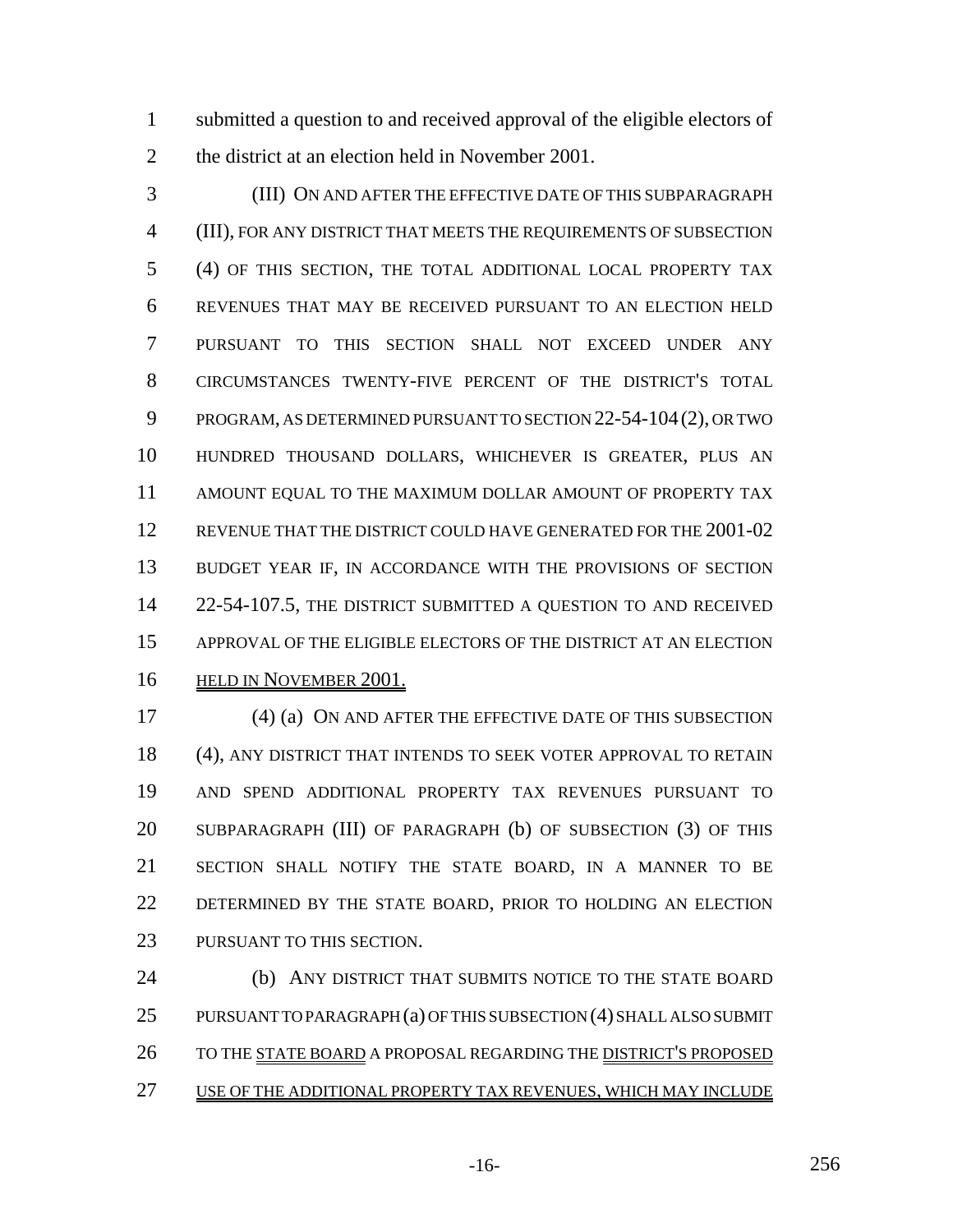submitted a question to and received approval of the eligible electors of the district at an election held in November 2001.

(III) ON AND AFTER THE EFFECTIVE DATE OF THIS SUBPARAGRAPH (III), FOR ANY DISTRICT THAT MEETS THE REQUIREMENTS OF SUBSECTION (4) OF THIS SECTION, THE TOTAL ADDITIONAL LOCAL PROPERTY TAX REVENUES THAT MAY BE RECEIVED PURSUANT TO AN ELECTION HELD PURSUANT TO THIS SECTION SHALL NOT EXCEED UNDER ANY CIRCUMSTANCES TWENTY-FIVE PERCENT OF THE DISTRICT'S TOTAL PROGRAM, AS DETERMINED PURSUANT TO SECTION 22-54-104 (2), OR TWO HUNDRED THOUSAND DOLLARS, WHICHEVER IS GREATER, PLUS AN AMOUNT EQUAL TO THE MAXIMUM DOLLAR AMOUNT OF PROPERTY TAX REVENUE THAT THE DISTRICT COULD HAVE GENERATED FOR THE 2001-02 BUDGET YEAR IF, IN ACCORDANCE WITH THE PROVISIONS OF SECTION 22-54-107.5, THE DISTRICT SUBMITTED A QUESTION TO AND RECEIVED APPROVAL OF THE ELIGIBLE ELECTORS OF THE DISTRICT AT AN ELECTION HELD IN NOVEMBER 2001.

(4) (a) ON AND AFTER THE EFFECTIVE DATE OF THIS SUBSECTION (4), ANY DISTRICT THAT INTENDS TO SEEK VOTER APPROVAL TO RETAIN AND SPEND ADDITIONAL PROPERTY TAX REVENUES PURSUANT TO SUBPARAGRAPH (III) OF PARAGRAPH (b) OF SUBSECTION (3) OF THIS SECTION SHALL NOTIFY THE STATE BOARD, IN A MANNER TO BE DETERMINED BY THE STATE BOARD, PRIOR TO HOLDING AN ELECTION PURSUANT TO THIS SECTION.

(b) ANY DISTRICT THAT SUBMITS NOTICE TO THE STATE BOARD PURSUANT TO PARAGRAPH (a) OF THIS SUBSECTION (4) SHALL ALSO SUBMIT TO THE STATE BOARD A PROPOSAL REGARDING THE DISTRICT'S PROPOSED USE OF THE ADDITIONAL PROPERTY TAX REVENUES, WHICH MAY INCLUDE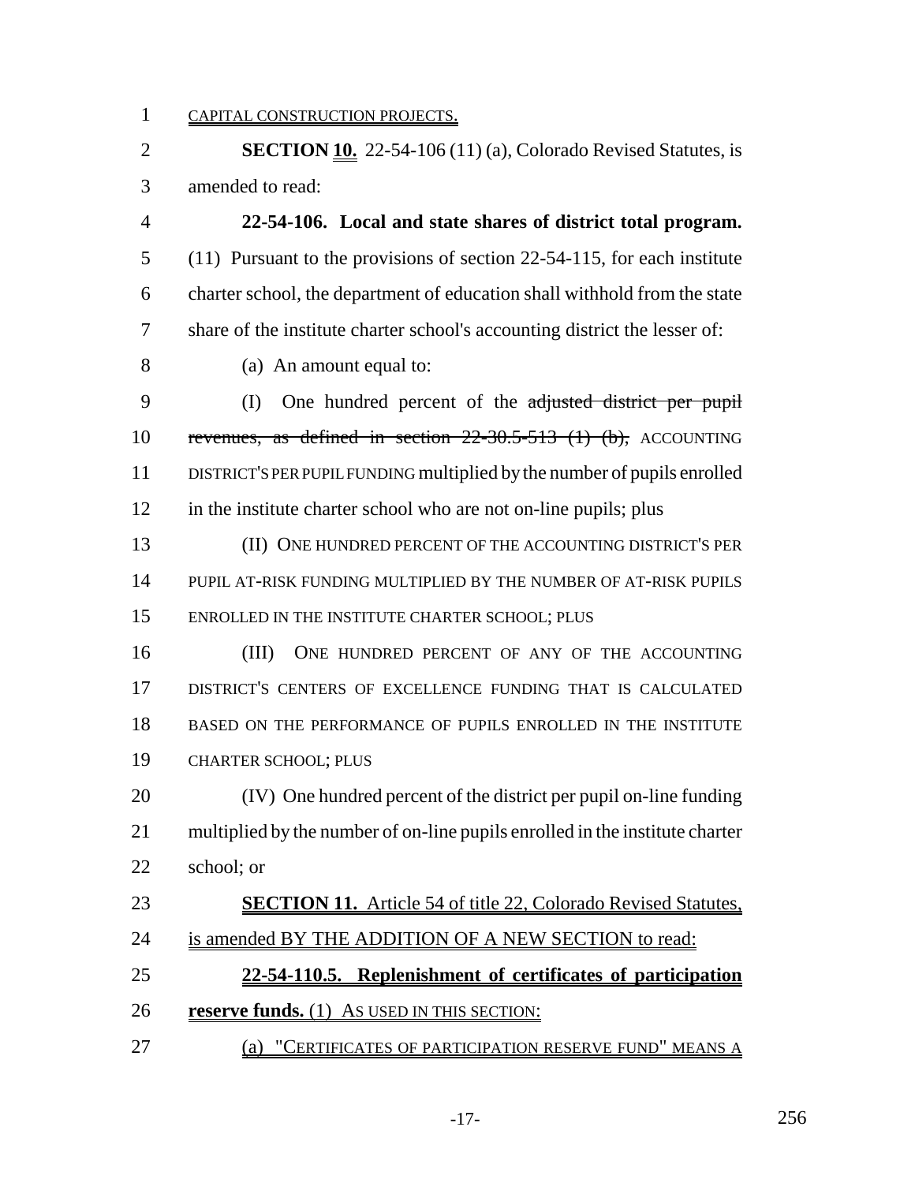CAPITAL CONSTRUCTION PROJECTS.

**SECTION 10.** 22-54-106 (11) (a), Colorado Revised Statutes, is amended to read:

**22-54-106. Local and state shares of district total program.** (11) Pursuant to the provisions of section 22-54-115, for each institute charter school, the department of education shall withhold from the state share of the institute charter school's accounting district the lesser of:

(a) An amount equal to:

(I) One hundred percent of the ~~adjusted district per pupil revenues, as defined in section 22-30.5-513 (1) (b),~~ ACCOUNTING DISTRICT'S PER PUPIL FUNDING multiplied by the number of pupils enrolled in the institute charter school who are not on-line pupils; plus

(II) ONE HUNDRED PERCENT OF THE ACCOUNTING DISTRICT'S PER PUPIL AT-RISK FUNDING MULTIPLIED BY THE NUMBER OF AT-RISK PUPILS ENROLLED IN THE INSTITUTE CHARTER SCHOOL; PLUS

(III) ONE HUNDRED PERCENT OF ANY OF THE ACCOUNTING DISTRICT'S CENTERS OF EXCELLENCE FUNDING THAT IS CALCULATED BASED ON THE PERFORMANCE OF PUPILS ENROLLED IN THE INSTITUTE CHARTER SCHOOL; PLUS

(IV) One hundred percent of the district per pupil on-line funding multiplied by the number of on-line pupils enrolled in the institute charter school; or

**SECTION 11.** Article 54 of title 22, Colorado Revised Statutes, is amended BY THE ADDITION OF A NEW SECTION to read:

**22-54-110.5. Replenishment of certificates of participation reserve funds.** (1) AS USED IN THIS SECTION:

(a) "CERTIFICATES OF PARTICIPATION RESERVE FUND" MEANS A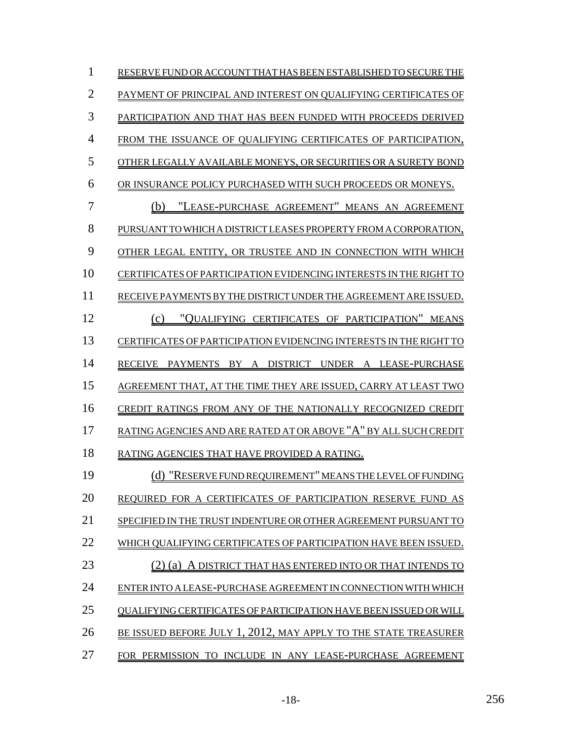RESERVE FUND OR ACCOUNT THAT HAS BEEN ESTABLISHED TO SECURE THE PAYMENT OF PRINCIPAL AND INTEREST ON QUALIFYING CERTIFICATES OF PARTICIPATION AND THAT HAS BEEN FUNDED WITH PROCEEDS DERIVED FROM THE ISSUANCE OF QUALIFYING CERTIFICATES OF PARTICIPATION, OTHER LEGALLY AVAILABLE MONEYS, OR SECURITIES OR A SURETY BOND OR INSURANCE POLICY PURCHASED WITH SUCH PROCEEDS OR MONEYS.

(b) "LEASE-PURCHASE AGREEMENT" MEANS AN AGREEMENT PURSUANT TO WHICH A DISTRICT LEASES PROPERTY FROM A CORPORATION, OTHER LEGAL ENTITY, OR TRUSTEE AND IN CONNECTION WITH WHICH CERTIFICATES OF PARTICIPATION EVIDENCING INTERESTS IN THE RIGHT TO RECEIVE PAYMENTS BY THE DISTRICT UNDER THE AGREEMENT ARE ISSUED.

(c) "QUALIFYING CERTIFICATES OF PARTICIPATION" MEANS CERTIFICATES OF PARTICIPATION EVIDENCING INTERESTS IN THE RIGHT TO RECEIVE PAYMENTS BY A DISTRICT UNDER A LEASE-PURCHASE AGREEMENT THAT, AT THE TIME THEY ARE ISSUED, CARRY AT LEAST TWO CREDIT RATINGS FROM ANY OF THE NATIONALLY RECOGNIZED CREDIT RATING AGENCIES AND ARE RATED AT OR ABOVE "A" BY ALL SUCH CREDIT RATING AGENCIES THAT HAVE PROVIDED A RATING.

(d) "RESERVE FUND REQUIREMENT" MEANS THE LEVEL OF FUNDING REQUIRED FOR A CERTIFICATES OF PARTICIPATION RESERVE FUND AS SPECIFIED IN THE TRUST INDENTURE OR OTHER AGREEMENT PURSUANT TO WHICH QUALIFYING CERTIFICATES OF PARTICIPATION HAVE BEEN ISSUED.

(2) (a) A DISTRICT THAT HAS ENTERED INTO OR THAT INTENDS TO ENTER INTO A LEASE-PURCHASE AGREEMENT IN CONNECTION WITH WHICH QUALIFYING CERTIFICATES OF PARTICIPATION HAVE BEEN ISSUED OR WILL BE ISSUED BEFORE JULY 1, 2012, MAY APPLY TO THE STATE TREASURER FOR PERMISSION TO INCLUDE IN ANY LEASE-PURCHASE AGREEMENT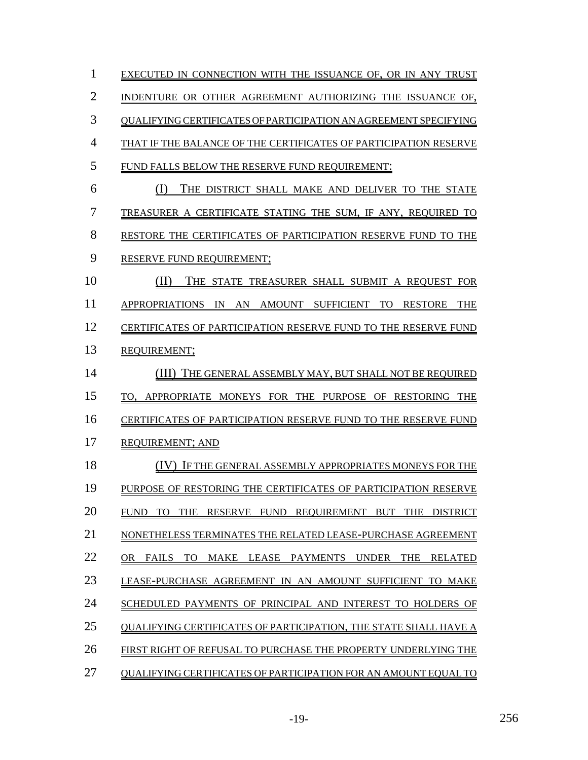EXECUTED IN CONNECTION WITH THE ISSUANCE OF, OR IN ANY TRUST INDENTURE OR OTHER AGREEMENT AUTHORIZING THE ISSUANCE OF, QUALIFYING CERTIFICATES OF PARTICIPATION AN AGREEMENT SPECIFYING THAT IF THE BALANCE OF THE CERTIFICATES OF PARTICIPATION RESERVE FUND FALLS BELOW THE RESERVE FUND REQUIREMENT:

(I) THE DISTRICT SHALL MAKE AND DELIVER TO THE STATE TREASURER A CERTIFICATE STATING THE SUM, IF ANY, REQUIRED TO RESTORE THE CERTIFICATES OF PARTICIPATION RESERVE FUND TO THE RESERVE FUND REQUIREMENT;

(II) THE STATE TREASURER SHALL SUBMIT A REQUEST FOR APPROPRIATIONS IN AN AMOUNT SUFFICIENT TO RESTORE THE CERTIFICATES OF PARTICIPATION RESERVE FUND TO THE RESERVE FUND REQUIREMENT;

(III) THE GENERAL ASSEMBLY MAY, BUT SHALL NOT BE REQUIRED TO, APPROPRIATE MONEYS FOR THE PURPOSE OF RESTORING THE CERTIFICATES OF PARTICIPATION RESERVE FUND TO THE RESERVE FUND REQUIREMENT; AND

(IV) IF THE GENERAL ASSEMBLY APPROPRIATES MONEYS FOR THE PURPOSE OF RESTORING THE CERTIFICATES OF PARTICIPATION RESERVE FUND TO THE RESERVE FUND REQUIREMENT BUT THE DISTRICT NONETHELESS TERMINATES THE RELATED LEASE-PURCHASE AGREEMENT OR FAILS TO MAKE LEASE PAYMENTS UNDER THE RELATED LEASE-PURCHASE AGREEMENT IN AN AMOUNT SUFFICIENT TO MAKE SCHEDULED PAYMENTS OF PRINCIPAL AND INTEREST TO HOLDERS OF QUALIFYING CERTIFICATES OF PARTICIPATION, THE STATE SHALL HAVE A FIRST RIGHT OF REFUSAL TO PURCHASE THE PROPERTY UNDERLYING THE QUALIFYING CERTIFICATES OF PARTICIPATION FOR AN AMOUNT EQUAL TO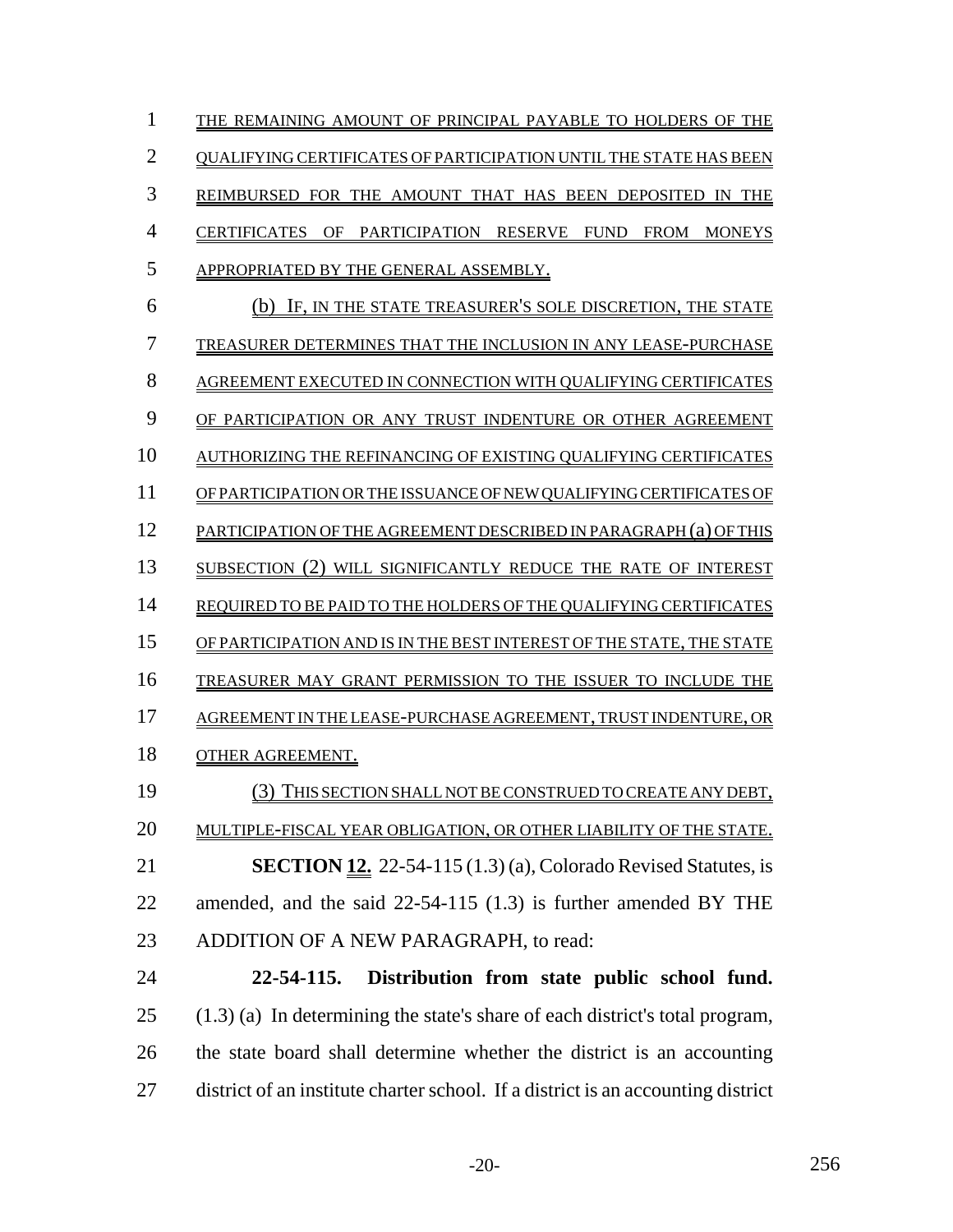THE REMAINING AMOUNT OF PRINCIPAL PAYABLE TO HOLDERS OF THE QUALIFYING CERTIFICATES OF PARTICIPATION UNTIL THE STATE HAS BEEN REIMBURSED FOR THE AMOUNT THAT HAS BEEN DEPOSITED IN THE CERTIFICATES OF PARTICIPATION RESERVE FUND FROM MONEYS APPROPRIATED BY THE GENERAL ASSEMBLY.

(b) IF, IN THE STATE TREASURER'S SOLE DISCRETION, THE STATE TREASURER DETERMINES THAT THE INCLUSION IN ANY LEASE-PURCHASE AGREEMENT EXECUTED IN CONNECTION WITH QUALIFYING CERTIFICATES OF PARTICIPATION OR ANY TRUST INDENTURE OR OTHER AGREEMENT AUTHORIZING THE REFINANCING OF EXISTING QUALIFYING CERTIFICATES OF PARTICIPATION OR THE ISSUANCE OF NEW QUALIFYING CERTIFICATES OF PARTICIPATION OF THE AGREEMENT DESCRIBED IN PARAGRAPH (a) OF THIS SUBSECTION (2) WILL SIGNIFICANTLY REDUCE THE RATE OF INTEREST REQUIRED TO BE PAID TO THE HOLDERS OF THE QUALIFYING CERTIFICATES OF PARTICIPATION AND IS IN THE BEST INTEREST OF THE STATE, THE STATE TREASURER MAY GRANT PERMISSION TO THE ISSUER TO INCLUDE THE AGREEMENT IN THE LEASE-PURCHASE AGREEMENT, TRUST INDENTURE, OR OTHER AGREEMENT.

(3) THIS SECTION SHALL NOT BE CONSTRUED TO CREATE ANY DEBT, MULTIPLE-FISCAL YEAR OBLIGATION, OR OTHER LIABILITY OF THE STATE.

**SECTION 12.** 22-54-115 (1.3) (a), Colorado Revised Statutes, is amended, and the said 22-54-115 (1.3) is further amended BY THE ADDITION OF A NEW PARAGRAPH, to read:

**22-54-115. Distribution from state public school fund.** (1.3) (a) In determining the state's share of each district's total program, the state board shall determine whether the district is an accounting district of an institute charter school. If a district is an accounting district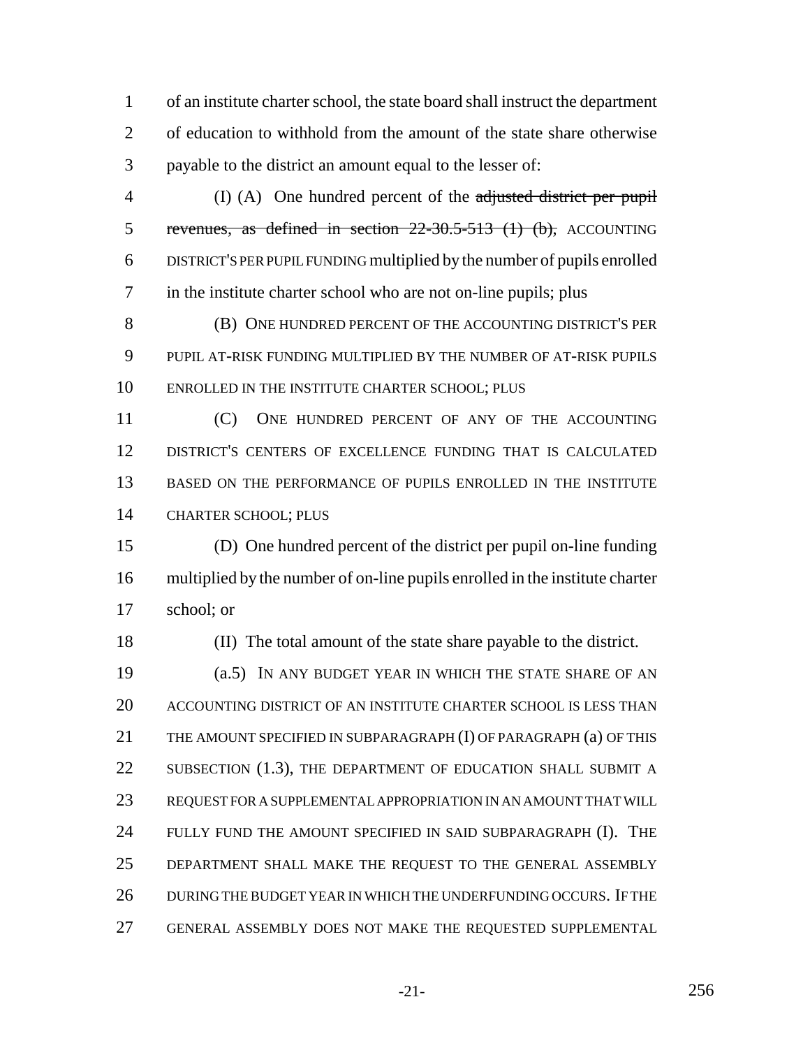of an institute charter school, the state board shall instruct the department of education to withhold from the amount of the state share otherwise payable to the district an amount equal to the lesser of:

(I) (A) One hundred percent of the ~~adjusted district per pupil revenues, as defined in section 22-30.5-513 (1) (b),~~ ACCOUNTING DISTRICT'S PER PUPIL FUNDING multiplied by the number of pupils enrolled in the institute charter school who are not on-line pupils; plus

(B) ONE HUNDRED PERCENT OF THE ACCOUNTING DISTRICT'S PER PUPIL AT-RISK FUNDING MULTIPLIED BY THE NUMBER OF AT-RISK PUPILS ENROLLED IN THE INSTITUTE CHARTER SCHOOL; PLUS

(C) ONE HUNDRED PERCENT OF ANY OF THE ACCOUNTING DISTRICT'S CENTERS OF EXCELLENCE FUNDING THAT IS CALCULATED BASED ON THE PERFORMANCE OF PUPILS ENROLLED IN THE INSTITUTE CHARTER SCHOOL; PLUS

(D) One hundred percent of the district per pupil on-line funding multiplied by the number of on-line pupils enrolled in the institute charter school; or

(II) The total amount of the state share payable to the district.

(a.5) IN ANY BUDGET YEAR IN WHICH THE STATE SHARE OF AN ACCOUNTING DISTRICT OF AN INSTITUTE CHARTER SCHOOL IS LESS THAN THE AMOUNT SPECIFIED IN SUBPARAGRAPH (I) OF PARAGRAPH (a) OF THIS SUBSECTION (1.3), THE DEPARTMENT OF EDUCATION SHALL SUBMIT A REQUEST FOR A SUPPLEMENTAL APPROPRIATION IN AN AMOUNT THAT WILL FULLY FUND THE AMOUNT SPECIFIED IN SAID SUBPARAGRAPH (I). THE DEPARTMENT SHALL MAKE THE REQUEST TO THE GENERAL ASSEMBLY DURING THE BUDGET YEAR IN WHICH THE UNDERFUNDING OCCURS. IF THE GENERAL ASSEMBLY DOES NOT MAKE THE REQUESTED SUPPLEMENTAL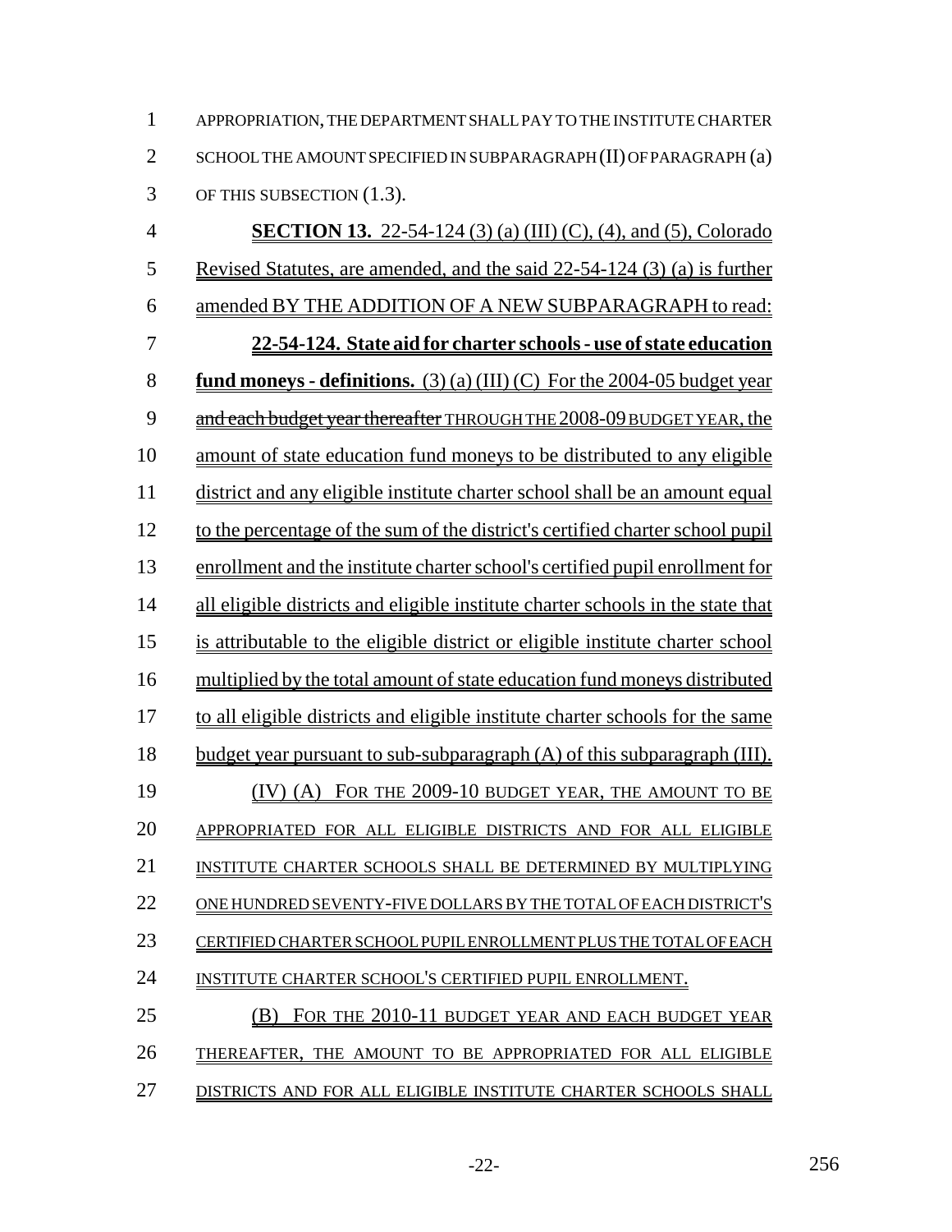APPROPRIATION, THE DEPARTMENT SHALL PAY TO THE INSTITUTE CHARTER SCHOOL THE AMOUNT SPECIFIED IN SUBPARAGRAPH (II) OF PARAGRAPH (a) OF THIS SUBSECTION (1.3).

**SECTION 13.** 22-54-124 (3) (a) (III) (C), (4), and (5), Colorado Revised Statutes, are amended, and the said 22-54-124 (3) (a) is further amended BY THE ADDITION OF A NEW SUBPARAGRAPH to read:

**22-54-124. State aid for charter schools - use of state education fund moneys - definitions.** (3) (a) (III) (C) For the 2004-05 budget year ~~and each budget year thereafter~~ THROUGH THE 2008-09 BUDGET YEAR, the amount of state education fund moneys to be distributed to any eligible district and any eligible institute charter school shall be an amount equal to the percentage of the sum of the district's certified charter school pupil enrollment and the institute charter school's certified pupil enrollment for all eligible districts and eligible institute charter schools in the state that is attributable to the eligible district or eligible institute charter school multiplied by the total amount of state education fund moneys distributed to all eligible districts and eligible institute charter schools for the same budget year pursuant to sub-subparagraph (A) of this subparagraph (III).

(IV) (A) FOR THE 2009-10 BUDGET YEAR, THE AMOUNT TO BE APPROPRIATED FOR ALL ELIGIBLE DISTRICTS AND FOR ALL ELIGIBLE INSTITUTE CHARTER SCHOOLS SHALL BE DETERMINED BY MULTIPLYING ONE HUNDRED SEVENTY-FIVE DOLLARS BY THE TOTAL OF EACH DISTRICT'S CERTIFIED CHARTER SCHOOL PUPIL ENROLLMENT PLUS THE TOTAL OF EACH INSTITUTE CHARTER SCHOOL'S CERTIFIED PUPIL ENROLLMENT.

(B) FOR THE 2010-11 BUDGET YEAR AND EACH BUDGET YEAR THEREAFTER, THE AMOUNT TO BE APPROPRIATED FOR ALL ELIGIBLE DISTRICTS AND FOR ALL ELIGIBLE INSTITUTE CHARTER SCHOOLS SHALL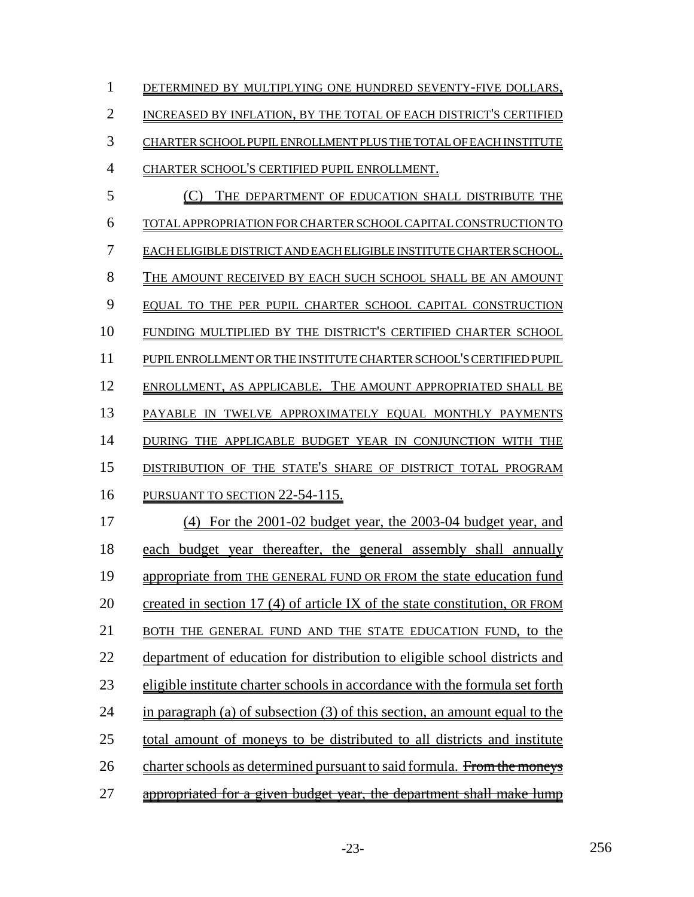DETERMINED BY MULTIPLYING ONE HUNDRED SEVENTY-FIVE DOLLARS, INCREASED BY INFLATION, BY THE TOTAL OF EACH DISTRICT'S CERTIFIED CHARTER SCHOOL PUPIL ENROLLMENT PLUS THE TOTAL OF EACH INSTITUTE CHARTER SCHOOL'S CERTIFIED PUPIL ENROLLMENT.

(C) THE DEPARTMENT OF EDUCATION SHALL DISTRIBUTE THE TOTAL APPROPRIATION FOR CHARTER SCHOOL CAPITAL CONSTRUCTION TO EACH ELIGIBLE DISTRICT AND EACH ELIGIBLE INSTITUTE CHARTER SCHOOL. THE AMOUNT RECEIVED BY EACH SUCH SCHOOL SHALL BE AN AMOUNT EQUAL TO THE PER PUPIL CHARTER SCHOOL CAPITAL CONSTRUCTION FUNDING MULTIPLIED BY THE DISTRICT'S CERTIFIED CHARTER SCHOOL PUPIL ENROLLMENT OR THE INSTITUTE CHARTER SCHOOL'S CERTIFIED PUPIL ENROLLMENT, AS APPLICABLE. THE AMOUNT APPROPRIATED SHALL BE PAYABLE IN TWELVE APPROXIMATELY EQUAL MONTHLY PAYMENTS DURING THE APPLICABLE BUDGET YEAR IN CONJUNCTION WITH THE DISTRIBUTION OF THE STATE'S SHARE OF DISTRICT TOTAL PROGRAM PURSUANT TO SECTION 22-54-115.

(4) For the 2001-02 budget year, the 2003-04 budget year, and each budget year thereafter, the general assembly shall annually appropriate from THE GENERAL FUND OR FROM the state education fund created in section 17 (4) of article IX of the state constitution, OR FROM BOTH THE GENERAL FUND AND THE STATE EDUCATION FUND, to the department of education for distribution to eligible school districts and eligible institute charter schools in accordance with the formula set forth in paragraph (a) of subsection (3) of this section, an amount equal to the total amount of moneys to be distributed to all districts and institute charter schools as determined pursuant to said formula. ~~From the moneys appropriated for a given budget year, the department shall make lump~~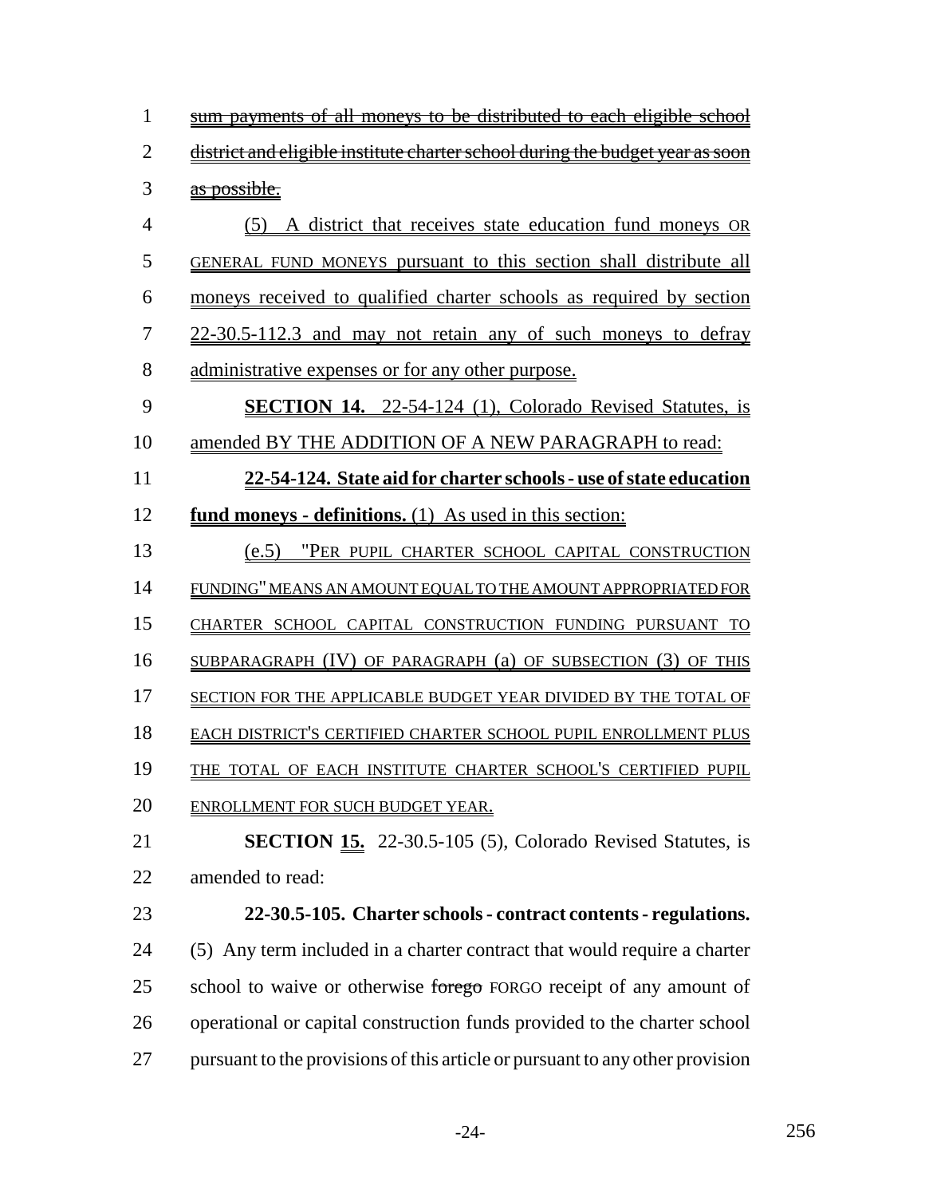~~sum payments of all moneys to be distributed to each eligible school district and eligible institute charter school during the budget year as soon as possible.~~

(5) A district that receives state education fund moneys OR GENERAL FUND MONEYS pursuant to this section shall distribute all moneys received to qualified charter schools as required by section 22-30.5-112.3 and may not retain any of such moneys to defray administrative expenses or for any other purpose.

**SECTION 14.** 22-54-124 (1), Colorado Revised Statutes, is amended BY THE ADDITION OF A NEW PARAGRAPH to read:

**22-54-124. State aid for charter schools - use of state education fund moneys - definitions.** (1) As used in this section:

(e.5) "PER PUPIL CHARTER SCHOOL CAPITAL CONSTRUCTION FUNDING" MEANS AN AMOUNT EQUAL TO THE AMOUNT APPROPRIATED FOR CHARTER SCHOOL CAPITAL CONSTRUCTION FUNDING PURSUANT TO SUBPARAGRAPH (IV) OF PARAGRAPH (a) OF SUBSECTION (3) OF THIS SECTION FOR THE APPLICABLE BUDGET YEAR DIVIDED BY THE TOTAL OF EACH DISTRICT'S CERTIFIED CHARTER SCHOOL PUPIL ENROLLMENT PLUS THE TOTAL OF EACH INSTITUTE CHARTER SCHOOL'S CERTIFIED PUPIL ENROLLMENT FOR SUCH BUDGET YEAR.

**SECTION 15.** 22-30.5-105 (5), Colorado Revised Statutes, is amended to read:

**22-30.5-105. Charter schools - contract contents - regulations.** (5) Any term included in a charter contract that would require a charter school to waive or otherwise ~~forego~~ FORGO receipt of any amount of operational or capital construction funds provided to the charter school pursuant to the provisions of this article or pursuant to any other provision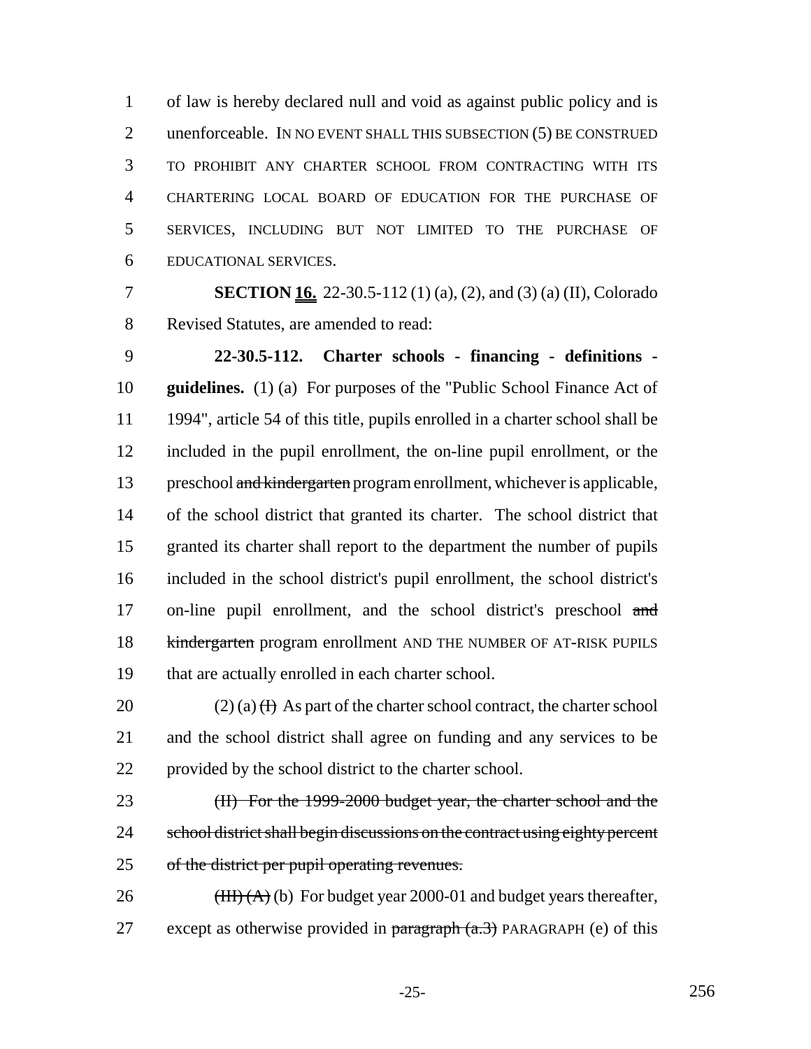of law is hereby declared null and void as against public policy and is unenforceable. IN NO EVENT SHALL THIS SUBSECTION (5) BE CONSTRUED TO PROHIBIT ANY CHARTER SCHOOL FROM CONTRACTING WITH ITS CHARTERING LOCAL BOARD OF EDUCATION FOR THE PURCHASE OF SERVICES, INCLUDING BUT NOT LIMITED TO THE PURCHASE OF EDUCATIONAL SERVICES.

**SECTION 16.** 22-30.5-112 (1) (a), (2), and (3) (a) (II), Colorado Revised Statutes, are amended to read:

**22-30.5-112. Charter schools - financing - definitions - guidelines.** (1) (a) For purposes of the "Public School Finance Act of 1994", article 54 of this title, pupils enrolled in a charter school shall be included in the pupil enrollment, the on-line pupil enrollment, or the preschool ~~and kindergarten~~ program enrollment, whichever is applicable, of the school district that granted its charter. The school district that granted its charter shall report to the department the number of pupils included in the school district's pupil enrollment, the school district's on-line pupil enrollment, and the school district's preschool ~~and kindergarten~~ program enrollment AND THE NUMBER OF AT-RISK PUPILS that are actually enrolled in each charter school.

(2) (a) ~~(I)~~ As part of the charter school contract, the charter school and the school district shall agree on funding and any services to be provided by the school district to the charter school.

~~(II) For the 1999-2000 budget year, the charter school and the school district shall begin discussions on the contract using eighty percent of the district per pupil operating revenues.~~

~~(III) (A)~~ (b) For budget year 2000-01 and budget years thereafter, except as otherwise provided in ~~paragraph (a.3)~~ PARAGRAPH (e) of this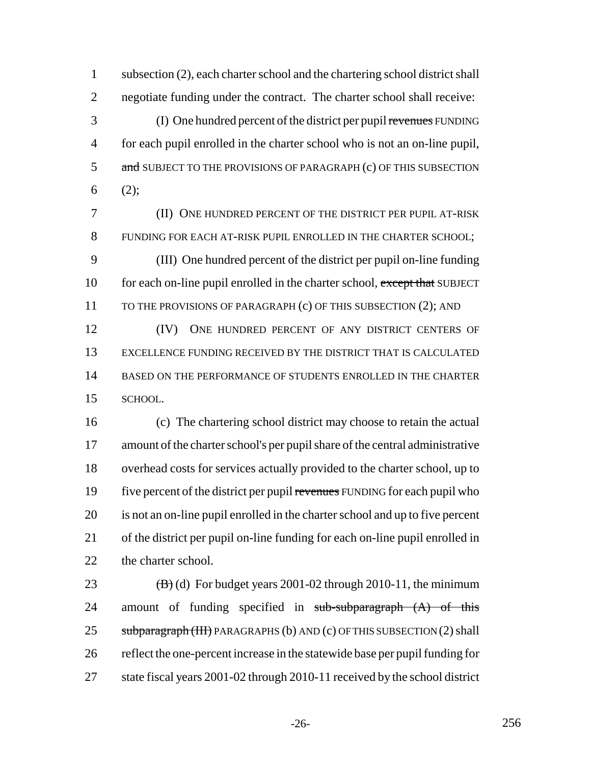subsection (2), each charter school and the chartering school district shall negotiate funding under the contract. The charter school shall receive:

(I) One hundred percent of the district per pupil ~~revenues~~ FUNDING for each pupil enrolled in the charter school who is not an on-line pupil, ~~and~~ SUBJECT TO THE PROVISIONS OF PARAGRAPH (c) OF THIS SUBSECTION (2);

(II) ONE HUNDRED PERCENT OF THE DISTRICT PER PUPIL AT-RISK FUNDING FOR EACH AT-RISK PUPIL ENROLLED IN THE CHARTER SCHOOL;

(III) One hundred percent of the district per pupil on-line funding for each on-line pupil enrolled in the charter school, ~~except that~~ SUBJECT TO THE PROVISIONS OF PARAGRAPH (c) OF THIS SUBSECTION (2); AND

(IV) ONE HUNDRED PERCENT OF ANY DISTRICT CENTERS OF EXCELLENCE FUNDING RECEIVED BY THE DISTRICT THAT IS CALCULATED BASED ON THE PERFORMANCE OF STUDENTS ENROLLED IN THE CHARTER SCHOOL.

(c) The chartering school district may choose to retain the actual amount of the charter school's per pupil share of the central administrative overhead costs for services actually provided to the charter school, up to five percent of the district per pupil ~~revenues~~ FUNDING for each pupil who is not an on-line pupil enrolled in the charter school and up to five percent of the district per pupil on-line funding for each on-line pupil enrolled in the charter school.

~~(B)~~ (d) For budget years 2001-02 through 2010-11, the minimum amount of funding specified in ~~sub-subparagraph (A) of this subparagraph (III)~~ PARAGRAPHS (b) AND (c) OF THIS SUBSECTION (2) shall reflect the one-percent increase in the statewide base per pupil funding for state fiscal years 2001-02 through 2010-11 received by the school district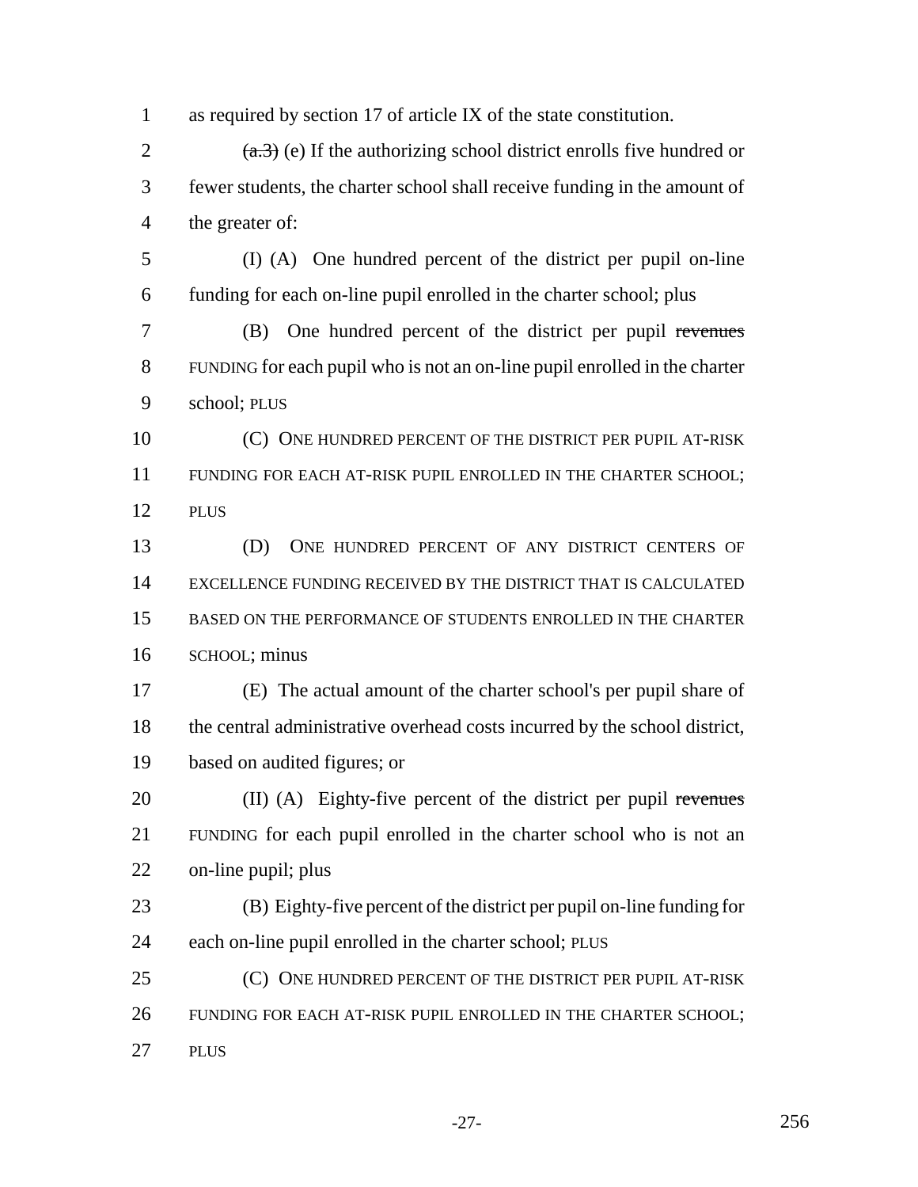as required by section 17 of article IX of the state constitution.

~~(a.3)~~ (e) If the authorizing school district enrolls five hundred or fewer students, the charter school shall receive funding in the amount of the greater of:

(I) (A) One hundred percent of the district per pupil on-line funding for each on-line pupil enrolled in the charter school; plus

(B) One hundred percent of the district per pupil ~~revenues~~ FUNDING for each pupil who is not an on-line pupil enrolled in the charter school; PLUS

(C) ONE HUNDRED PERCENT OF THE DISTRICT PER PUPIL AT-RISK FUNDING FOR EACH AT-RISK PUPIL ENROLLED IN THE CHARTER SCHOOL; PLUS

(D) ONE HUNDRED PERCENT OF ANY DISTRICT CENTERS OF EXCELLENCE FUNDING RECEIVED BY THE DISTRICT THAT IS CALCULATED BASED ON THE PERFORMANCE OF STUDENTS ENROLLED IN THE CHARTER SCHOOL; minus

(E) The actual amount of the charter school's per pupil share of the central administrative overhead costs incurred by the school district, based on audited figures; or

(II) (A) Eighty-five percent of the district per pupil ~~revenues~~ FUNDING for each pupil enrolled in the charter school who is not an on-line pupil; plus

(B) Eighty-five percent of the district per pupil on-line funding for each on-line pupil enrolled in the charter school; PLUS

(C) ONE HUNDRED PERCENT OF THE DISTRICT PER PUPIL AT-RISK FUNDING FOR EACH AT-RISK PUPIL ENROLLED IN THE CHARTER SCHOOL; PLUS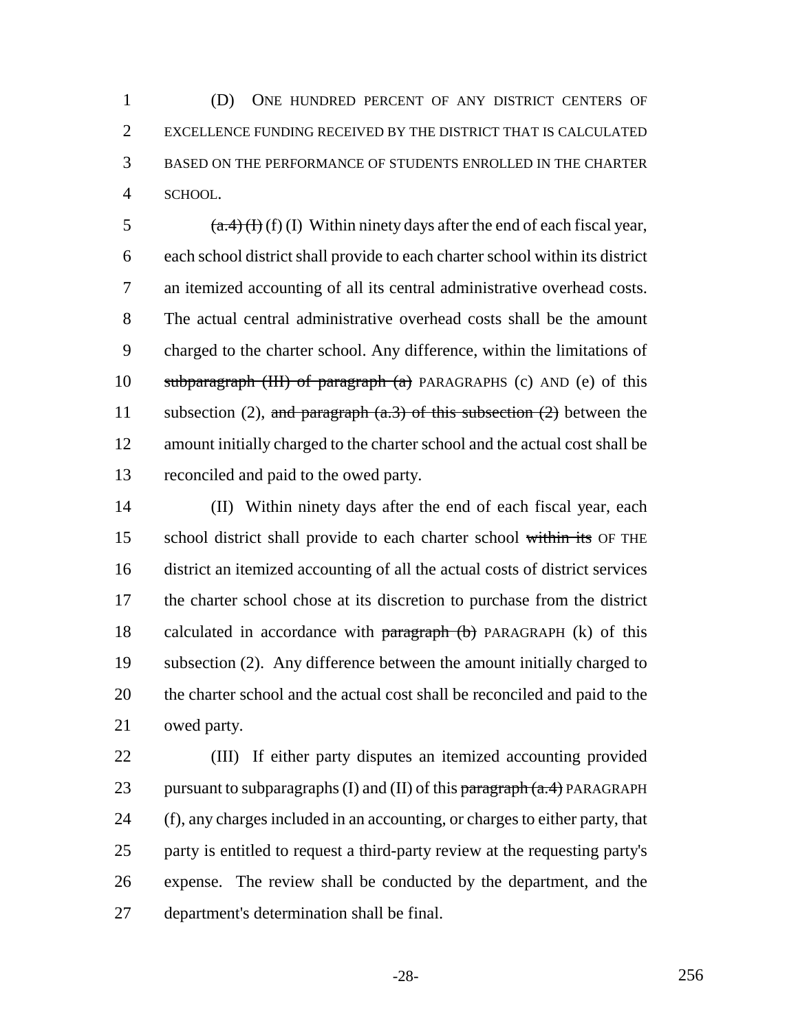(D) ONE HUNDRED PERCENT OF ANY DISTRICT CENTERS OF EXCELLENCE FUNDING RECEIVED BY THE DISTRICT THAT IS CALCULATED BASED ON THE PERFORMANCE OF STUDENTS ENROLLED IN THE CHARTER SCHOOL.

~~(a.4) (I)~~ (f) (I) Within ninety days after the end of each fiscal year, each school district shall provide to each charter school within its district an itemized accounting of all its central administrative overhead costs. The actual central administrative overhead costs shall be the amount charged to the charter school. Any difference, within the limitations of ~~subparagraph (III) of paragraph (a)~~ PARAGRAPHS (c) AND (e) of this subsection (2), ~~and paragraph (a.3) of this subsection (2)~~ between the amount initially charged to the charter school and the actual cost shall be reconciled and paid to the owed party.

(II) Within ninety days after the end of each fiscal year, each school district shall provide to each charter school ~~within its~~ OF THE district an itemized accounting of all the actual costs of district services the charter school chose at its discretion to purchase from the district calculated in accordance with ~~paragraph (b)~~ PARAGRAPH (k) of this subsection (2). Any difference between the amount initially charged to the charter school and the actual cost shall be reconciled and paid to the owed party.

(III) If either party disputes an itemized accounting provided pursuant to subparagraphs (I) and (II) of this ~~paragraph (a.4)~~ PARAGRAPH (f), any charges included in an accounting, or charges to either party, that party is entitled to request a third-party review at the requesting party's expense. The review shall be conducted by the department, and the department's determination shall be final.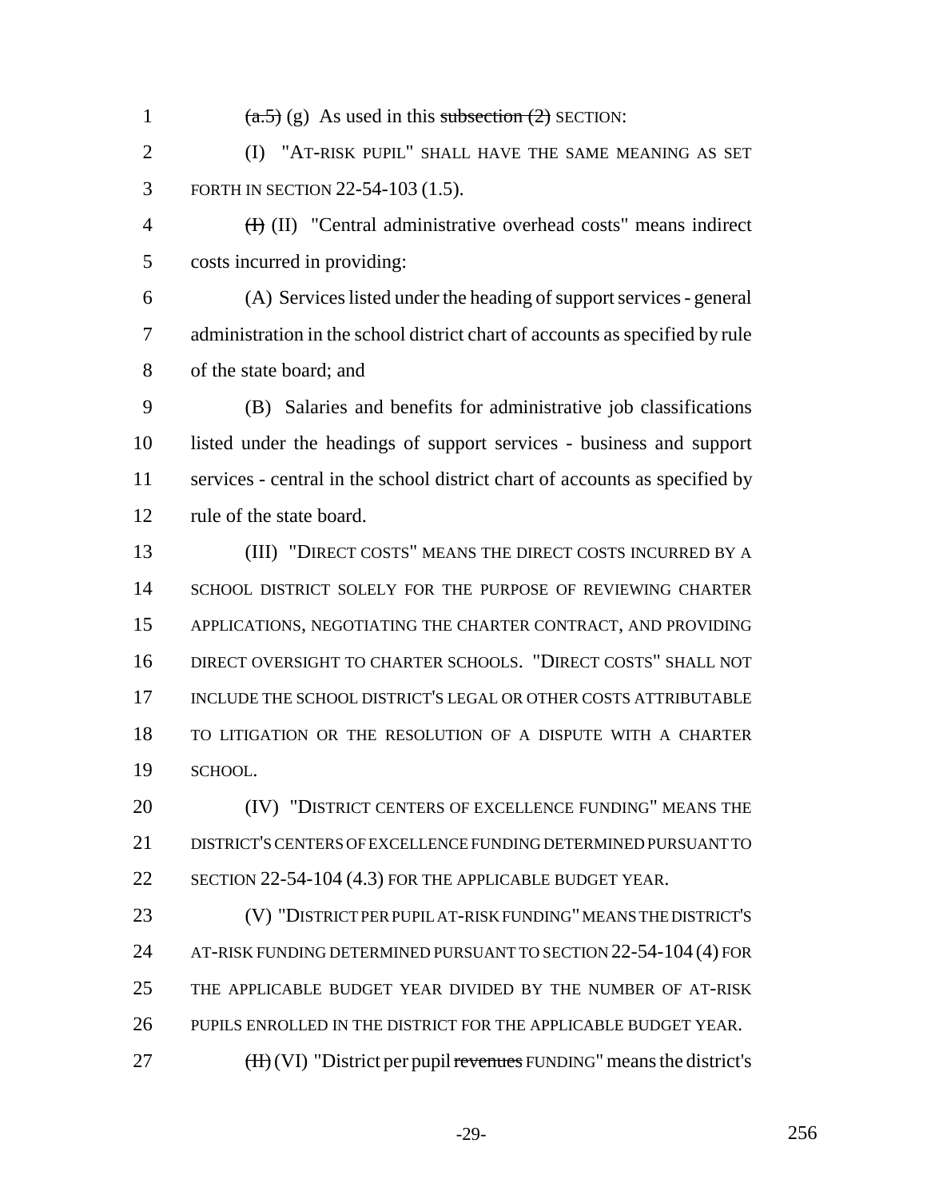~~(a.5)~~ (g) As used in this ~~subsection (2)~~ SECTION:

(I) "AT-RISK PUPIL" SHALL HAVE THE SAME MEANING AS SET FORTH IN SECTION 22-54-103 (1.5).

~~(I)~~ (II) "Central administrative overhead costs" means indirect costs incurred in providing:

(A) Services listed under the heading of support services - general administration in the school district chart of accounts as specified by rule of the state board; and

(B) Salaries and benefits for administrative job classifications listed under the headings of support services - business and support services - central in the school district chart of accounts as specified by rule of the state board.

(III) "DIRECT COSTS" MEANS THE DIRECT COSTS INCURRED BY A SCHOOL DISTRICT SOLELY FOR THE PURPOSE OF REVIEWING CHARTER APPLICATIONS, NEGOTIATING THE CHARTER CONTRACT, AND PROVIDING DIRECT OVERSIGHT TO CHARTER SCHOOLS. "DIRECT COSTS" SHALL NOT INCLUDE THE SCHOOL DISTRICT'S LEGAL OR OTHER COSTS ATTRIBUTABLE TO LITIGATION OR THE RESOLUTION OF A DISPUTE WITH A CHARTER SCHOOL.

(IV) "DISTRICT CENTERS OF EXCELLENCE FUNDING" MEANS THE DISTRICT'S CENTERS OF EXCELLENCE FUNDING DETERMINED PURSUANT TO SECTION 22-54-104 (4.3) FOR THE APPLICABLE BUDGET YEAR.

(V) "DISTRICT PER PUPIL AT-RISK FUNDING" MEANS THE DISTRICT'S AT-RISK FUNDING DETERMINED PURSUANT TO SECTION 22-54-104 (4) FOR THE APPLICABLE BUDGET YEAR DIVIDED BY THE NUMBER OF AT-RISK PUPILS ENROLLED IN THE DISTRICT FOR THE APPLICABLE BUDGET YEAR.

~~(II)~~ (VI) "District per pupil ~~revenues~~ FUNDING" means the district's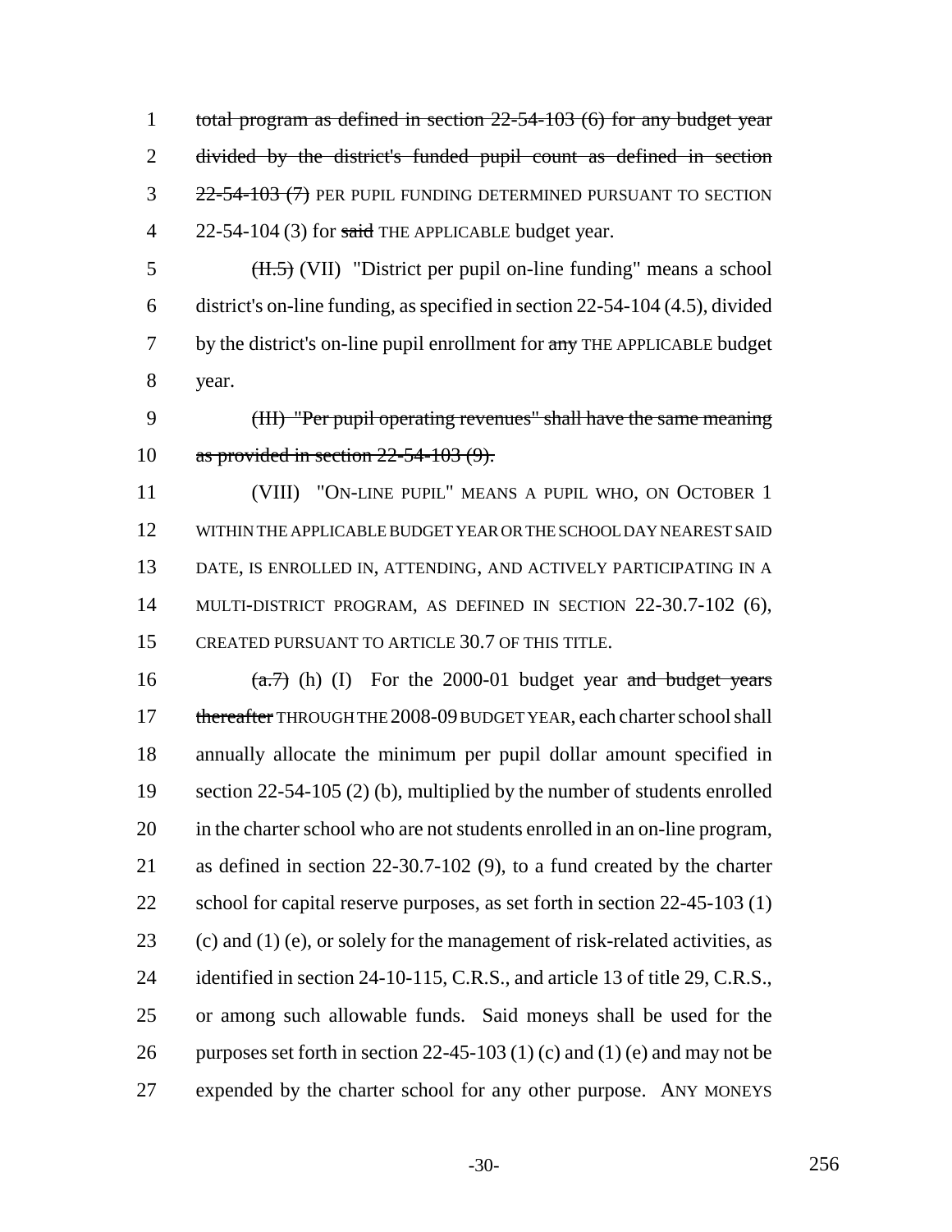1 ~~total program as defined in section 22-54-103 (6) for any budget year~~
2 ~~divided by the district's funded pupil count as defined in section~~
3 ~~22-54-103 (7)~~ PER PUPIL FUNDING DETERMINED PURSUANT TO SECTION
4 22-54-104 (3) for ~~said~~ THE APPLICABLE budget year.

5 ~~(II.5)~~ (VII) "District per pupil on-line funding" means a school
6 district's on-line funding, as specified in section 22-54-104 (4.5), divided
7 by the district's on-line pupil enrollment for ~~any~~ THE APPLICABLE budget
8 year.

9 ~~(III) "Per pupil operating revenues" shall have the same meaning~~
10 ~~as provided in section 22-54-103 (9).~~

11 (VIII) "ON-LINE PUPIL" MEANS A PUPIL WHO, ON OCTOBER 1
12 WITHIN THE APPLICABLE BUDGET YEAR OR THE SCHOOL DAY NEAREST SAID
13 DATE, IS ENROLLED IN, ATTENDING, AND ACTIVELY PARTICIPATING IN A
14 MULTI-DISTRICT PROGRAM, AS DEFINED IN SECTION 22-30.7-102 (6),
15 CREATED PURSUANT TO ARTICLE 30.7 OF THIS TITLE.

16 ~~(a.7)~~ (h) (I) For the 2000-01 budget year ~~and budget years~~
17 ~~thereafter~~ THROUGH THE 2008-09 BUDGET YEAR, each charter school shall
18 annually allocate the minimum per pupil dollar amount specified in
19 section 22-54-105 (2) (b), multiplied by the number of students enrolled
20 in the charter school who are not students enrolled in an on-line program,
21 as defined in section 22-30.7-102 (9), to a fund created by the charter
22 school for capital reserve purposes, as set forth in section 22-45-103 (1)
23 (c) and (1) (e), or solely for the management of risk-related activities, as
24 identified in section 24-10-115, C.R.S., and article 13 of title 29, C.R.S.,
25 or among such allowable funds. Said moneys shall be used for the
26 purposes set forth in section 22-45-103 (1) (c) and (1) (e) and may not be
27 expended by the charter school for any other purpose. ANY MONEYS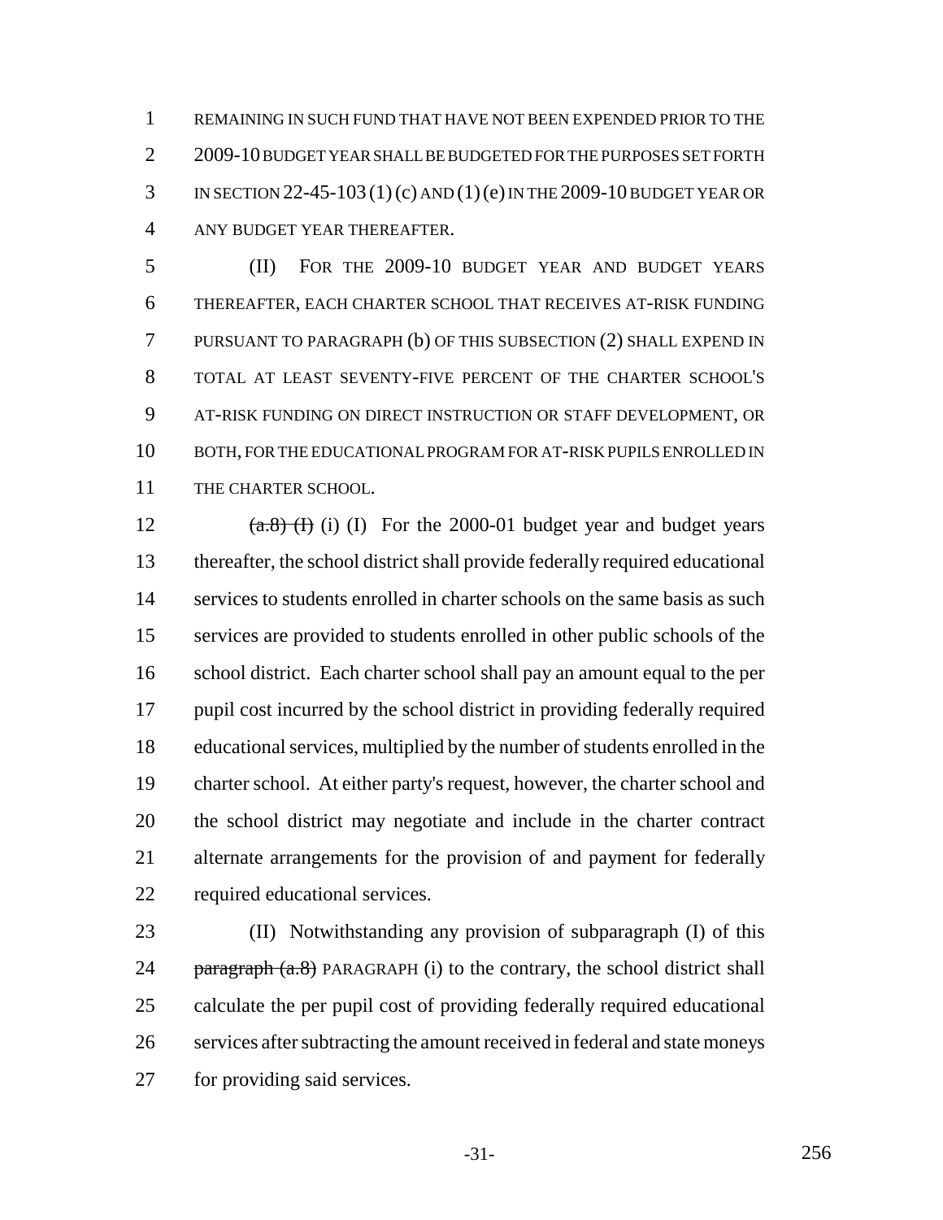REMAINING IN SUCH FUND THAT HAVE NOT BEEN EXPENDED PRIOR TO THE 2009-10 BUDGET YEAR SHALL BE BUDGETED FOR THE PURPOSES SET FORTH IN SECTION 22-45-103 (1) (c) AND (1) (e) IN THE 2009-10 BUDGET YEAR OR ANY BUDGET YEAR THEREAFTER.

(II) FOR THE 2009-10 BUDGET YEAR AND BUDGET YEARS THEREAFTER, EACH CHARTER SCHOOL THAT RECEIVES AT-RISK FUNDING PURSUANT TO PARAGRAPH (b) OF THIS SUBSECTION (2) SHALL EXPEND IN TOTAL AT LEAST SEVENTY-FIVE PERCENT OF THE CHARTER SCHOOL'S AT-RISK FUNDING ON DIRECT INSTRUCTION OR STAFF DEVELOPMENT, OR BOTH, FOR THE EDUCATIONAL PROGRAM FOR AT-RISK PUPILS ENROLLED IN THE CHARTER SCHOOL.

~~(a.8) (I)~~ (i) (I) For the 2000-01 budget year and budget years thereafter, the school district shall provide federally required educational services to students enrolled in charter schools on the same basis as such services are provided to students enrolled in other public schools of the school district. Each charter school shall pay an amount equal to the per pupil cost incurred by the school district in providing federally required educational services, multiplied by the number of students enrolled in the charter school. At either party's request, however, the charter school and the school district may negotiate and include in the charter contract alternate arrangements for the provision of and payment for federally required educational services.

(II) Notwithstanding any provision of subparagraph (I) of this ~~paragraph (a.8)~~ PARAGRAPH (i) to the contrary, the school district shall calculate the per pupil cost of providing federally required educational services after subtracting the amount received in federal and state moneys for providing said services.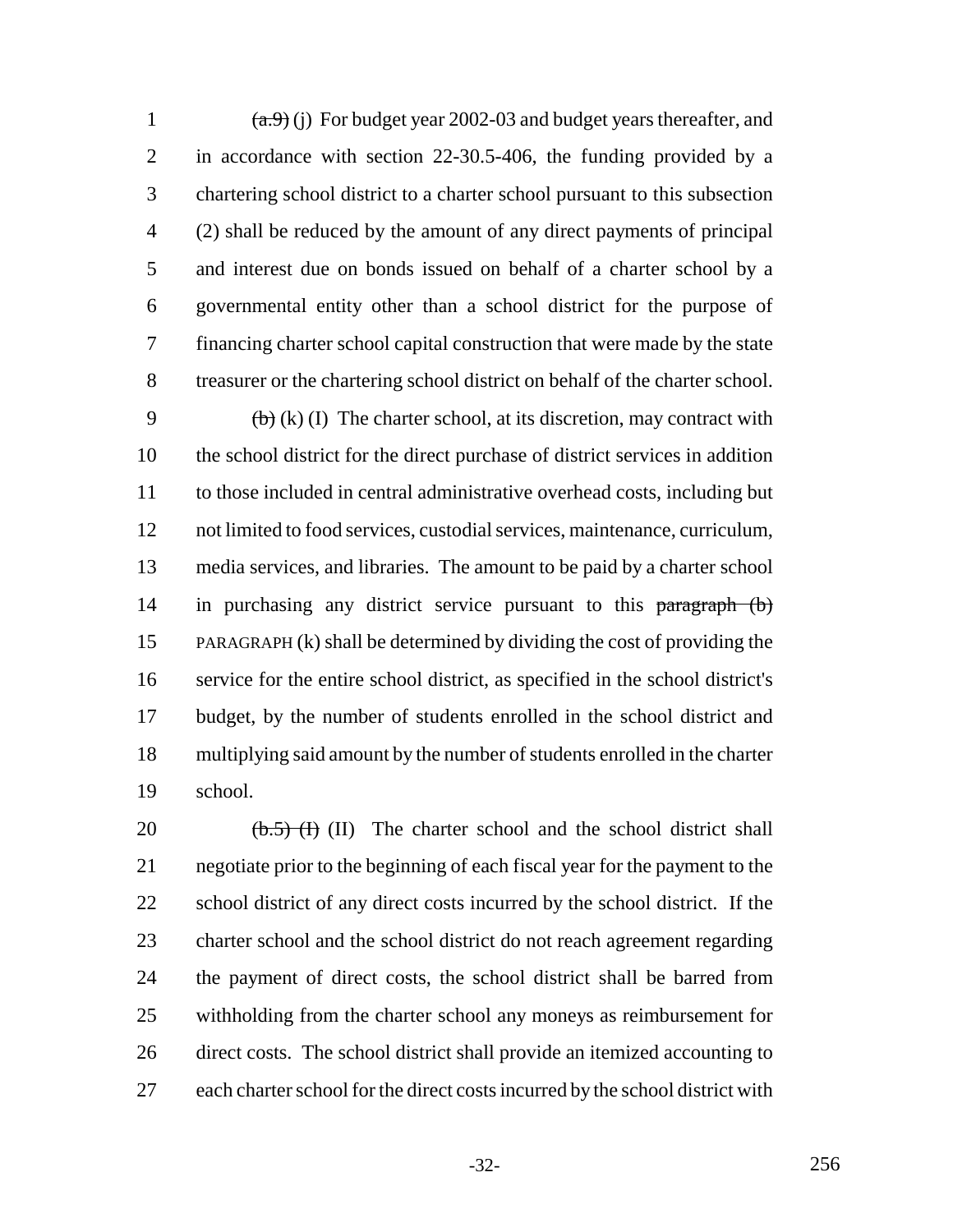~~(a.9)~~ (j) For budget year 2002-03 and budget years thereafter, and in accordance with section 22-30.5-406, the funding provided by a chartering school district to a charter school pursuant to this subsection (2) shall be reduced by the amount of any direct payments of principal and interest due on bonds issued on behalf of a charter school by a governmental entity other than a school district for the purpose of financing charter school capital construction that were made by the state treasurer or the chartering school district on behalf of the charter school.

~~(b)~~ (k) (I) The charter school, at its discretion, may contract with the school district for the direct purchase of district services in addition to those included in central administrative overhead costs, including but not limited to food services, custodial services, maintenance, curriculum, media services, and libraries. The amount to be paid by a charter school in purchasing any district service pursuant to this ~~paragraph (b)~~ PARAGRAPH (k) shall be determined by dividing the cost of providing the service for the entire school district, as specified in the school district's budget, by the number of students enrolled in the school district and multiplying said amount by the number of students enrolled in the charter school.

~~(b.5) (I)~~ (II) The charter school and the school district shall negotiate prior to the beginning of each fiscal year for the payment to the school district of any direct costs incurred by the school district. If the charter school and the school district do not reach agreement regarding the payment of direct costs, the school district shall be barred from withholding from the charter school any moneys as reimbursement for direct costs. The school district shall provide an itemized accounting to each charter school for the direct costs incurred by the school district with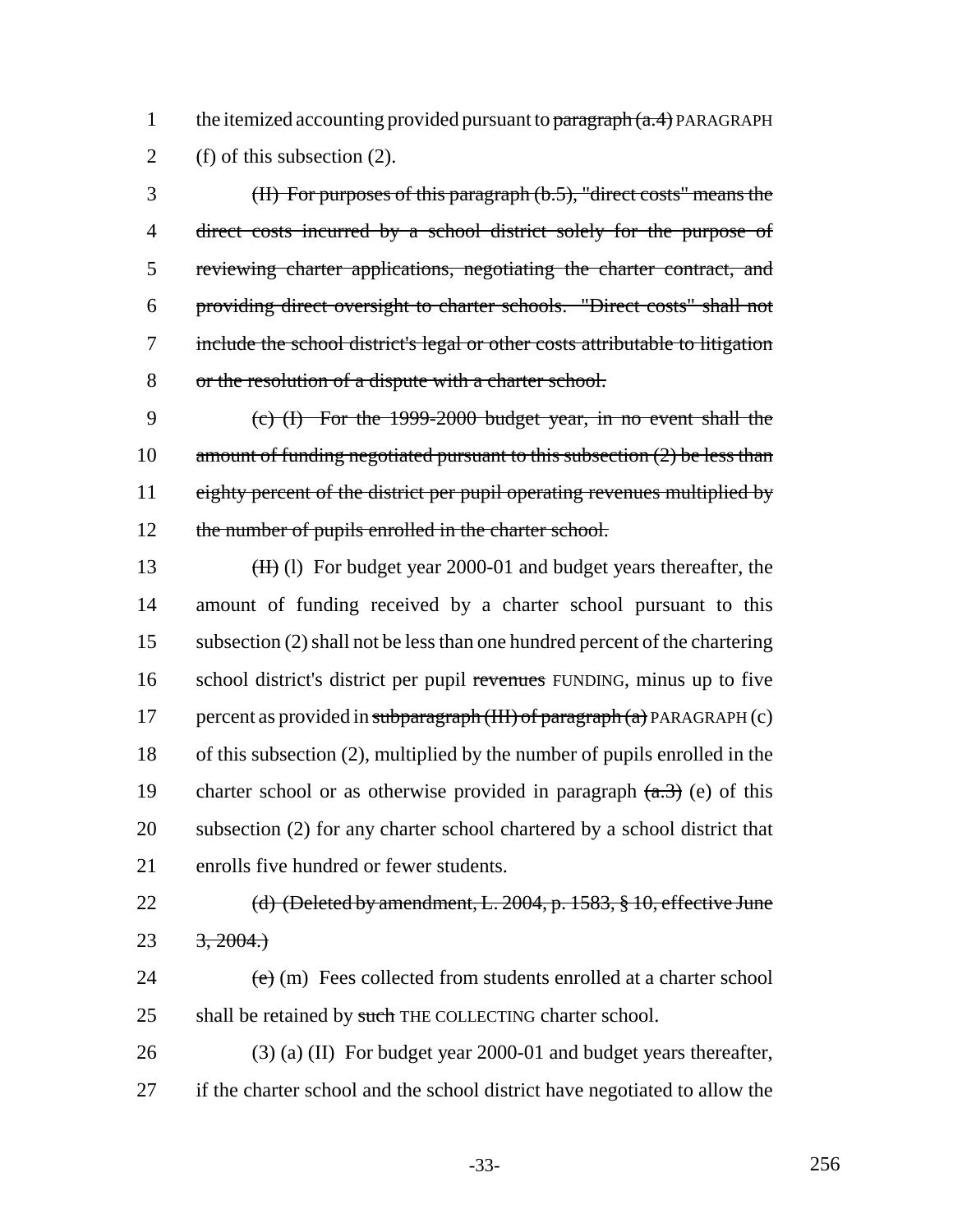1 the itemized accounting provided pursuant to ~~paragraph (a.4)~~ PARAGRAPH
2 (f) of this subsection (2).

3 ~~(II) For purposes of this paragraph (b.5), "direct costs" means the~~
4 ~~direct costs incurred by a school district solely for the purpose of~~
5 ~~reviewing charter applications, negotiating the charter contract, and~~
6 ~~providing direct oversight to charter schools. "Direct costs" shall not~~
7 ~~include the school district's legal or other costs attributable to litigation~~
8 ~~or the resolution of a dispute with a charter school.~~

9 ~~(c) (I) For the 1999-2000 budget year, in no event shall the~~
10 ~~amount of funding negotiated pursuant to this subsection (2) be less than~~
11 ~~eighty percent of the district per pupil operating revenues multiplied by~~
12 ~~the number of pupils enrolled in the charter school.~~

13 ~~(II)~~ (l) For budget year 2000-01 and budget years thereafter, the
14 amount of funding received by a charter school pursuant to this
15 subsection (2) shall not be less than one hundred percent of the chartering
16 school district's district per pupil ~~revenues~~ FUNDING, minus up to five
17 percent as provided in ~~subparagraph (III) of paragraph (a)~~ PARAGRAPH (c)
18 of this subsection (2), multiplied by the number of pupils enrolled in the
19 charter school or as otherwise provided in paragraph ~~(a.3)~~ (e) of this
20 subsection (2) for any charter school chartered by a school district that
21 enrolls five hundred or fewer students.

22 ~~(d) (Deleted by amendment, L. 2004, p. 1583, § 10, effective June~~
23 ~~3, 2004.)~~

24 ~~(e)~~ (m) Fees collected from students enrolled at a charter school
25 shall be retained by ~~such~~ THE COLLECTING charter school.

26 (3) (a) (II) For budget year 2000-01 and budget years thereafter,
27 if the charter school and the school district have negotiated to allow the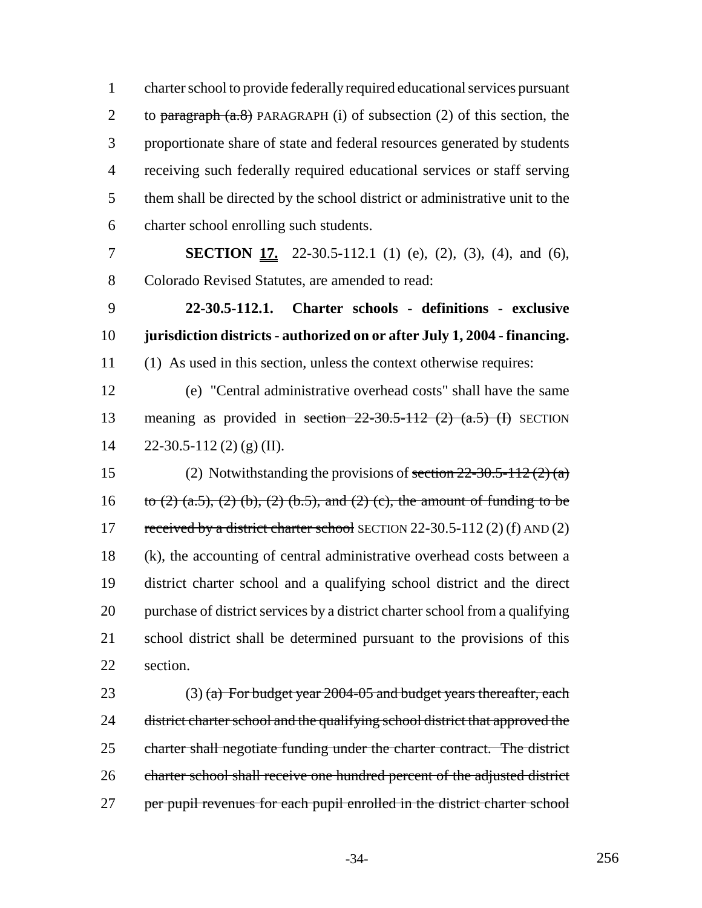charter school to provide federally required educational services pursuant to ~~paragraph (a.8)~~ PARAGRAPH (i) of subsection (2) of this section, the proportionate share of state and federal resources generated by students receiving such federally required educational services or staff serving them shall be directed by the school district or administrative unit to the charter school enrolling such students.

**SECTION 17.** 22-30.5-112.1 (1) (e), (2), (3), (4), and (6), Colorado Revised Statutes, are amended to read:

**22-30.5-112.1. Charter schools - definitions - exclusive jurisdiction districts - authorized on or after July 1, 2004 - financing.** (1) As used in this section, unless the context otherwise requires:

(e) "Central administrative overhead costs" shall have the same meaning as provided in ~~section 22-30.5-112 (2) (a.5) (I)~~ SECTION 22-30.5-112 (2) (g) (II).

(2) Notwithstanding the provisions of ~~section 22-30.5-112 (2) (a) to (2) (a.5), (2) (b), (2) (b.5), and (2) (c), the amount of funding to be received by a district charter school~~ SECTION 22-30.5-112 (2) (f) AND (2) (k), the accounting of central administrative overhead costs between a district charter school and a qualifying school district and the direct purchase of district services by a district charter school from a qualifying school district shall be determined pursuant to the provisions of this section.

(3) ~~(a) For budget year 2004-05 and budget years thereafter, each district charter school and the qualifying school district that approved the charter shall negotiate funding under the charter contract. The district charter school shall receive one hundred percent of the adjusted district per pupil revenues for each pupil enrolled in the district charter school~~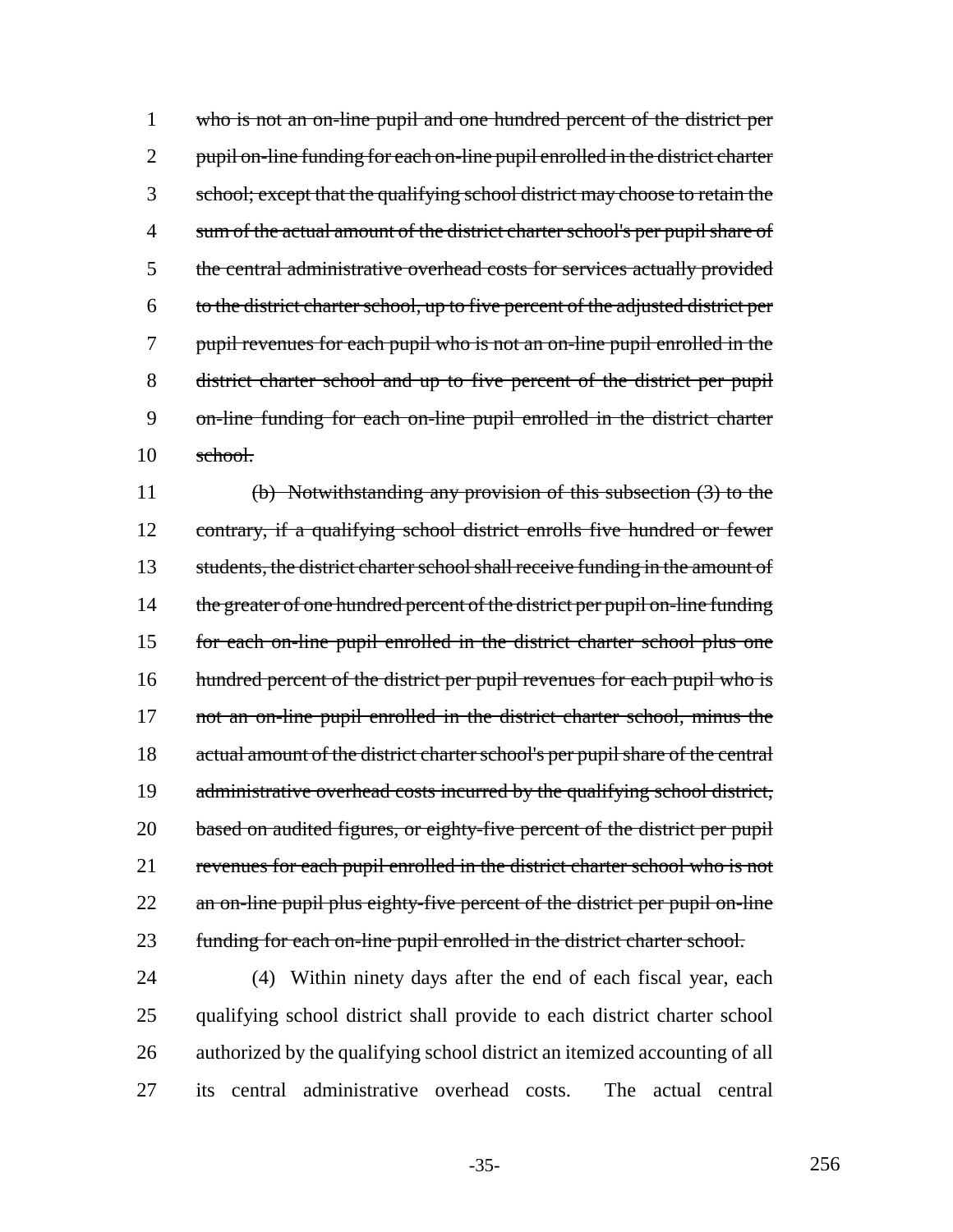~~who is not an on-line pupil and one hundred percent of the district per pupil on-line funding for each on-line pupil enrolled in the district charter school; except that the qualifying school district may choose to retain the sum of the actual amount of the district charter school's per pupil share of the central administrative overhead costs for services actually provided to the district charter school, up to five percent of the adjusted district per pupil revenues for each pupil who is not an on-line pupil enrolled in the district charter school and up to five percent of the district per pupil on-line funding for each on-line pupil enrolled in the district charter school.~~

~~(b) Notwithstanding any provision of this subsection (3) to the contrary, if a qualifying school district enrolls five hundred or fewer students, the district charter school shall receive funding in the amount of the greater of one hundred percent of the district per pupil on-line funding for each on-line pupil enrolled in the district charter school plus one hundred percent of the district per pupil revenues for each pupil who is not an on-line pupil enrolled in the district charter school, minus the actual amount of the district charter school's per pupil share of the central administrative overhead costs incurred by the qualifying school district, based on audited figures, or eighty-five percent of the district per pupil revenues for each pupil enrolled in the district charter school who is not an on-line pupil plus eighty-five percent of the district per pupil on-line funding for each on-line pupil enrolled in the district charter school.~~

(4) Within ninety days after the end of each fiscal year, each qualifying school district shall provide to each district charter school authorized by the qualifying school district an itemized accounting of all its central administrative overhead costs. The actual central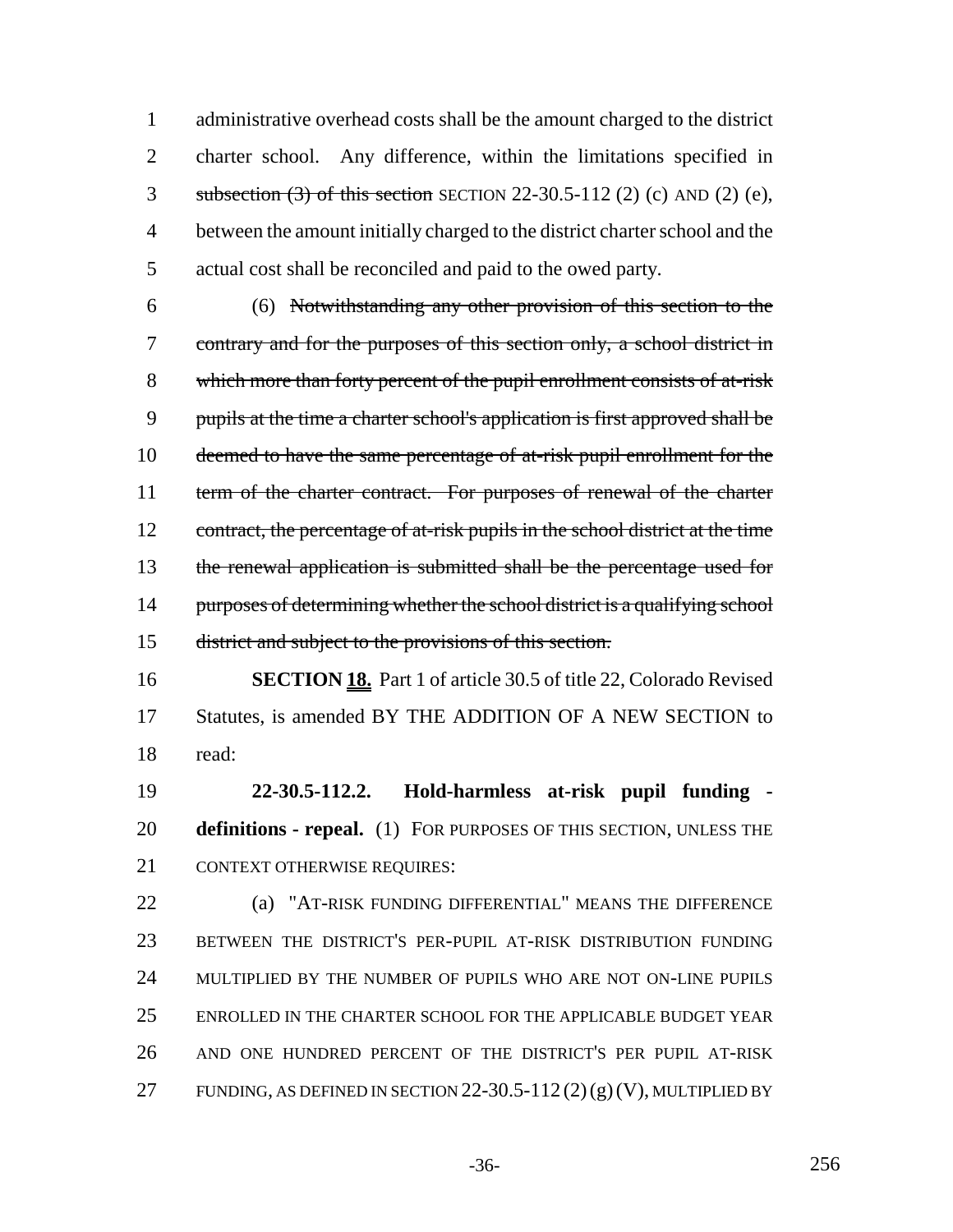administrative overhead costs shall be the amount charged to the district charter school. Any difference, within the limitations specified in ~~subsection (3) of this section~~ SECTION 22-30.5-112 (2) (c) AND (2) (e), between the amount initially charged to the district charter school and the actual cost shall be reconciled and paid to the owed party.

(6) ~~Notwithstanding any other provision of this section to the contrary and for the purposes of this section only, a school district in which more than forty percent of the pupil enrollment consists of at-risk pupils at the time a charter school's application is first approved shall be deemed to have the same percentage of at-risk pupil enrollment for the term of the charter contract. For purposes of renewal of the charter contract, the percentage of at-risk pupils in the school district at the time the renewal application is submitted shall be the percentage used for purposes of determining whether the school district is a qualifying school district and subject to the provisions of this section.~~

**SECTION 18.** Part 1 of article 30.5 of title 22, Colorado Revised Statutes, is amended BY THE ADDITION OF A NEW SECTION to read:

**22-30.5-112.2. Hold-harmless at-risk pupil funding - definitions - repeal.** (1) FOR PURPOSES OF THIS SECTION, UNLESS THE CONTEXT OTHERWISE REQUIRES:

(a) "AT-RISK FUNDING DIFFERENTIAL" MEANS THE DIFFERENCE BETWEEN THE DISTRICT'S PER-PUPIL AT-RISK DISTRIBUTION FUNDING MULTIPLIED BY THE NUMBER OF PUPILS WHO ARE NOT ON-LINE PUPILS ENROLLED IN THE CHARTER SCHOOL FOR THE APPLICABLE BUDGET YEAR AND ONE HUNDRED PERCENT OF THE DISTRICT'S PER PUPIL AT-RISK FUNDING, AS DEFINED IN SECTION 22-30.5-112 (2) (g) (V), MULTIPLIED BY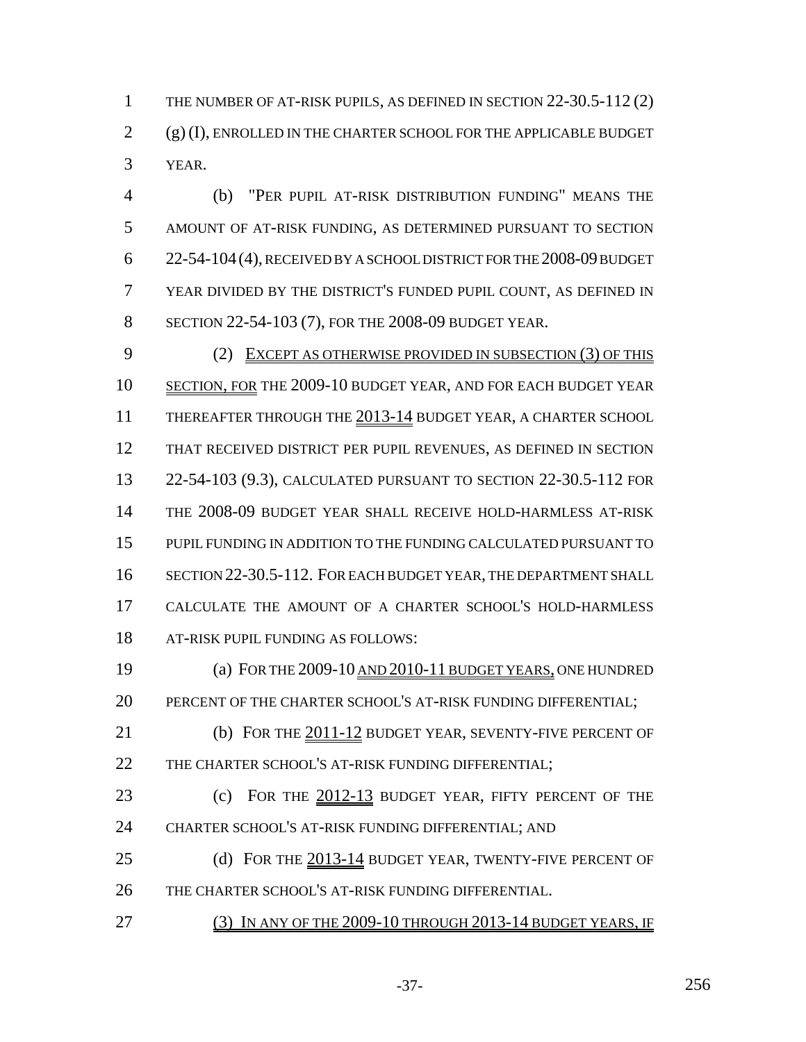THE NUMBER OF AT-RISK PUPILS, AS DEFINED IN SECTION 22-30.5-112 (2) (g) (I), ENROLLED IN THE CHARTER SCHOOL FOR THE APPLICABLE BUDGET YEAR.

(b) "PER PUPIL AT-RISK DISTRIBUTION FUNDING" MEANS THE AMOUNT OF AT-RISK FUNDING, AS DETERMINED PURSUANT TO SECTION 22-54-104 (4), RECEIVED BY A SCHOOL DISTRICT FOR THE 2008-09 BUDGET YEAR DIVIDED BY THE DISTRICT'S FUNDED PUPIL COUNT, AS DEFINED IN SECTION 22-54-103 (7), FOR THE 2008-09 BUDGET YEAR.

(2) EXCEPT AS OTHERWISE PROVIDED IN SUBSECTION (3) OF THIS SECTION, FOR THE 2009-10 BUDGET YEAR, AND FOR EACH BUDGET YEAR THEREAFTER THROUGH THE 2013-14 BUDGET YEAR, A CHARTER SCHOOL THAT RECEIVED DISTRICT PER PUPIL REVENUES, AS DEFINED IN SECTION 22-54-103 (9.3), CALCULATED PURSUANT TO SECTION 22-30.5-112 FOR THE 2008-09 BUDGET YEAR SHALL RECEIVE HOLD-HARMLESS AT-RISK PUPIL FUNDING IN ADDITION TO THE FUNDING CALCULATED PURSUANT TO SECTION 22-30.5-112. FOR EACH BUDGET YEAR, THE DEPARTMENT SHALL CALCULATE THE AMOUNT OF A CHARTER SCHOOL'S HOLD-HARMLESS AT-RISK PUPIL FUNDING AS FOLLOWS:

(a) FOR THE 2009-10 AND 2010-11 BUDGET YEARS, ONE HUNDRED PERCENT OF THE CHARTER SCHOOL'S AT-RISK FUNDING DIFFERENTIAL;

(b) FOR THE 2011-12 BUDGET YEAR, SEVENTY-FIVE PERCENT OF THE CHARTER SCHOOL'S AT-RISK FUNDING DIFFERENTIAL;

(c) FOR THE 2012-13 BUDGET YEAR, FIFTY PERCENT OF THE CHARTER SCHOOL'S AT-RISK FUNDING DIFFERENTIAL; AND

(d) FOR THE 2013-14 BUDGET YEAR, TWENTY-FIVE PERCENT OF THE CHARTER SCHOOL'S AT-RISK FUNDING DIFFERENTIAL.

(3) IN ANY OF THE 2009-10 THROUGH 2013-14 BUDGET YEARS, IF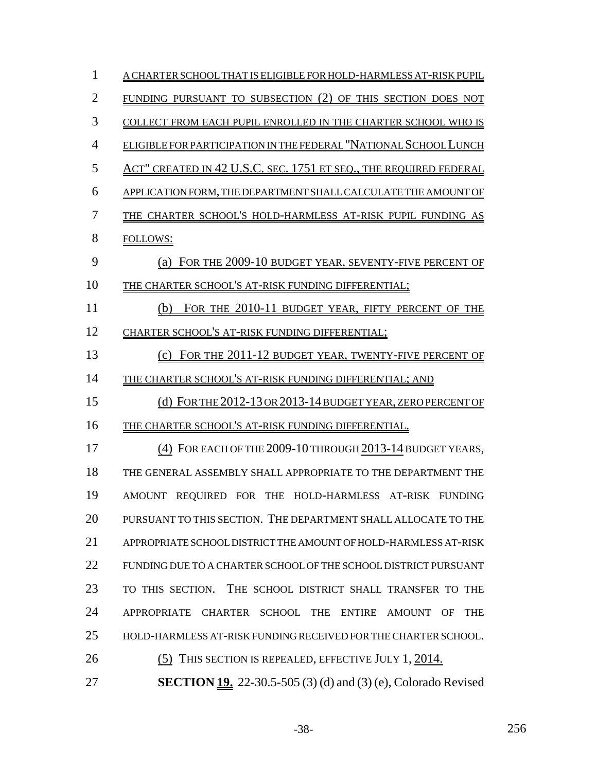A CHARTER SCHOOL THAT IS ELIGIBLE FOR HOLD-HARMLESS AT-RISK PUPIL FUNDING PURSUANT TO SUBSECTION (2) OF THIS SECTION DOES NOT COLLECT FROM EACH PUPIL ENROLLED IN THE CHARTER SCHOOL WHO IS ELIGIBLE FOR PARTICIPATION IN THE FEDERAL "NATIONAL SCHOOL LUNCH ACT" CREATED IN 42 U.S.C. SEC. 1751 ET SEQ., THE REQUIRED FEDERAL APPLICATION FORM, THE DEPARTMENT SHALL CALCULATE THE AMOUNT OF THE CHARTER SCHOOL'S HOLD-HARMLESS AT-RISK PUPIL FUNDING AS FOLLOWS:

(a) FOR THE 2009-10 BUDGET YEAR, SEVENTY-FIVE PERCENT OF THE CHARTER SCHOOL'S AT-RISK FUNDING DIFFERENTIAL;

(b) FOR THE 2010-11 BUDGET YEAR, FIFTY PERCENT OF THE CHARTER SCHOOL'S AT-RISK FUNDING DIFFERENTIAL;

(c) FOR THE 2011-12 BUDGET YEAR, TWENTY-FIVE PERCENT OF THE CHARTER SCHOOL'S AT-RISK FUNDING DIFFERENTIAL; AND

(d) FOR THE 2012-13 OR 2013-14 BUDGET YEAR, ZERO PERCENT OF THE CHARTER SCHOOL'S AT-RISK FUNDING DIFFERENTIAL.

(4) FOR EACH OF THE 2009-10 THROUGH 2013-14 BUDGET YEARS, THE GENERAL ASSEMBLY SHALL APPROPRIATE TO THE DEPARTMENT THE AMOUNT REQUIRED FOR THE HOLD-HARMLESS AT-RISK FUNDING PURSUANT TO THIS SECTION. THE DEPARTMENT SHALL ALLOCATE TO THE APPROPRIATE SCHOOL DISTRICT THE AMOUNT OF HOLD-HARMLESS AT-RISK FUNDING DUE TO A CHARTER SCHOOL OF THE SCHOOL DISTRICT PURSUANT TO THIS SECTION. THE SCHOOL DISTRICT SHALL TRANSFER TO THE APPROPRIATE CHARTER SCHOOL THE ENTIRE AMOUNT OF THE HOLD-HARMLESS AT-RISK FUNDING RECEIVED FOR THE CHARTER SCHOOL.

(5) THIS SECTION IS REPEALED, EFFECTIVE JULY 1, 2014.

**SECTION 19.** 22-30.5-505 (3) (d) and (3) (e), Colorado Revised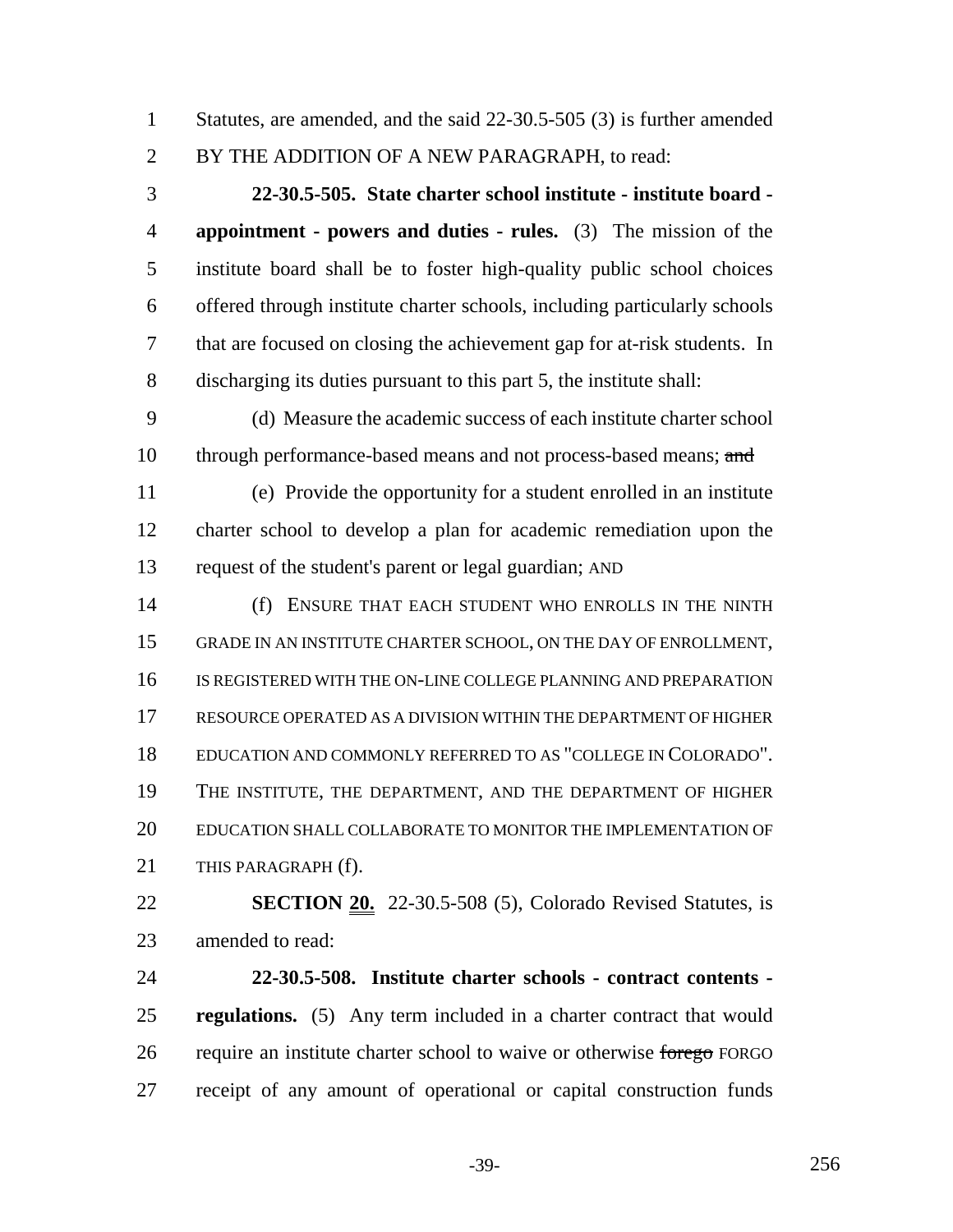Statutes, are amended, and the said 22-30.5-505 (3) is further amended BY THE ADDITION OF A NEW PARAGRAPH, to read:

**22-30.5-505. State charter school institute - institute board - appointment - powers and duties - rules.** (3) The mission of the institute board shall be to foster high-quality public school choices offered through institute charter schools, including particularly schools that are focused on closing the achievement gap for at-risk students. In discharging its duties pursuant to this part 5, the institute shall:

(d) Measure the academic success of each institute charter school through performance-based means and not process-based means; ~~and~~

(e) Provide the opportunity for a student enrolled in an institute charter school to develop a plan for academic remediation upon the request of the student's parent or legal guardian; AND

(f) ENSURE THAT EACH STUDENT WHO ENROLLS IN THE NINTH GRADE IN AN INSTITUTE CHARTER SCHOOL, ON THE DAY OF ENROLLMENT, IS REGISTERED WITH THE ON-LINE COLLEGE PLANNING AND PREPARATION RESOURCE OPERATED AS A DIVISION WITHIN THE DEPARTMENT OF HIGHER EDUCATION AND COMMONLY REFERRED TO AS "COLLEGE IN COLORADO". THE INSTITUTE, THE DEPARTMENT, AND THE DEPARTMENT OF HIGHER EDUCATION SHALL COLLABORATE TO MONITOR THE IMPLEMENTATION OF THIS PARAGRAPH (f).

**SECTION 20.** 22-30.5-508 (5), Colorado Revised Statutes, is amended to read:

**22-30.5-508. Institute charter schools - contract contents - regulations.** (5) Any term included in a charter contract that would require an institute charter school to waive or otherwise ~~forego~~ FORGO receipt of any amount of operational or capital construction funds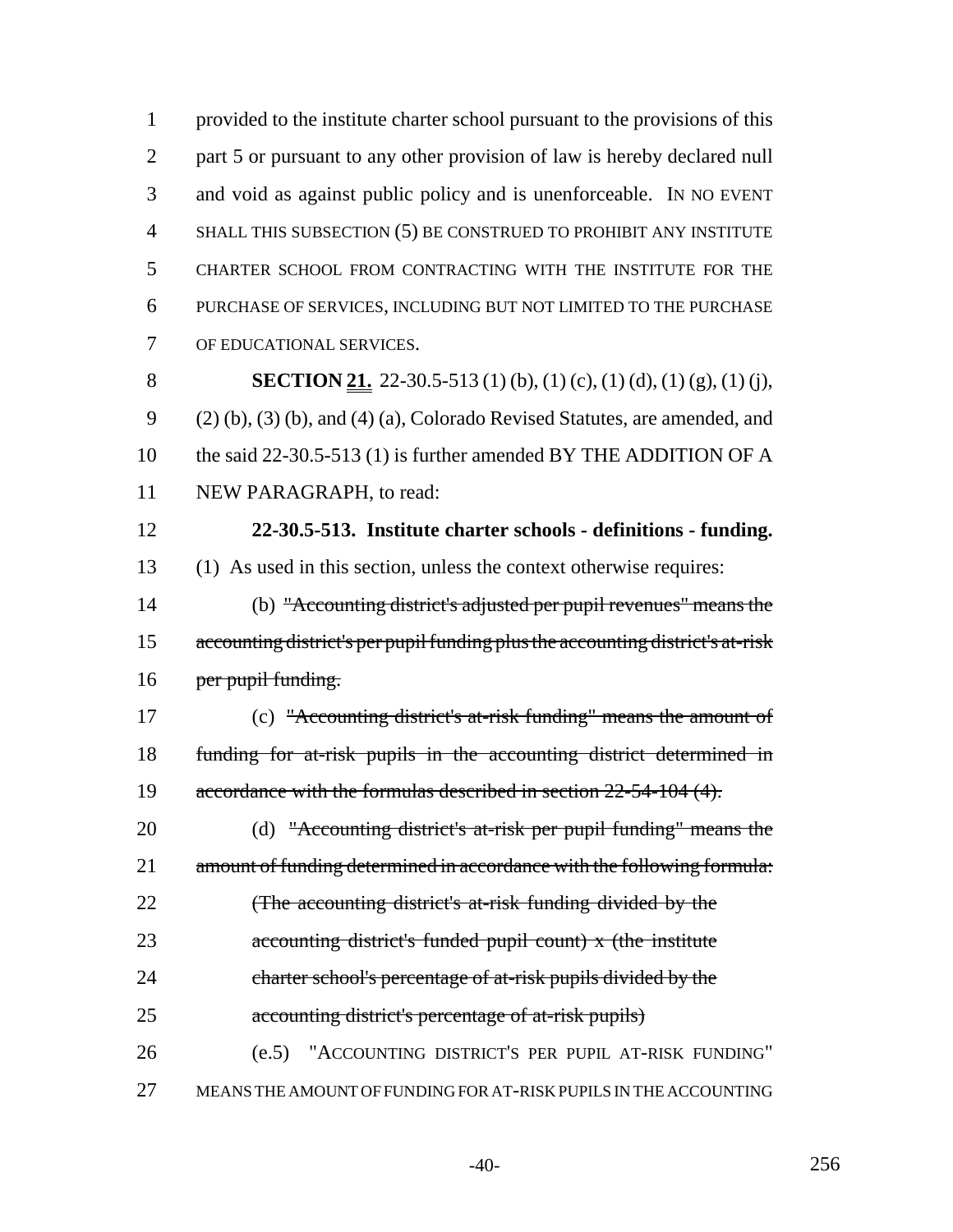provided to the institute charter school pursuant to the provisions of this part 5 or pursuant to any other provision of law is hereby declared null and void as against public policy and is unenforceable. IN NO EVENT SHALL THIS SUBSECTION (5) BE CONSTRUED TO PROHIBIT ANY INSTITUTE CHARTER SCHOOL FROM CONTRACTING WITH THE INSTITUTE FOR THE PURCHASE OF SERVICES, INCLUDING BUT NOT LIMITED TO THE PURCHASE OF EDUCATIONAL SERVICES.

**SECTION 21.** 22-30.5-513 (1) (b), (1) (c), (1) (d), (1) (g), (1) (j), (2) (b), (3) (b), and (4) (a), Colorado Revised Statutes, are amended, and the said 22-30.5-513 (1) is further amended BY THE ADDITION OF A NEW PARAGRAPH, to read:

**22-30.5-513. Institute charter schools - definitions - funding.** (1) As used in this section, unless the context otherwise requires:

(b) ~~"Accounting district's adjusted per pupil revenues" means the accounting district's per pupil funding plus the accounting district's at-risk per pupil funding.~~

(c) ~~"Accounting district's at-risk funding" means the amount of funding for at-risk pupils in the accounting district determined in accordance with the formulas described in section 22-54-104 (4).~~

(d) ~~"Accounting district's at-risk per pupil funding" means the amount of funding determined in accordance with the following formula:~~

~~(The accounting district's at-risk funding divided by the accounting district's funded pupil count) x (the institute charter school's percentage of at-risk pupils divided by the accounting district's percentage of at-risk pupils)~~

(e.5) "ACCOUNTING DISTRICT'S PER PUPIL AT-RISK FUNDING" MEANS THE AMOUNT OF FUNDING FOR AT-RISK PUPILS IN THE ACCOUNTING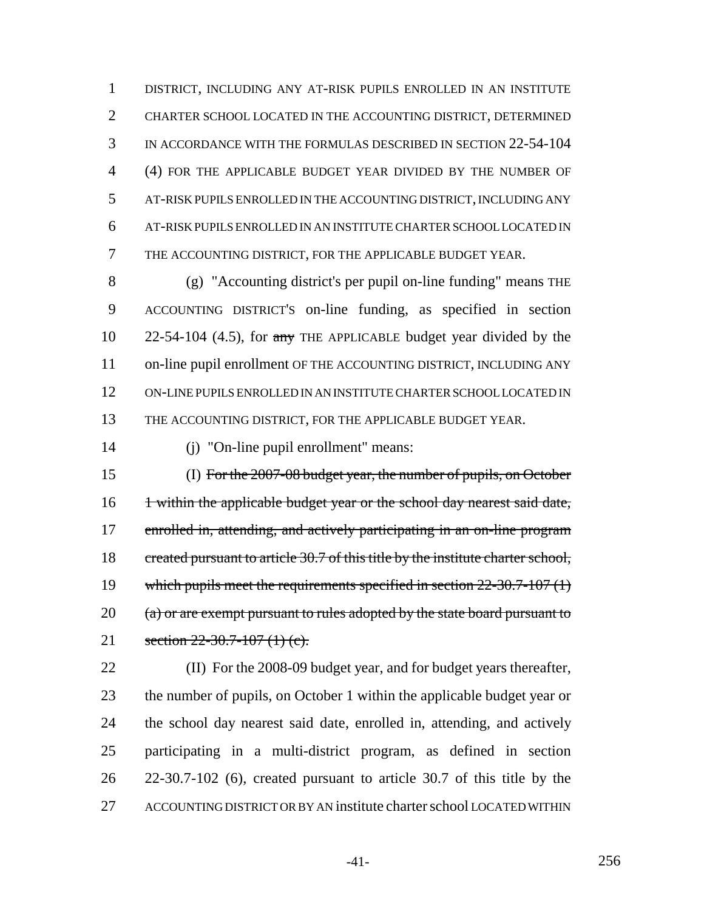DISTRICT, INCLUDING ANY AT-RISK PUPILS ENROLLED IN AN INSTITUTE CHARTER SCHOOL LOCATED IN THE ACCOUNTING DISTRICT, DETERMINED IN ACCORDANCE WITH THE FORMULAS DESCRIBED IN SECTION 22-54-104 (4) FOR THE APPLICABLE BUDGET YEAR DIVIDED BY THE NUMBER OF AT-RISK PUPILS ENROLLED IN THE ACCOUNTING DISTRICT, INCLUDING ANY AT-RISK PUPILS ENROLLED IN AN INSTITUTE CHARTER SCHOOL LOCATED IN THE ACCOUNTING DISTRICT, FOR THE APPLICABLE BUDGET YEAR.

(g) "Accounting district's per pupil on-line funding" means THE ACCOUNTING DISTRICT'S on-line funding, as specified in section 22-54-104 (4.5), for ~~any~~ THE APPLICABLE budget year divided by the on-line pupil enrollment OF THE ACCOUNTING DISTRICT, INCLUDING ANY ON-LINE PUPILS ENROLLED IN AN INSTITUTE CHARTER SCHOOL LOCATED IN THE ACCOUNTING DISTRICT, FOR THE APPLICABLE BUDGET YEAR.

(j) "On-line pupil enrollment" means:

(I) ~~For the 2007-08 budget year, the number of pupils, on October 1 within the applicable budget year or the school day nearest said date, enrolled in, attending, and actively participating in an on-line program created pursuant to article 30.7 of this title by the institute charter school, which pupils meet the requirements specified in section 22-30.7-107 (1) (a) or are exempt pursuant to rules adopted by the state board pursuant to section 22-30.7-107 (1) (c).~~

(II) For the 2008-09 budget year, and for budget years thereafter, the number of pupils, on October 1 within the applicable budget year or the school day nearest said date, enrolled in, attending, and actively participating in a multi-district program, as defined in section 22-30.7-102 (6), created pursuant to article 30.7 of this title by the ACCOUNTING DISTRICT OR BY AN institute charter school LOCATED WITHIN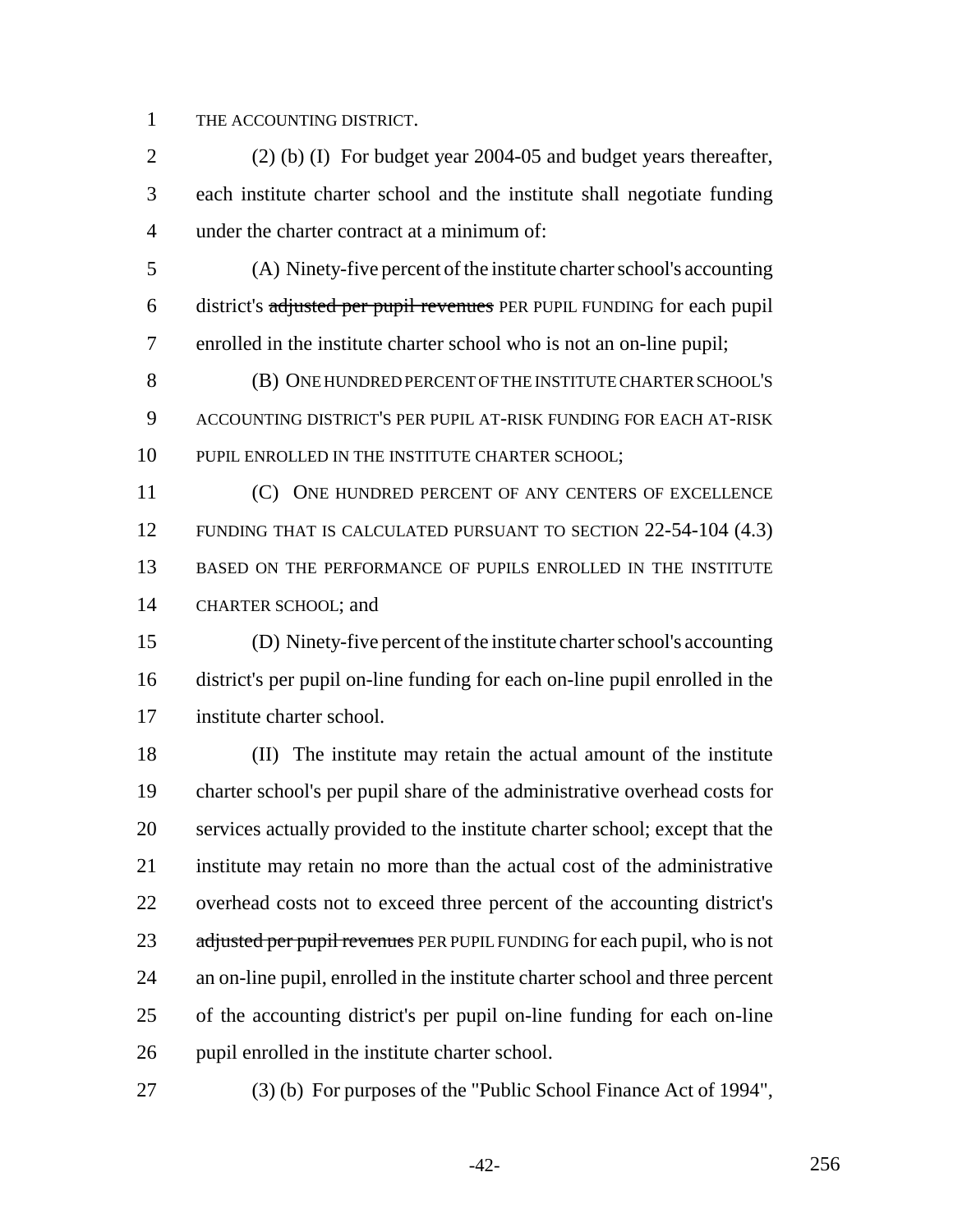THE ACCOUNTING DISTRICT.

(2) (b) (I) For budget year 2004-05 and budget years thereafter, each institute charter school and the institute shall negotiate funding under the charter contract at a minimum of:

(A) Ninety-five percent of the institute charter school's accounting district's ~~adjusted per pupil revenues~~ PER PUPIL FUNDING for each pupil enrolled in the institute charter school who is not an on-line pupil;

(B) ONE HUNDRED PERCENT OF THE INSTITUTE CHARTER SCHOOL'S ACCOUNTING DISTRICT'S PER PUPIL AT-RISK FUNDING FOR EACH AT-RISK PUPIL ENROLLED IN THE INSTITUTE CHARTER SCHOOL;

(C) ONE HUNDRED PERCENT OF ANY CENTERS OF EXCELLENCE FUNDING THAT IS CALCULATED PURSUANT TO SECTION 22-54-104 (4.3) BASED ON THE PERFORMANCE OF PUPILS ENROLLED IN THE INSTITUTE CHARTER SCHOOL; and

(D) Ninety-five percent of the institute charter school's accounting district's per pupil on-line funding for each on-line pupil enrolled in the institute charter school.

(II) The institute may retain the actual amount of the institute charter school's per pupil share of the administrative overhead costs for services actually provided to the institute charter school; except that the institute may retain no more than the actual cost of the administrative overhead costs not to exceed three percent of the accounting district's ~~adjusted per pupil revenues~~ PER PUPIL FUNDING for each pupil, who is not an on-line pupil, enrolled in the institute charter school and three percent of the accounting district's per pupil on-line funding for each on-line pupil enrolled in the institute charter school.

(3) (b) For purposes of the "Public School Finance Act of 1994",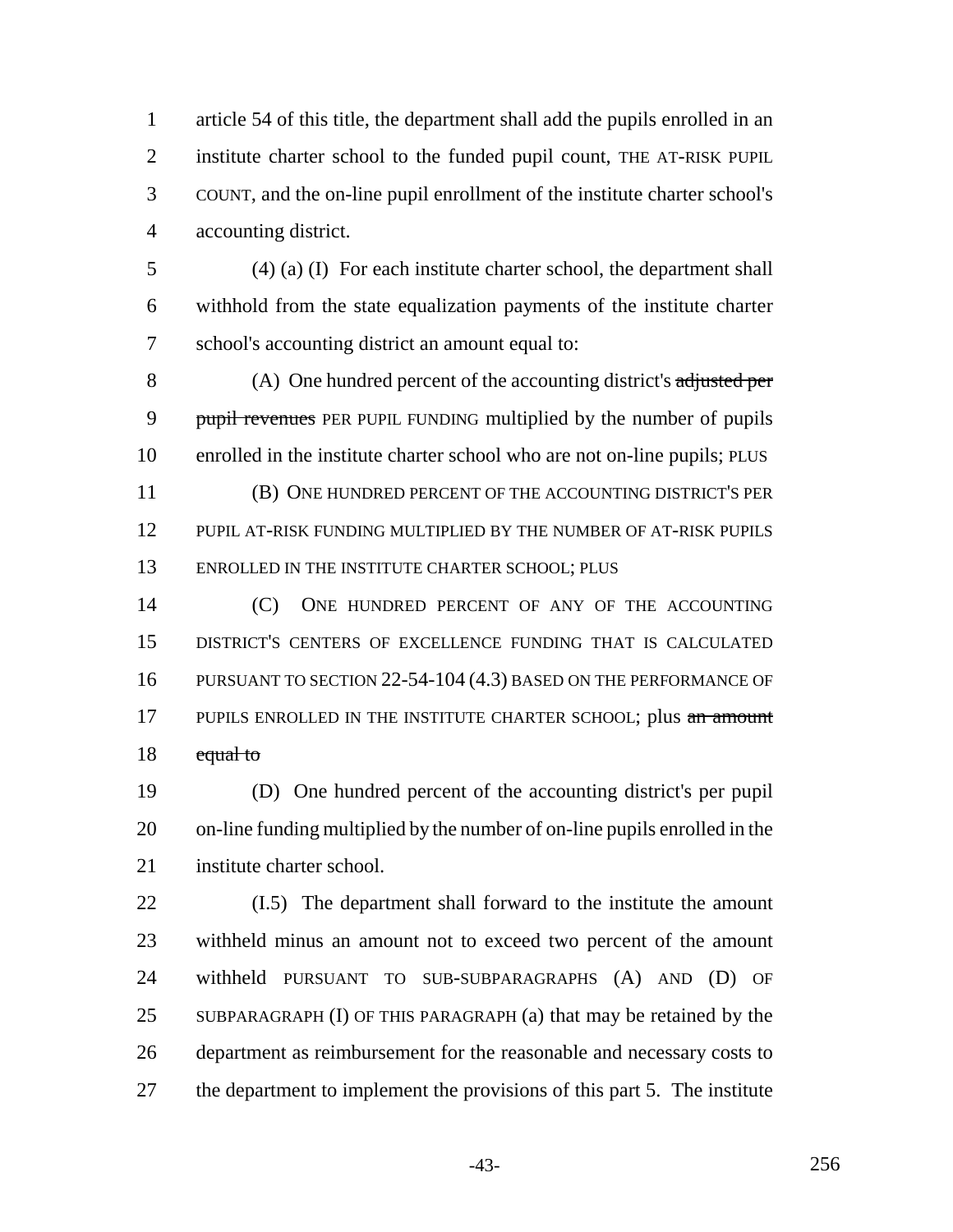article 54 of this title, the department shall add the pupils enrolled in an institute charter school to the funded pupil count, THE AT-RISK PUPIL COUNT, and the on-line pupil enrollment of the institute charter school's accounting district.

(4) (a) (I) For each institute charter school, the department shall withhold from the state equalization payments of the institute charter school's accounting district an amount equal to:

(A) One hundred percent of the accounting district's ~~adjusted per pupil revenues~~ PER PUPIL FUNDING multiplied by the number of pupils enrolled in the institute charter school who are not on-line pupils; PLUS

(B) ONE HUNDRED PERCENT OF THE ACCOUNTING DISTRICT'S PER PUPIL AT-RISK FUNDING MULTIPLIED BY THE NUMBER OF AT-RISK PUPILS ENROLLED IN THE INSTITUTE CHARTER SCHOOL; PLUS

(C) ONE HUNDRED PERCENT OF ANY OF THE ACCOUNTING DISTRICT'S CENTERS OF EXCELLENCE FUNDING THAT IS CALCULATED PURSUANT TO SECTION 22-54-104 (4.3) BASED ON THE PERFORMANCE OF PUPILS ENROLLED IN THE INSTITUTE CHARTER SCHOOL; plus ~~an amount equal to~~

(D) One hundred percent of the accounting district's per pupil on-line funding multiplied by the number of on-line pupils enrolled in the institute charter school.

(I.5) The department shall forward to the institute the amount withheld minus an amount not to exceed two percent of the amount withheld PURSUANT TO SUB-SUBPARAGRAPHS (A) AND (D) OF SUBPARAGRAPH (I) OF THIS PARAGRAPH (a) that may be retained by the department as reimbursement for the reasonable and necessary costs to the department to implement the provisions of this part 5. The institute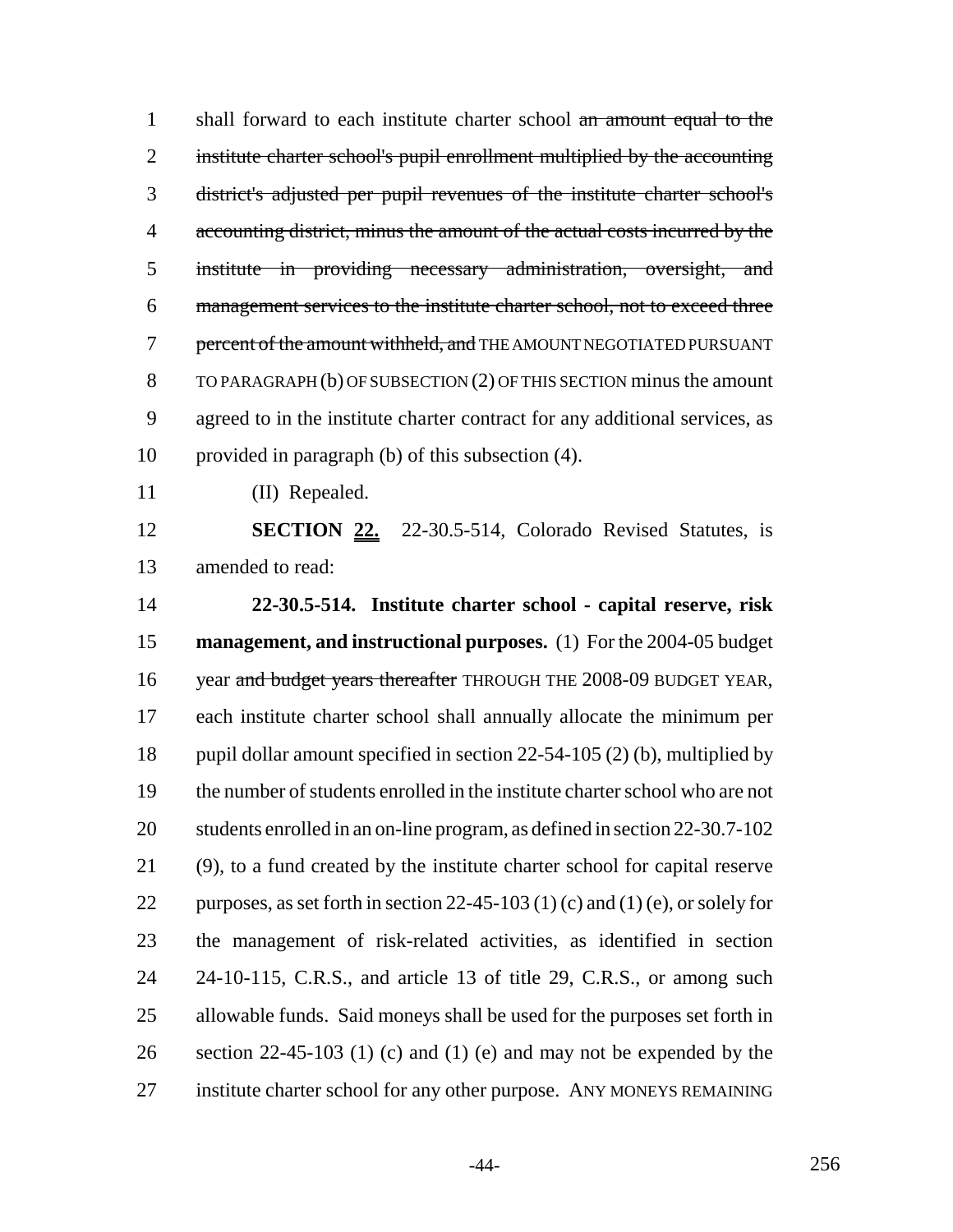shall forward to each institute charter school ~~an amount equal to the institute charter school's pupil enrollment multiplied by the accounting district's adjusted per pupil revenues of the institute charter school's accounting district, minus the amount of the actual costs incurred by the institute in providing necessary administration, oversight, and management services to the institute charter school, not to exceed three percent of the amount withheld, and~~ THE AMOUNT NEGOTIATED PURSUANT TO PARAGRAPH (b) OF SUBSECTION (2) OF THIS SECTION minus the amount agreed to in the institute charter contract for any additional services, as provided in paragraph (b) of this subsection (4).

(II) Repealed.

**SECTION 22.** 22-30.5-514, Colorado Revised Statutes, is amended to read:

**22-30.5-514. Institute charter school - capital reserve, risk management, and instructional purposes.** (1) For the 2004-05 budget year ~~and budget years thereafter~~ THROUGH THE 2008-09 BUDGET YEAR, each institute charter school shall annually allocate the minimum per pupil dollar amount specified in section 22-54-105 (2) (b), multiplied by the number of students enrolled in the institute charter school who are not students enrolled in an on-line program, as defined in section 22-30.7-102 (9), to a fund created by the institute charter school for capital reserve purposes, as set forth in section 22-45-103 (1) (c) and (1) (e), or solely for the management of risk-related activities, as identified in section 24-10-115, C.R.S., and article 13 of title 29, C.R.S., or among such allowable funds. Said moneys shall be used for the purposes set forth in section 22-45-103 (1) (c) and (1) (e) and may not be expended by the institute charter school for any other purpose. ANY MONEYS REMAINING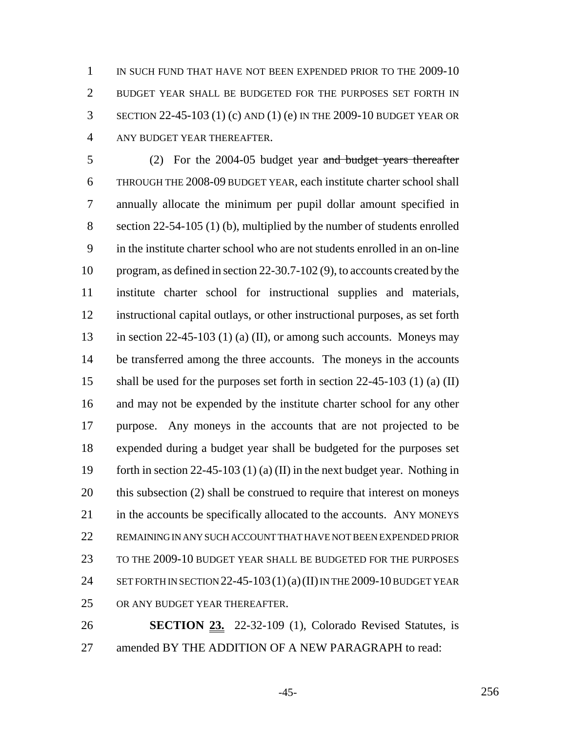IN SUCH FUND THAT HAVE NOT BEEN EXPENDED PRIOR TO THE 2009-10 BUDGET YEAR SHALL BE BUDGETED FOR THE PURPOSES SET FORTH IN SECTION 22-45-103 (1) (c) AND (1) (e) IN THE 2009-10 BUDGET YEAR OR ANY BUDGET YEAR THEREAFTER.

(2) For the 2004-05 budget year ~~and budget years thereafter~~ THROUGH THE 2008-09 BUDGET YEAR, each institute charter school shall annually allocate the minimum per pupil dollar amount specified in section 22-54-105 (1) (b), multiplied by the number of students enrolled in the institute charter school who are not students enrolled in an on-line program, as defined in section 22-30.7-102 (9), to accounts created by the institute charter school for instructional supplies and materials, instructional capital outlays, or other instructional purposes, as set forth in section 22-45-103 (1) (a) (II), or among such accounts. Moneys may be transferred among the three accounts. The moneys in the accounts shall be used for the purposes set forth in section 22-45-103 (1) (a) (II) and may not be expended by the institute charter school for any other purpose. Any moneys in the accounts that are not projected to be expended during a budget year shall be budgeted for the purposes set forth in section 22-45-103 (1) (a) (II) in the next budget year. Nothing in this subsection (2) shall be construed to require that interest on moneys in the accounts be specifically allocated to the accounts. ANY MONEYS REMAINING IN ANY SUCH ACCOUNT THAT HAVE NOT BEEN EXPENDED PRIOR TO THE 2009-10 BUDGET YEAR SHALL BE BUDGETED FOR THE PURPOSES SET FORTH IN SECTION 22-45-103 (1) (a) (II) IN THE 2009-10 BUDGET YEAR OR ANY BUDGET YEAR THEREAFTER.

**SECTION 23.** 22-32-109 (1), Colorado Revised Statutes, is amended BY THE ADDITION OF A NEW PARAGRAPH to read: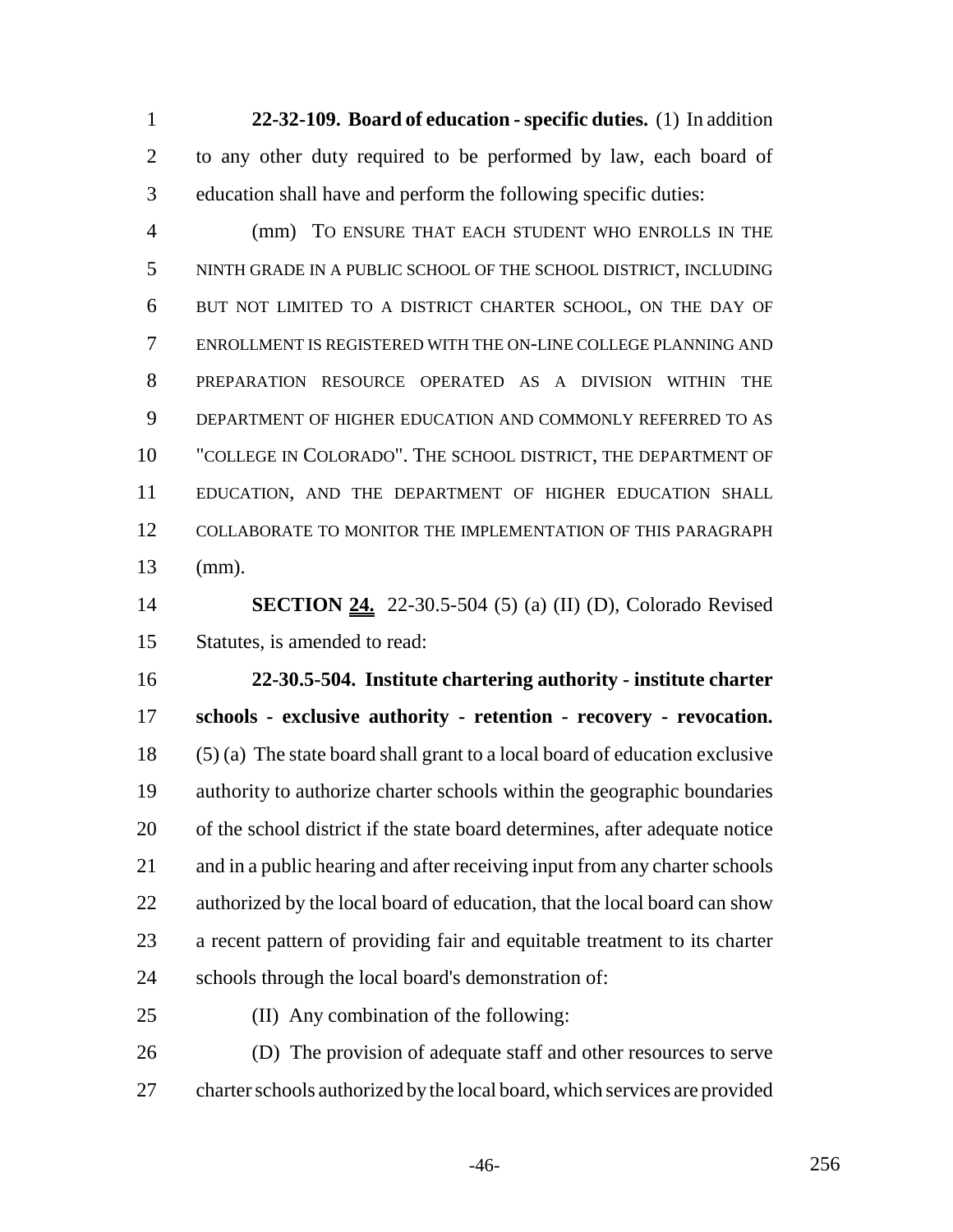**22-32-109. Board of education - specific duties.** (1) In addition to any other duty required to be performed by law, each board of education shall have and perform the following specific duties:

(mm) TO ENSURE THAT EACH STUDENT WHO ENROLLS IN THE NINTH GRADE IN A PUBLIC SCHOOL OF THE SCHOOL DISTRICT, INCLUDING BUT NOT LIMITED TO A DISTRICT CHARTER SCHOOL, ON THE DAY OF ENROLLMENT IS REGISTERED WITH THE ON-LINE COLLEGE PLANNING AND PREPARATION RESOURCE OPERATED AS A DIVISION WITHIN THE DEPARTMENT OF HIGHER EDUCATION AND COMMONLY REFERRED TO AS "COLLEGE IN COLORADO". THE SCHOOL DISTRICT, THE DEPARTMENT OF EDUCATION, AND THE DEPARTMENT OF HIGHER EDUCATION SHALL COLLABORATE TO MONITOR THE IMPLEMENTATION OF THIS PARAGRAPH (mm).

**SECTION 24.** 22-30.5-504 (5) (a) (II) (D), Colorado Revised Statutes, is amended to read:

**22-30.5-504. Institute chartering authority - institute charter schools - exclusive authority - retention - recovery - revocation.** (5) (a) The state board shall grant to a local board of education exclusive authority to authorize charter schools within the geographic boundaries of the school district if the state board determines, after adequate notice and in a public hearing and after receiving input from any charter schools authorized by the local board of education, that the local board can show a recent pattern of providing fair and equitable treatment to its charter schools through the local board's demonstration of:

(II) Any combination of the following:

(D) The provision of adequate staff and other resources to serve charter schools authorized by the local board, which services are provided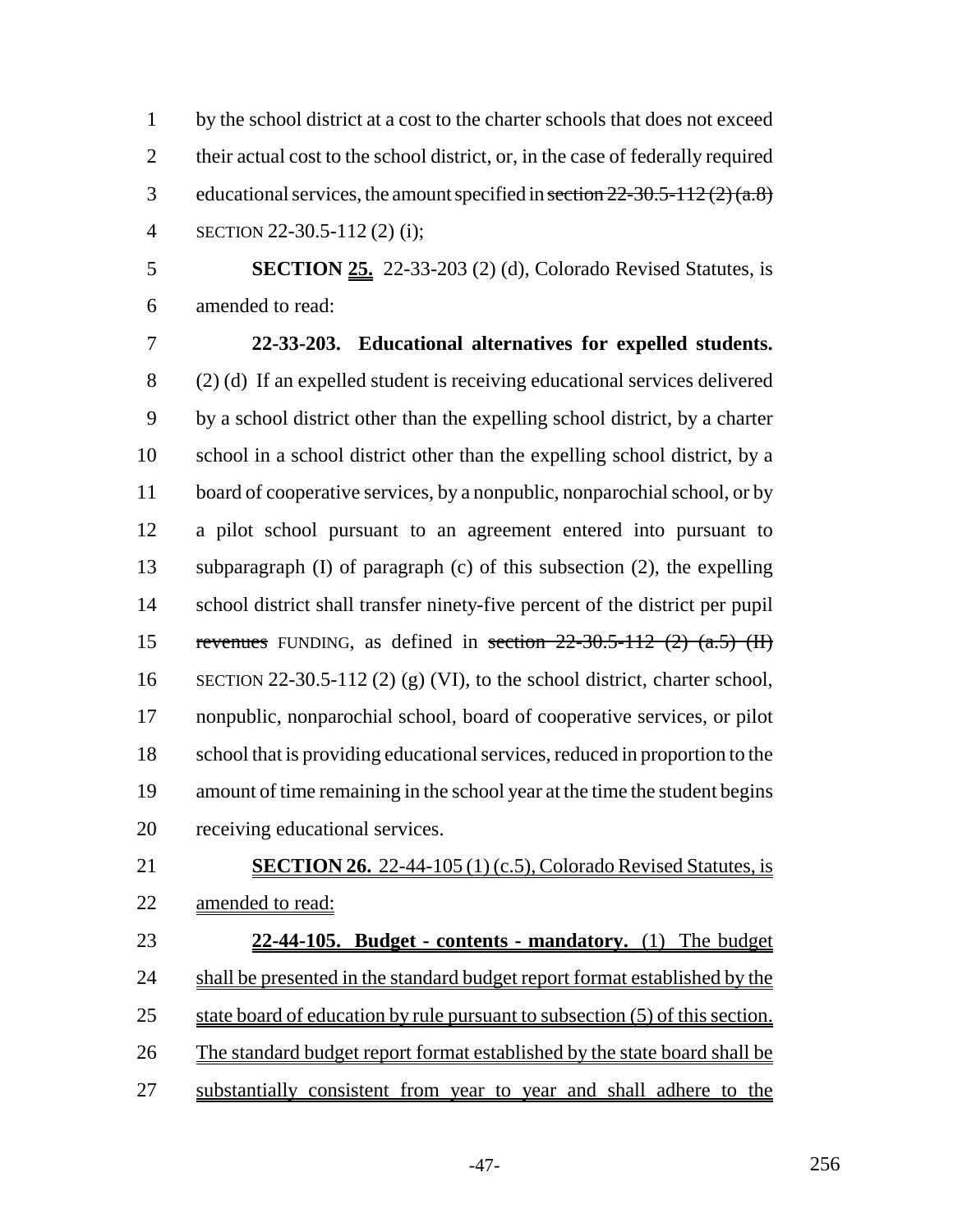by the school district at a cost to the charter schools that does not exceed their actual cost to the school district, or, in the case of federally required educational services, the amount specified in ~~section 22-30.5-112 (2) (a.8)~~ SECTION 22-30.5-112 (2) (i);

**SECTION 25.** 22-33-203 (2) (d), Colorado Revised Statutes, is amended to read:

**22-33-203. Educational alternatives for expelled students.** (2) (d) If an expelled student is receiving educational services delivered by a school district other than the expelling school district, by a charter school in a school district other than the expelling school district, by a board of cooperative services, by a nonpublic, nonparochial school, or by a pilot school pursuant to an agreement entered into pursuant to subparagraph (I) of paragraph (c) of this subsection (2), the expelling school district shall transfer ninety-five percent of the district per pupil ~~revenues~~ FUNDING, as defined in ~~section 22-30.5-112 (2) (a.5) (II)~~ SECTION 22-30.5-112 (2) (g) (VI), to the school district, charter school, nonpublic, nonparochial school, board of cooperative services, or pilot school that is providing educational services, reduced in proportion to the amount of time remaining in the school year at the time the student begins receiving educational services.

**SECTION 26.** 22-44-105 (1) (c.5), Colorado Revised Statutes, is amended to read:

**22-44-105. Budget - contents - mandatory.** (1) The budget shall be presented in the standard budget report format established by the state board of education by rule pursuant to subsection (5) of this section. The standard budget report format established by the state board shall be substantially consistent from year to year and shall adhere to the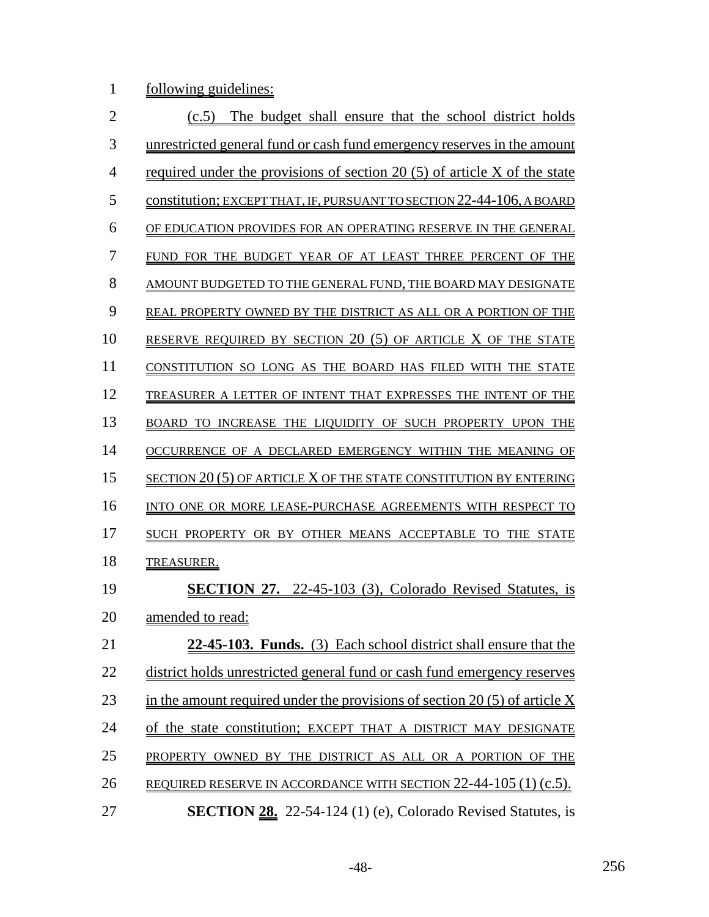following guidelines:

(c.5) The budget shall ensure that the school district holds unrestricted general fund or cash fund emergency reserves in the amount required under the provisions of section 20 (5) of article X of the state constitution; EXCEPT THAT, IF, PURSUANT TO SECTION 22-44-106, A BOARD OF EDUCATION PROVIDES FOR AN OPERATING RESERVE IN THE GENERAL FUND FOR THE BUDGET YEAR OF AT LEAST THREE PERCENT OF THE AMOUNT BUDGETED TO THE GENERAL FUND, THE BOARD MAY DESIGNATE REAL PROPERTY OWNED BY THE DISTRICT AS ALL OR A PORTION OF THE RESERVE REQUIRED BY SECTION 20 (5) OF ARTICLE X OF THE STATE CONSTITUTION SO LONG AS THE BOARD HAS FILED WITH THE STATE TREASURER A LETTER OF INTENT THAT EXPRESSES THE INTENT OF THE BOARD TO INCREASE THE LIQUIDITY OF SUCH PROPERTY UPON THE OCCURRENCE OF A DECLARED EMERGENCY WITHIN THE MEANING OF SECTION 20 (5) OF ARTICLE X OF THE STATE CONSTITUTION BY ENTERING INTO ONE OR MORE LEASE-PURCHASE AGREEMENTS WITH RESPECT TO SUCH PROPERTY OR BY OTHER MEANS ACCEPTABLE TO THE STATE TREASURER.

**SECTION 27.** 22-45-103 (3), Colorado Revised Statutes, is amended to read:

**22-45-103. Funds.** (3) Each school district shall ensure that the district holds unrestricted general fund or cash fund emergency reserves in the amount required under the provisions of section 20 (5) of article X of the state constitution; EXCEPT THAT A DISTRICT MAY DESIGNATE PROPERTY OWNED BY THE DISTRICT AS ALL OR A PORTION OF THE REQUIRED RESERVE IN ACCORDANCE WITH SECTION 22-44-105 (1) (c.5).

**SECTION 28.** 22-54-124 (1) (e), Colorado Revised Statutes, is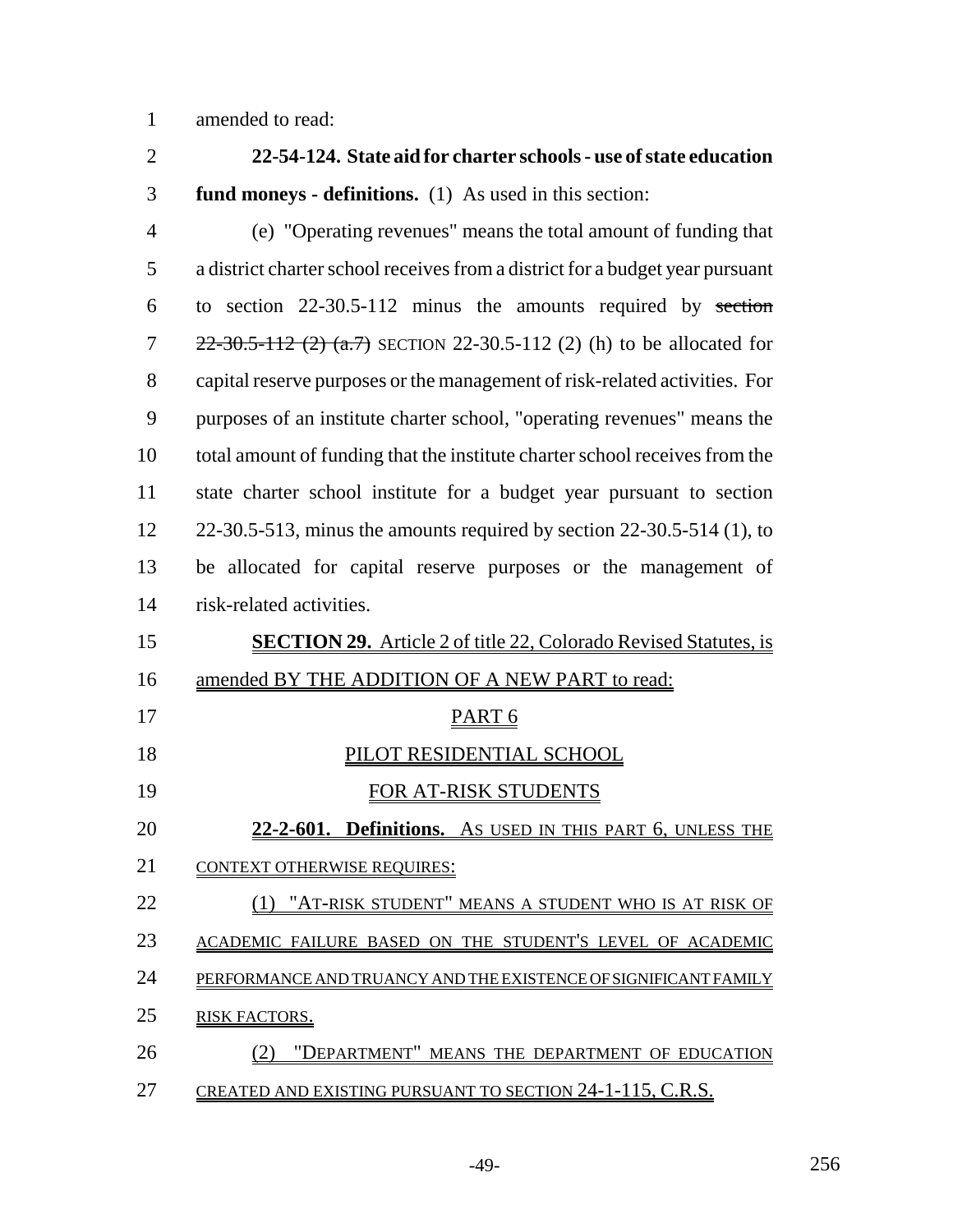amended to read:

**22-54-124. State aid for charter schools - use of state education fund moneys - definitions.** (1) As used in this section:

(e) "Operating revenues" means the total amount of funding that a district charter school receives from a district for a budget year pursuant to section 22-30.5-112 minus the amounts required by ~~section 22-30.5-112 (2) (a.7)~~ SECTION 22-30.5-112 (2) (h) to be allocated for capital reserve purposes or the management of risk-related activities. For purposes of an institute charter school, "operating revenues" means the total amount of funding that the institute charter school receives from the state charter school institute for a budget year pursuant to section 22-30.5-513, minus the amounts required by section 22-30.5-514 (1), to be allocated for capital reserve purposes or the management of risk-related activities.

**SECTION 29.** Article 2 of title 22, Colorado Revised Statutes, is amended BY THE ADDITION OF A NEW PART to read:

PART 6

PILOT RESIDENTIAL SCHOOL FOR AT-RISK STUDENTS

**22-2-601. Definitions.** AS USED IN THIS PART 6, UNLESS THE CONTEXT OTHERWISE REQUIRES:

(1) "AT-RISK STUDENT" MEANS A STUDENT WHO IS AT RISK OF ACADEMIC FAILURE BASED ON THE STUDENT'S LEVEL OF ACADEMIC PERFORMANCE AND TRUANCY AND THE EXISTENCE OF SIGNIFICANT FAMILY RISK FACTORS.

(2) "DEPARTMENT" MEANS THE DEPARTMENT OF EDUCATION CREATED AND EXISTING PURSUANT TO SECTION 24-1-115, C.R.S.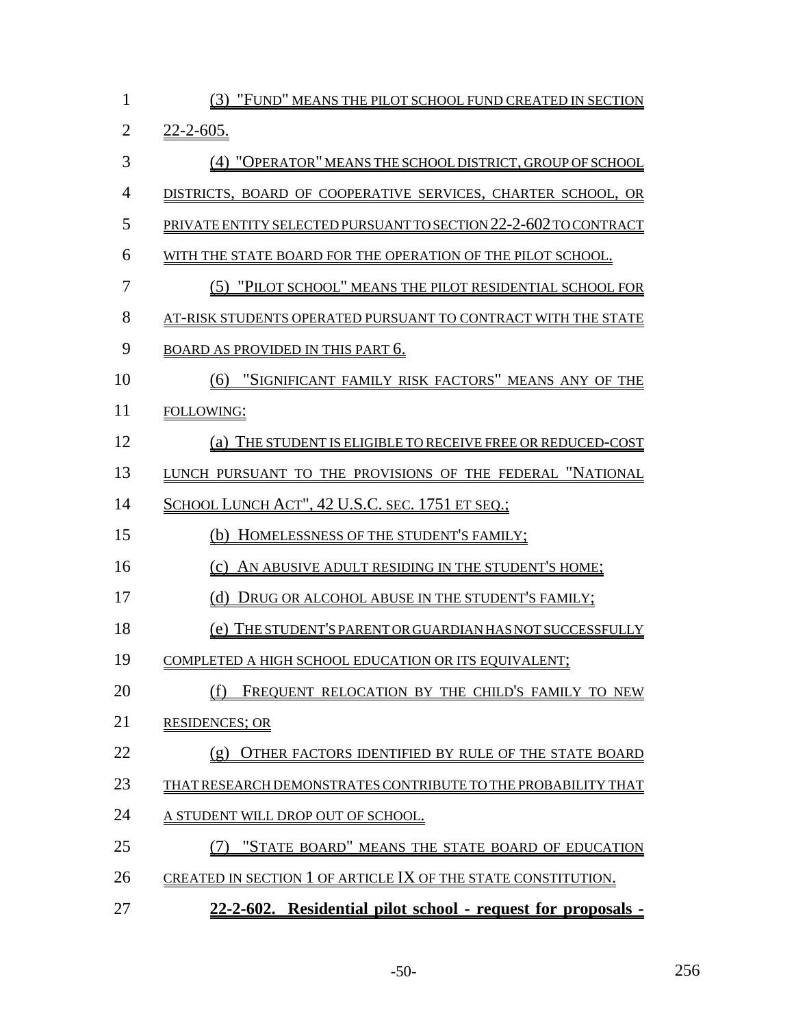(3) "FUND" MEANS THE PILOT SCHOOL FUND CREATED IN SECTION 22-2-605.

(4) "OPERATOR" MEANS THE SCHOOL DISTRICT, GROUP OF SCHOOL DISTRICTS, BOARD OF COOPERATIVE SERVICES, CHARTER SCHOOL, OR PRIVATE ENTITY SELECTED PURSUANT TO SECTION 22-2-602 TO CONTRACT WITH THE STATE BOARD FOR THE OPERATION OF THE PILOT SCHOOL.

(5) "PILOT SCHOOL" MEANS THE PILOT RESIDENTIAL SCHOOL FOR AT-RISK STUDENTS OPERATED PURSUANT TO CONTRACT WITH THE STATE BOARD AS PROVIDED IN THIS PART 6.

(6) "SIGNIFICANT FAMILY RISK FACTORS" MEANS ANY OF THE FOLLOWING:

(a) THE STUDENT IS ELIGIBLE TO RECEIVE FREE OR REDUCED-COST LUNCH PURSUANT TO THE PROVISIONS OF THE FEDERAL "NATIONAL SCHOOL LUNCH ACT", 42 U.S.C. SEC. 1751 ET SEQ.;

(b) HOMELESSNESS OF THE STUDENT'S FAMILY;

(c) AN ABUSIVE ADULT RESIDING IN THE STUDENT'S HOME;

(d) DRUG OR ALCOHOL ABUSE IN THE STUDENT'S FAMILY;

(e) THE STUDENT'S PARENT OR GUARDIAN HAS NOT SUCCESSFULLY COMPLETED A HIGH SCHOOL EDUCATION OR ITS EQUIVALENT;

(f) FREQUENT RELOCATION BY THE CHILD'S FAMILY TO NEW RESIDENCES; OR

(g) OTHER FACTORS IDENTIFIED BY RULE OF THE STATE BOARD THAT RESEARCH DEMONSTRATES CONTRIBUTE TO THE PROBABILITY THAT A STUDENT WILL DROP OUT OF SCHOOL.

(7) "STATE BOARD" MEANS THE STATE BOARD OF EDUCATION CREATED IN SECTION 1 OF ARTICLE IX OF THE STATE CONSTITUTION.

**22-2-602. Residential pilot school - request for proposals -**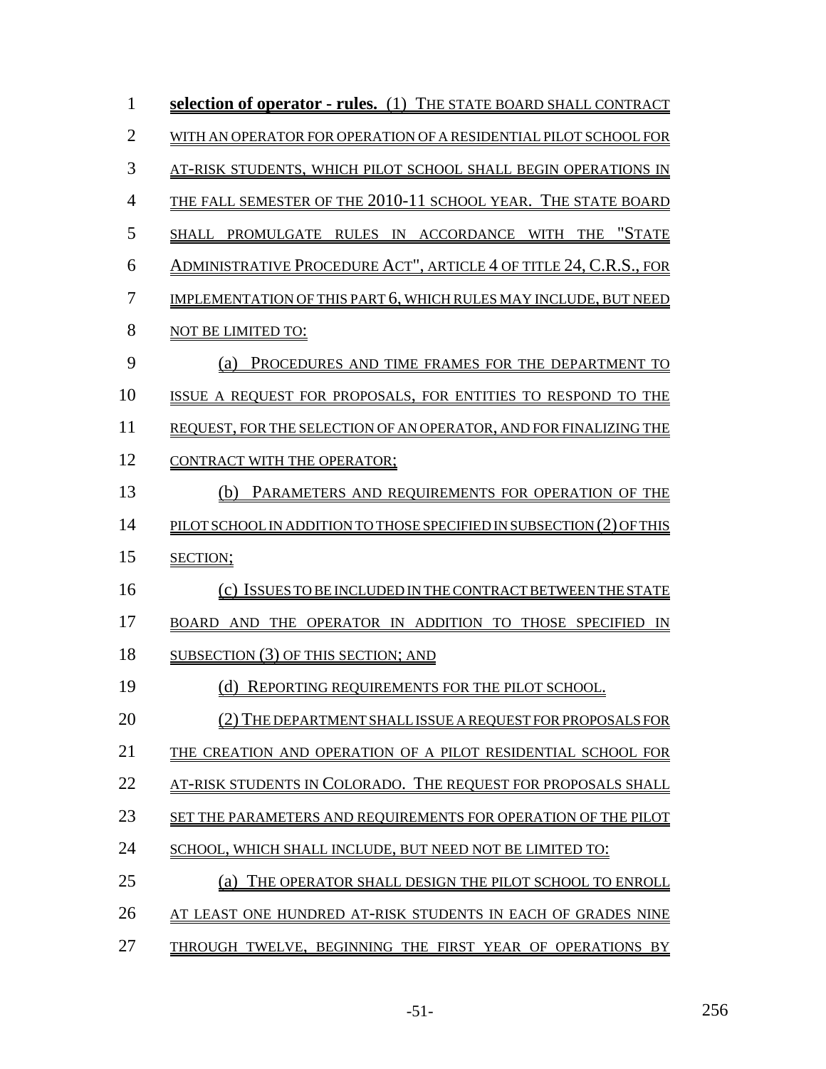**selection of operator - rules.** (1) THE STATE BOARD SHALL CONTRACT WITH AN OPERATOR FOR OPERATION OF A RESIDENTIAL PILOT SCHOOL FOR AT-RISK STUDENTS, WHICH PILOT SCHOOL SHALL BEGIN OPERATIONS IN THE FALL SEMESTER OF THE 2010-11 SCHOOL YEAR. THE STATE BOARD SHALL PROMULGATE RULES IN ACCORDANCE WITH THE "STATE ADMINISTRATIVE PROCEDURE ACT", ARTICLE 4 OF TITLE 24, C.R.S., FOR IMPLEMENTATION OF THIS PART 6, WHICH RULES MAY INCLUDE, BUT NEED NOT BE LIMITED TO:

(a) PROCEDURES AND TIME FRAMES FOR THE DEPARTMENT TO ISSUE A REQUEST FOR PROPOSALS, FOR ENTITIES TO RESPOND TO THE REQUEST, FOR THE SELECTION OF AN OPERATOR, AND FOR FINALIZING THE CONTRACT WITH THE OPERATOR;

(b) PARAMETERS AND REQUIREMENTS FOR OPERATION OF THE PILOT SCHOOL IN ADDITION TO THOSE SPECIFIED IN SUBSECTION (2) OF THIS SECTION;

(c) ISSUES TO BE INCLUDED IN THE CONTRACT BETWEEN THE STATE BOARD AND THE OPERATOR IN ADDITION TO THOSE SPECIFIED IN SUBSECTION (3) OF THIS SECTION; AND

(d) REPORTING REQUIREMENTS FOR THE PILOT SCHOOL.

(2) THE DEPARTMENT SHALL ISSUE A REQUEST FOR PROPOSALS FOR THE CREATION AND OPERATION OF A PILOT RESIDENTIAL SCHOOL FOR AT-RISK STUDENTS IN COLORADO. THE REQUEST FOR PROPOSALS SHALL SET THE PARAMETERS AND REQUIREMENTS FOR OPERATION OF THE PILOT SCHOOL, WHICH SHALL INCLUDE, BUT NEED NOT BE LIMITED TO:

(a) THE OPERATOR SHALL DESIGN THE PILOT SCHOOL TO ENROLL AT LEAST ONE HUNDRED AT-RISK STUDENTS IN EACH OF GRADES NINE THROUGH TWELVE, BEGINNING THE FIRST YEAR OF OPERATIONS BY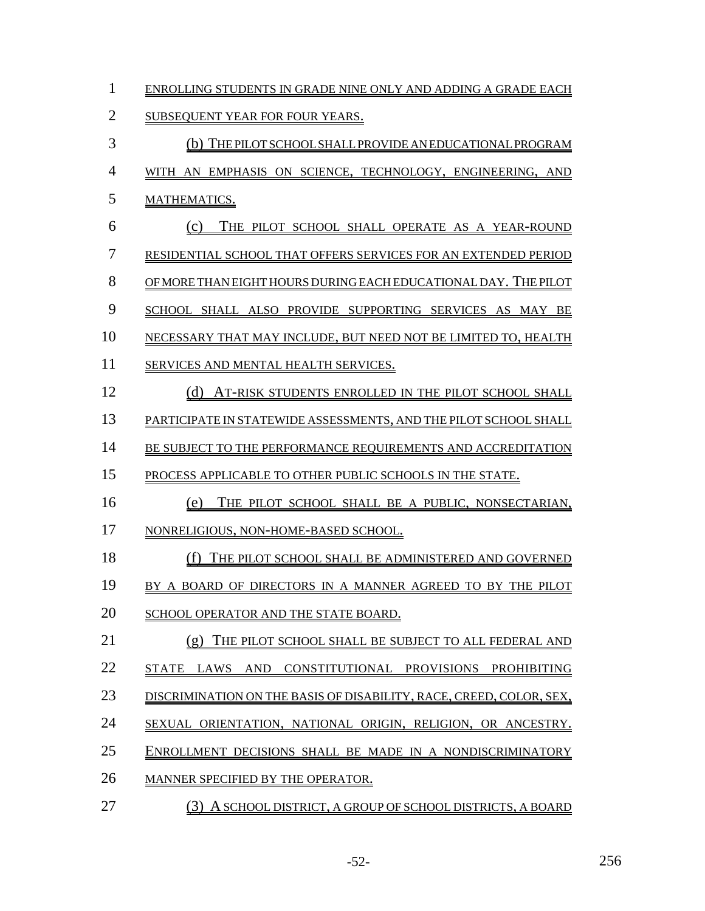ENROLLING STUDENTS IN GRADE NINE ONLY AND ADDING A GRADE EACH SUBSEQUENT YEAR FOR FOUR YEARS.

(b) THE PILOT SCHOOL SHALL PROVIDE AN EDUCATIONAL PROGRAM WITH AN EMPHASIS ON SCIENCE, TECHNOLOGY, ENGINEERING, AND MATHEMATICS.

(c) THE PILOT SCHOOL SHALL OPERATE AS A YEAR-ROUND RESIDENTIAL SCHOOL THAT OFFERS SERVICES FOR AN EXTENDED PERIOD OF MORE THAN EIGHT HOURS DURING EACH EDUCATIONAL DAY. THE PILOT SCHOOL SHALL ALSO PROVIDE SUPPORTING SERVICES AS MAY BE NECESSARY THAT MAY INCLUDE, BUT NEED NOT BE LIMITED TO, HEALTH SERVICES AND MENTAL HEALTH SERVICES.

(d) AT-RISK STUDENTS ENROLLED IN THE PILOT SCHOOL SHALL PARTICIPATE IN STATEWIDE ASSESSMENTS, AND THE PILOT SCHOOL SHALL BE SUBJECT TO THE PERFORMANCE REQUIREMENTS AND ACCREDITATION PROCESS APPLICABLE TO OTHER PUBLIC SCHOOLS IN THE STATE.

(e) THE PILOT SCHOOL SHALL BE A PUBLIC, NONSECTARIAN, NONRELIGIOUS, NON-HOME-BASED SCHOOL.

(f) THE PILOT SCHOOL SHALL BE ADMINISTERED AND GOVERNED BY A BOARD OF DIRECTORS IN A MANNER AGREED TO BY THE PILOT SCHOOL OPERATOR AND THE STATE BOARD.

(g) THE PILOT SCHOOL SHALL BE SUBJECT TO ALL FEDERAL AND STATE LAWS AND CONSTITUTIONAL PROVISIONS PROHIBITING DISCRIMINATION ON THE BASIS OF DISABILITY, RACE, CREED, COLOR, SEX, SEXUAL ORIENTATION, NATIONAL ORIGIN, RELIGION, OR ANCESTRY. ENROLLMENT DECISIONS SHALL BE MADE IN A NONDISCRIMINATORY MANNER SPECIFIED BY THE OPERATOR.

(3) A SCHOOL DISTRICT, A GROUP OF SCHOOL DISTRICTS, A BOARD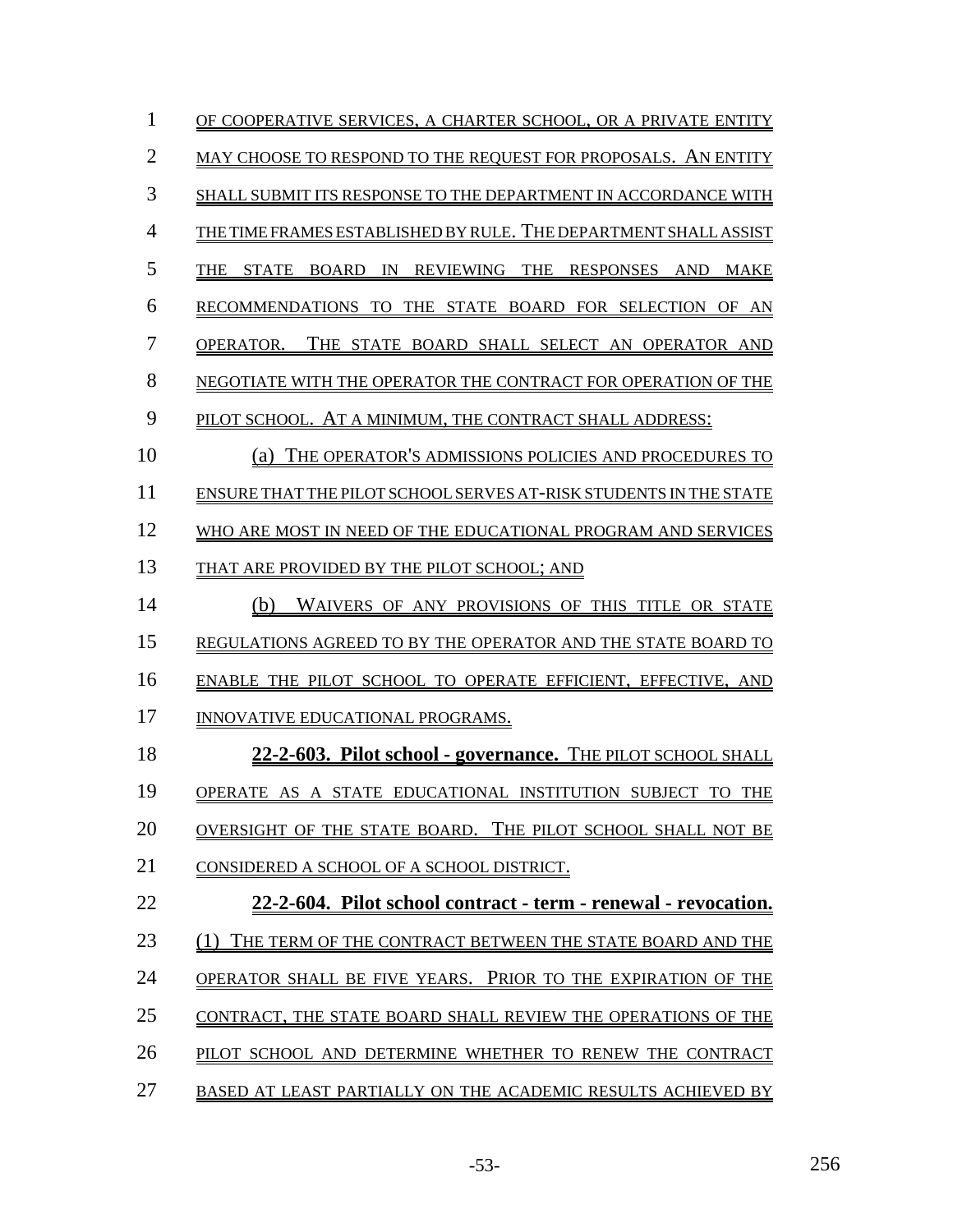OF COOPERATIVE SERVICES, A CHARTER SCHOOL, OR A PRIVATE ENTITY MAY CHOOSE TO RESPOND TO THE REQUEST FOR PROPOSALS. AN ENTITY SHALL SUBMIT ITS RESPONSE TO THE DEPARTMENT IN ACCORDANCE WITH THE TIME FRAMES ESTABLISHED BY RULE. THE DEPARTMENT SHALL ASSIST THE STATE BOARD IN REVIEWING THE RESPONSES AND MAKE RECOMMENDATIONS TO THE STATE BOARD FOR SELECTION OF AN OPERATOR. THE STATE BOARD SHALL SELECT AN OPERATOR AND NEGOTIATE WITH THE OPERATOR THE CONTRACT FOR OPERATION OF THE PILOT SCHOOL. AT A MINIMUM, THE CONTRACT SHALL ADDRESS:

(a) THE OPERATOR'S ADMISSIONS POLICIES AND PROCEDURES TO ENSURE THAT THE PILOT SCHOOL SERVES AT-RISK STUDENTS IN THE STATE WHO ARE MOST IN NEED OF THE EDUCATIONAL PROGRAM AND SERVICES THAT ARE PROVIDED BY THE PILOT SCHOOL; AND

(b) WAIVERS OF ANY PROVISIONS OF THIS TITLE OR STATE REGULATIONS AGREED TO BY THE OPERATOR AND THE STATE BOARD TO ENABLE THE PILOT SCHOOL TO OPERATE EFFICIENT, EFFECTIVE, AND INNOVATIVE EDUCATIONAL PROGRAMS.

**22-2-603. Pilot school - governance.** THE PILOT SCHOOL SHALL OPERATE AS A STATE EDUCATIONAL INSTITUTION SUBJECT TO THE OVERSIGHT OF THE STATE BOARD. THE PILOT SCHOOL SHALL NOT BE CONSIDERED A SCHOOL OF A SCHOOL DISTRICT.

**22-2-604. Pilot school contract - term - renewal - revocation.** (1) THE TERM OF THE CONTRACT BETWEEN THE STATE BOARD AND THE OPERATOR SHALL BE FIVE YEARS. PRIOR TO THE EXPIRATION OF THE CONTRACT, THE STATE BOARD SHALL REVIEW THE OPERATIONS OF THE PILOT SCHOOL AND DETERMINE WHETHER TO RENEW THE CONTRACT BASED AT LEAST PARTIALLY ON THE ACADEMIC RESULTS ACHIEVED BY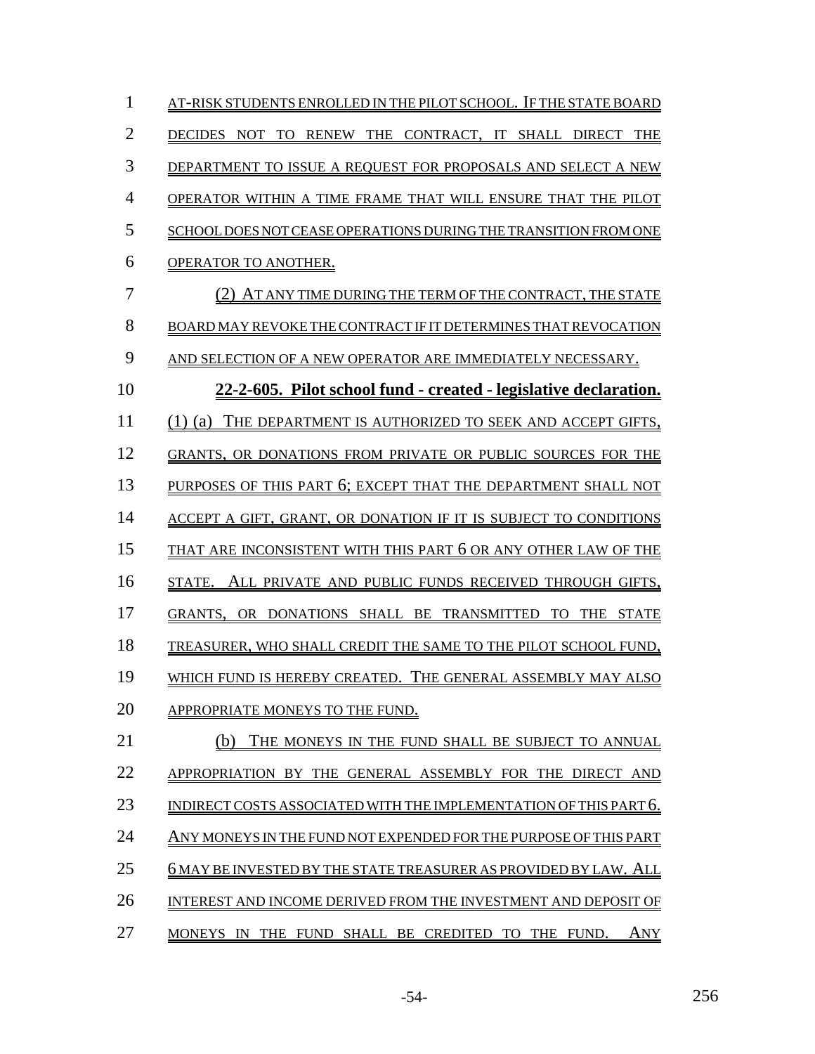AT-RISK STUDENTS ENROLLED IN THE PILOT SCHOOL. IF THE STATE BOARD DECIDES NOT TO RENEW THE CONTRACT, IT SHALL DIRECT THE DEPARTMENT TO ISSUE A REQUEST FOR PROPOSALS AND SELECT A NEW OPERATOR WITHIN A TIME FRAME THAT WILL ENSURE THAT THE PILOT SCHOOL DOES NOT CEASE OPERATIONS DURING THE TRANSITION FROM ONE OPERATOR TO ANOTHER.

(2) AT ANY TIME DURING THE TERM OF THE CONTRACT, THE STATE BOARD MAY REVOKE THE CONTRACT IF IT DETERMINES THAT REVOCATION AND SELECTION OF A NEW OPERATOR ARE IMMEDIATELY NECESSARY.

**22-2-605. Pilot school fund - created - legislative declaration.** (1) (a) THE DEPARTMENT IS AUTHORIZED TO SEEK AND ACCEPT GIFTS, GRANTS, OR DONATIONS FROM PRIVATE OR PUBLIC SOURCES FOR THE PURPOSES OF THIS PART 6; EXCEPT THAT THE DEPARTMENT SHALL NOT ACCEPT A GIFT, GRANT, OR DONATION IF IT IS SUBJECT TO CONDITIONS THAT ARE INCONSISTENT WITH THIS PART 6 OR ANY OTHER LAW OF THE STATE. ALL PRIVATE AND PUBLIC FUNDS RECEIVED THROUGH GIFTS, GRANTS, OR DONATIONS SHALL BE TRANSMITTED TO THE STATE TREASURER, WHO SHALL CREDIT THE SAME TO THE PILOT SCHOOL FUND, WHICH FUND IS HEREBY CREATED. THE GENERAL ASSEMBLY MAY ALSO APPROPRIATE MONEYS TO THE FUND.

(b) THE MONEYS IN THE FUND SHALL BE SUBJECT TO ANNUAL APPROPRIATION BY THE GENERAL ASSEMBLY FOR THE DIRECT AND INDIRECT COSTS ASSOCIATED WITH THE IMPLEMENTATION OF THIS PART 6. ANY MONEYS IN THE FUND NOT EXPENDED FOR THE PURPOSE OF THIS PART 6 MAY BE INVESTED BY THE STATE TREASURER AS PROVIDED BY LAW. ALL INTEREST AND INCOME DERIVED FROM THE INVESTMENT AND DEPOSIT OF MONEYS IN THE FUND SHALL BE CREDITED TO THE FUND. ANY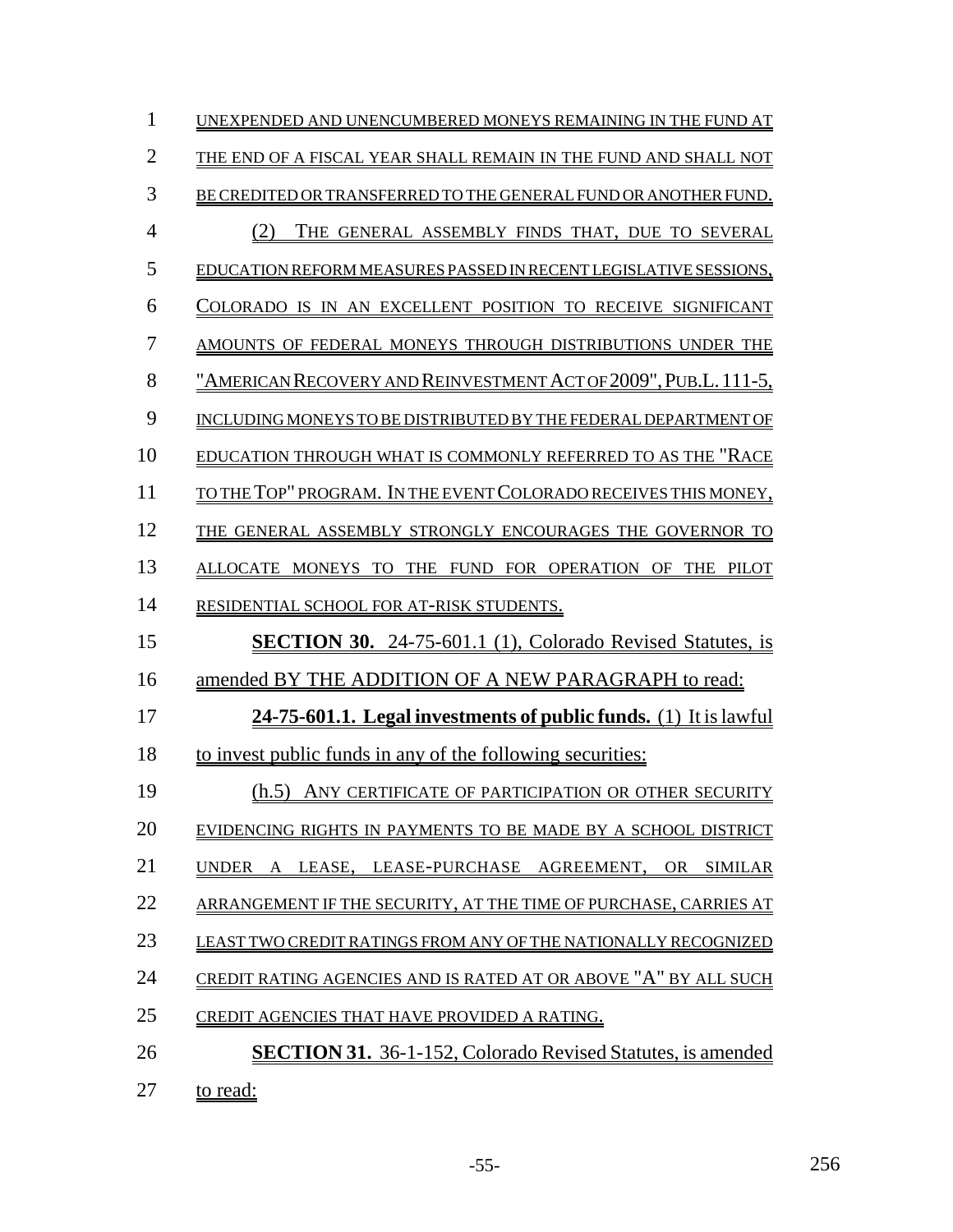UNEXPENDED AND UNENCUMBERED MONEYS REMAINING IN THE FUND AT THE END OF A FISCAL YEAR SHALL REMAIN IN THE FUND AND SHALL NOT BE CREDITED OR TRANSFERRED TO THE GENERAL FUND OR ANOTHER FUND.

(2) THE GENERAL ASSEMBLY FINDS THAT, DUE TO SEVERAL EDUCATION REFORM MEASURES PASSED IN RECENT LEGISLATIVE SESSIONS, COLORADO IS IN AN EXCELLENT POSITION TO RECEIVE SIGNIFICANT AMOUNTS OF FEDERAL MONEYS THROUGH DISTRIBUTIONS UNDER THE "AMERICAN RECOVERY AND REINVESTMENT ACT OF 2009", PUB.L. 111-5, INCLUDING MONEYS TO BE DISTRIBUTED BY THE FEDERAL DEPARTMENT OF EDUCATION THROUGH WHAT IS COMMONLY REFERRED TO AS THE "RACE TO THE TOP" PROGRAM. IN THE EVENT COLORADO RECEIVES THIS MONEY, THE GENERAL ASSEMBLY STRONGLY ENCOURAGES THE GOVERNOR TO ALLOCATE MONEYS TO THE FUND FOR OPERATION OF THE PILOT RESIDENTIAL SCHOOL FOR AT-RISK STUDENTS.

**SECTION 30.** 24-75-601.1 (1), Colorado Revised Statutes, is amended BY THE ADDITION OF A NEW PARAGRAPH to read:

**24-75-601.1. Legal investments of public funds.** (1) It is lawful to invest public funds in any of the following securities:

(h.5) ANY CERTIFICATE OF PARTICIPATION OR OTHER SECURITY EVIDENCING RIGHTS IN PAYMENTS TO BE MADE BY A SCHOOL DISTRICT UNDER A LEASE, LEASE-PURCHASE AGREEMENT, OR SIMILAR ARRANGEMENT IF THE SECURITY, AT THE TIME OF PURCHASE, CARRIES AT LEAST TWO CREDIT RATINGS FROM ANY OF THE NATIONALLY RECOGNIZED CREDIT RATING AGENCIES AND IS RATED AT OR ABOVE "A" BY ALL SUCH CREDIT AGENCIES THAT HAVE PROVIDED A RATING.

**SECTION 31.** 36-1-152, Colorado Revised Statutes, is amended to read: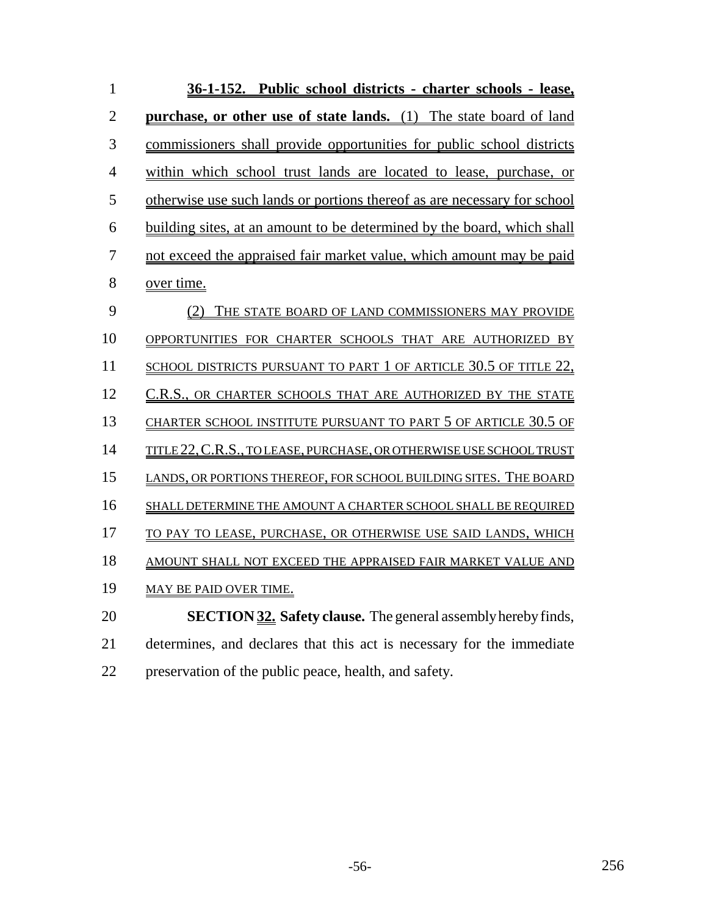**36-1-152. Public school districts - charter schools - lease, purchase, or other use of state lands.** (1) The state board of land commissioners shall provide opportunities for public school districts within which school trust lands are located to lease, purchase, or otherwise use such lands or portions thereof as are necessary for school building sites, at an amount to be determined by the board, which shall not exceed the appraised fair market value, which amount may be paid over time.

(2) THE STATE BOARD OF LAND COMMISSIONERS MAY PROVIDE OPPORTUNITIES FOR CHARTER SCHOOLS THAT ARE AUTHORIZED BY SCHOOL DISTRICTS PURSUANT TO PART 1 OF ARTICLE 30.5 OF TITLE 22, C.R.S., OR CHARTER SCHOOLS THAT ARE AUTHORIZED BY THE STATE CHARTER SCHOOL INSTITUTE PURSUANT TO PART 5 OF ARTICLE 30.5 OF TITLE 22, C.R.S., TO LEASE, PURCHASE, OR OTHERWISE USE SCHOOL TRUST LANDS, OR PORTIONS THEREOF, FOR SCHOOL BUILDING SITES. THE BOARD SHALL DETERMINE THE AMOUNT A CHARTER SCHOOL SHALL BE REQUIRED TO PAY TO LEASE, PURCHASE, OR OTHERWISE USE SAID LANDS, WHICH AMOUNT SHALL NOT EXCEED THE APPRAISED FAIR MARKET VALUE AND MAY BE PAID OVER TIME.

**SECTION 32. Safety clause.** The general assembly hereby finds, determines, and declares that this act is necessary for the immediate preservation of the public peace, health, and safety.